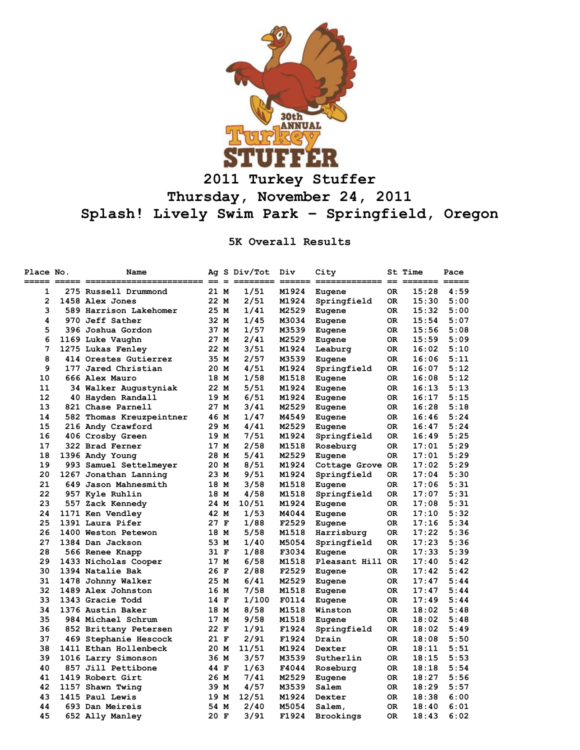# 2011 Turkey Stuffer

## Thursday, November 24, 2011

## Splash! Lively Swim Park - Springfield, Oregon

### 5K Overall Results

| Place | No. | Name | Ag | S | Div/Tot | Div | City | St | Time | Pace |
|---|---|---|---|---|---|---|---|---|---|---|
| 1 | 275 | Russell Drummond | 21 | M | 1/51 | M1924 | Eugene | OR | 15:28 | 4:59 |
| 2 | 1458 | Alex Jones | 22 | M | 2/51 | M1924 | Springfield | OR | 15:30 | 5:00 |
| 3 | 589 | Harrison Lakehomer | 25 | M | 1/41 | M2529 | Eugene | OR | 15:32 | 5:00 |
| 4 | 970 | Jeff Sather | 32 | M | 1/45 | M3034 | Eugene | OR | 15:54 | 5:07 |
| 5 | 396 | Joshua Gordon | 37 | M | 1/57 | M3539 | Eugene | OR | 15:56 | 5:08 |
| 6 | 1169 | Luke Vaughn | 27 | M | 2/41 | M2529 | Eugene | OR | 15:59 | 5:09 |
| 7 | 1275 | Lukas Fenley | 22 | M | 3/51 | M1924 | Leaburg | OR | 16:02 | 5:10 |
| 8 | 414 | Orestes Gutierrez | 35 | M | 2/57 | M3539 | Eugene | OR | 16:06 | 5:11 |
| 9 | 177 | Jared Christian | 20 | M | 4/51 | M1924 | Springfield | OR | 16:07 | 5:12 |
| 10 | 666 | Alex Mauro | 18 | M | 1/58 | M1518 | Eugene | OR | 16:08 | 5:12 |
| 11 | 34 | Walker Augustyniak | 22 | M | 5/51 | M1924 | Eugene | OR | 16:13 | 5:13 |
| 12 | 40 | Hayden Randall | 19 | M | 6/51 | M1924 | Eugene | OR | 16:17 | 5:15 |
| 13 | 821 | Chase Parnell | 27 | M | 3/41 | M2529 | Eugene | OR | 16:28 | 5:18 |
| 14 | 582 | Thomas Kreuzpeintner | 46 | M | 1/47 | M4549 | Eugene | OR | 16:46 | 5:24 |
| 15 | 216 | Andy Crawford | 29 | M | 4/41 | M2529 | Eugene | OR | 16:47 | 5:24 |
| 16 | 406 | Crosby Green | 19 | M | 7/51 | M1924 | Springfield | OR | 16:49 | 5:25 |
| 17 | 322 | Brad Ferner | 17 | M | 2/58 | M1518 | Roseburg | OR | 17:01 | 5:29 |
| 18 | 1396 | Andy Young | 28 | M | 5/41 | M2529 | Eugene | OR | 17:01 | 5:29 |
| 19 | 993 | Samuel Settelmeyer | 20 | M | 8/51 | M1924 | Cottage Grove | OR | 17:02 | 5:29 |
| 20 | 1267 | Jonathan Lanning | 23 | M | 9/51 | M1924 | Springfield | OR | 17:04 | 5:30 |
| 21 | 649 | Jason Mahnesmith | 18 | M | 3/58 | M1518 | Eugene | OR | 17:06 | 5:31 |
| 22 | 957 | Kyle Ruhlin | 18 | M | 4/58 | M1518 | Springfield | OR | 17:07 | 5:31 |
| 23 | 557 | Zack Kennedy | 24 | M | 10/51 | M1924 | Eugene | OR | 17:08 | 5:31 |
| 24 | 1171 | Ken Vendley | 42 | M | 1/53 | M4044 | Eugene | OR | 17:10 | 5:32 |
| 25 | 1391 | Laura Pifer | 27 | F | 1/88 | F2529 | Eugene | OR | 17:16 | 5:34 |
| 26 | 1400 | Weston Petewon | 18 | M | 5/58 | M1518 | Harrisburg | OR | 17:22 | 5:36 |
| 27 | 1384 | Dan Jackson | 53 | M | 1/40 | M5054 | Springfield | OR | 17:23 | 5:36 |
| 28 | 566 | Renee Knapp | 31 | F | 1/88 | F3034 | Eugene | OR | 17:33 | 5:39 |
| 29 | 1433 | Nicholas Cooper | 17 | M | 6/58 | M1518 | Pleasant Hill | OR | 17:40 | 5:42 |
| 30 | 1394 | Natalie Bak | 26 | F | 2/88 | F2529 | Eugene | OR | 17:42 | 5:42 |
| 31 | 1478 | Johnny Walker | 25 | M | 6/41 | M2529 | Eugene | OR | 17:47 | 5:44 |
| 32 | 1489 | Alex Johnston | 16 | M | 7/58 | M1518 | Eugene | OR | 17:47 | 5:44 |
| 33 | 1343 | Gracie Todd | 14 | F | 1/100 | F0114 | Eugene | OR | 17:49 | 5:44 |
| 34 | 1376 | Austin Baker | 18 | M | 8/58 | M1518 | Winston | OR | 18:02 | 5:48 |
| 35 | 984 | Michael Schrum | 17 | M | 9/58 | M1518 | Eugene | OR | 18:02 | 5:48 |
| 36 | 852 | Brittany Petersen | 22 | F | 1/91 | F1924 | Springfield | OR | 18:02 | 5:49 |
| 37 | 469 | Stephanie Hescock | 21 | F | 2/91 | F1924 | Drain | OR | 18:08 | 5:50 |
| 38 | 1411 | Ethan Hollenbeck | 20 | M | 11/51 | M1924 | Dexter | OR | 18:11 | 5:51 |
| 39 | 1016 | Larry Simonson | 36 | M | 3/57 | M3539 | Sutherlin | OR | 18:15 | 5:53 |
| 40 | 857 | Jill Pettibone | 44 | F | 1/63 | F4044 | Roseburg | OR | 18:18 | 5:54 |
| 41 | 1419 | Robert Girt | 26 | M | 7/41 | M2529 | Eugene | OR | 18:27 | 5:56 |
| 42 | 1157 | Shawn Twing | 39 | M | 4/57 | M3539 | Salem | OR | 18:29 | 5:57 |
| 43 | 1415 | Paul Lewis | 19 | M | 12/51 | M1924 | Dexter | OR | 18:38 | 6:00 |
| 44 | 693 | Dan Meireis | 54 | M | 2/40 | M5054 | Salem, | OR | 18:40 | 6:01 |
| 45 | 652 | Ally Manley | 20 | F | 3/91 | F1924 | Brookings | OR | 18:43 | 6:02 |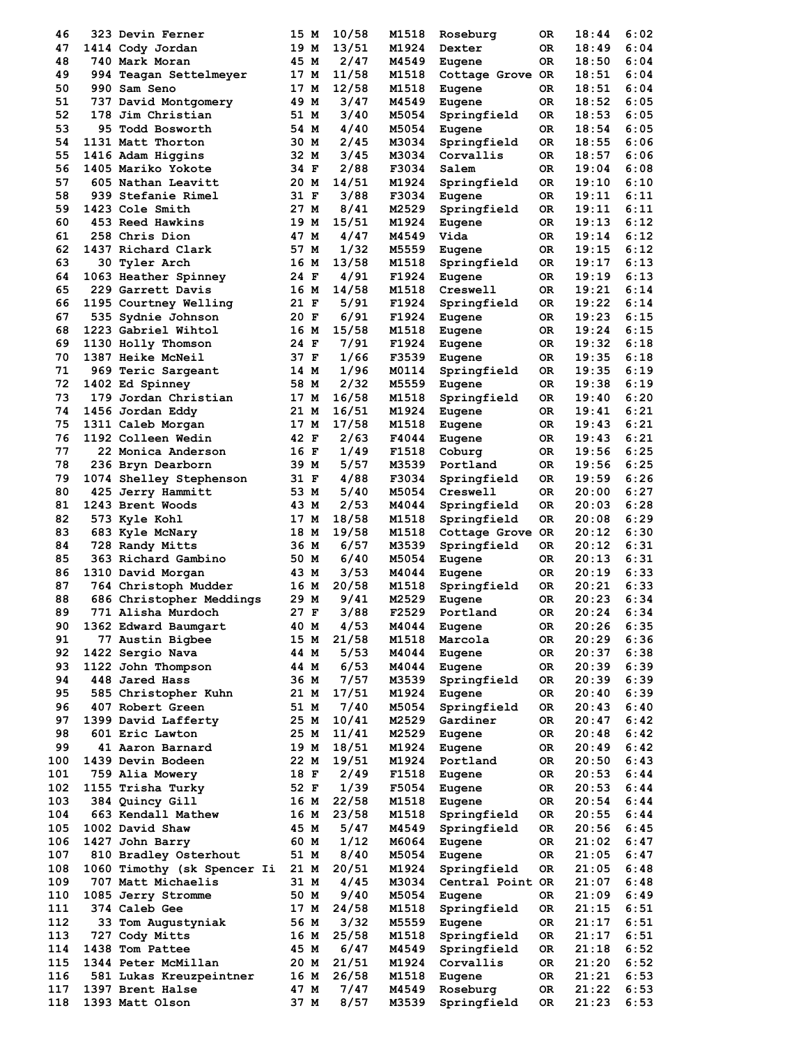| Place | Bib | Name | Age | Sex | Div Place | Division | City | State | Time | Pace |
|---|---|---|---|---|---|---|---|---|---|---|
| 46 | 323 | Devin Ferner | 15 | M | 10/58 | M1518 | Roseburg | OR | 18:44 | 6:02 |
| 47 | 1414 | Cody Jordan | 19 | M | 13/51 | M1924 | Dexter | OR | 18:49 | 6:04 |
| 48 | 740 | Mark Moran | 45 | M | 2/47 | M4549 | Eugene | OR | 18:50 | 6:04 |
| 49 | 994 | Teagan Settelmeyer | 17 | M | 11/58 | M1518 | Cottage Grove | OR | 18:51 | 6:04 |
| 50 | 990 | Sam Seno | 17 | M | 12/58 | M1518 | Eugene | OR | 18:51 | 6:04 |
| 51 | 737 | David Montgomery | 49 | M | 3/47 | M4549 | Eugene | OR | 18:52 | 6:05 |
| 52 | 178 | Jim Christian | 51 | M | 3/40 | M5054 | Springfield | OR | 18:53 | 6:05 |
| 53 | 95 | Todd Bosworth | 54 | M | 4/40 | M5054 | Eugene | OR | 18:54 | 6:05 |
| 54 | 1131 | Matt Thorton | 30 | M | 2/45 | M3034 | Springfield | OR | 18:55 | 6:06 |
| 55 | 1416 | Adam Higgins | 32 | M | 3/45 | M3034 | Corvallis | OR | 18:57 | 6:06 |
| 56 | 1405 | Mariko Yokote | 34 | F | 2/88 | F3034 | Salem | OR | 19:04 | 6:08 |
| 57 | 605 | Nathan Leavitt | 20 | M | 14/51 | M1924 | Springfield | OR | 19:10 | 6:10 |
| 58 | 939 | Stefanie Rimel | 31 | F | 3/88 | F3034 | Eugene | OR | 19:11 | 6:11 |
| 59 | 1423 | Cole Smith | 27 | M | 8/41 | M2529 | Springfield | OR | 19:11 | 6:11 |
| 60 | 453 | Reed Hawkins | 19 | M | 15/51 | M1924 | Eugene | OR | 19:13 | 6:12 |
| 61 | 258 | Chris Dion | 47 | M | 4/47 | M4549 | Vida | OR | 19:14 | 6:12 |
| 62 | 1437 | Richard Clark | 57 | M | 1/32 | M5559 | Eugene | OR | 19:15 | 6:12 |
| 63 | 30 | Tyler Arch | 16 | M | 13/58 | M1518 | Springfield | OR | 19:17 | 6:13 |
| 64 | 1063 | Heather Spinney | 24 | F | 4/91 | F1924 | Eugene | OR | 19:19 | 6:13 |
| 65 | 229 | Garrett Davis | 16 | M | 14/58 | M1518 | Creswell | OR | 19:21 | 6:14 |
| 66 | 1195 | Courtney Welling | 21 | F | 5/91 | F1924 | Springfield | OR | 19:22 | 6:14 |
| 67 | 535 | Sydnie Johnson | 20 | F | 6/91 | F1924 | Eugene | OR | 19:23 | 6:15 |
| 68 | 1223 | Gabriel Wihtol | 16 | M | 15/58 | M1518 | Eugene | OR | 19:24 | 6:15 |
| 69 | 1130 | Holly Thomson | 24 | F | 7/91 | F1924 | Eugene | OR | 19:32 | 6:18 |
| 70 | 1387 | Heike McNeil | 37 | F | 1/66 | F3539 | Eugene | OR | 19:35 | 6:18 |
| 71 | 969 | Teric Sargeant | 14 | M | 1/96 | M0114 | Springfield | OR | 19:35 | 6:19 |
| 72 | 1402 | Ed Spinney | 58 | M | 2/32 | M5559 | Eugene | OR | 19:38 | 6:19 |
| 73 | 179 | Jordan Christian | 17 | M | 16/58 | M1518 | Springfield | OR | 19:40 | 6:20 |
| 74 | 1456 | Jordan Eddy | 21 | M | 16/51 | M1924 | Eugene | OR | 19:41 | 6:21 |
| 75 | 1311 | Caleb Morgan | 17 | M | 17/58 | M1518 | Eugene | OR | 19:43 | 6:21 |
| 76 | 1192 | Colleen Wedin | 42 | F | 2/63 | F4044 | Eugene | OR | 19:43 | 6:21 |
| 77 | 22 | Monica Anderson | 16 | F | 1/49 | F1518 | Coburg | OR | 19:56 | 6:25 |
| 78 | 236 | Bryn Dearborn | 39 | M | 5/57 | M3539 | Portland | OR | 19:56 | 6:25 |
| 79 | 1074 | Shelley Stephenson | 31 | F | 4/88 | F3034 | Springfield | OR | 19:59 | 6:26 |
| 80 | 425 | Jerry Hammitt | 53 | M | 5/40 | M5054 | Creswell | OR | 20:00 | 6:27 |
| 81 | 1243 | Brent Woods | 43 | M | 2/53 | M4044 | Springfield | OR | 20:03 | 6:28 |
| 82 | 573 | Kyle Kohl | 17 | M | 18/58 | M1518 | Springfield | OR | 20:08 | 6:29 |
| 83 | 683 | Kyle McNary | 18 | M | 19/58 | M1518 | Cottage Grove | OR | 20:12 | 6:30 |
| 84 | 728 | Randy Mitts | 36 | M | 6/57 | M3539 | Springfield | OR | 20:12 | 6:31 |
| 85 | 363 | Richard Gambino | 50 | M | 6/40 | M5054 | Eugene | OR | 20:13 | 6:31 |
| 86 | 1310 | David Morgan | 43 | M | 3/53 | M4044 | Eugene | OR | 20:19 | 6:33 |
| 87 | 764 | Christoph Mudder | 16 | M | 20/58 | M1518 | Springfield | OR | 20:21 | 6:33 |
| 88 | 686 | Christopher Meddings | 29 | M | 9/41 | M2529 | Eugene | OR | 20:23 | 6:34 |
| 89 | 771 | Alisha Murdoch | 27 | F | 3/88 | F2529 | Portland | OR | 20:24 | 6:34 |
| 90 | 1362 | Edward Baumgart | 40 | M | 4/53 | M4044 | Eugene | OR | 20:26 | 6:35 |
| 91 | 77 | Austin Bigbee | 15 | M | 21/58 | M1518 | Marcola | OR | 20:29 | 6:36 |
| 92 | 1422 | Sergio Nava | 44 | M | 5/53 | M4044 | Eugene | OR | 20:37 | 6:38 |
| 93 | 1122 | John Thompson | 44 | M | 6/53 | M4044 | Eugene | OR | 20:39 | 6:39 |
| 94 | 448 | Jared Hass | 36 | M | 7/57 | M3539 | Springfield | OR | 20:39 | 6:39 |
| 95 | 585 | Christopher Kuhn | 21 | M | 17/51 | M1924 | Eugene | OR | 20:40 | 6:39 |
| 96 | 407 | Robert Green | 51 | M | 7/40 | M5054 | Springfield | OR | 20:43 | 6:40 |
| 97 | 1399 | David Lafferty | 25 | M | 10/41 | M2529 | Gardiner | OR | 20:47 | 6:42 |
| 98 | 601 | Eric Lawton | 25 | M | 11/41 | M2529 | Eugene | OR | 20:48 | 6:42 |
| 99 | 41 | Aaron Barnard | 19 | M | 18/51 | M1924 | Eugene | OR | 20:49 | 6:42 |
| 100 | 1439 | Devin Bodeen | 22 | M | 19/51 | M1924 | Portland | OR | 20:50 | 6:43 |
| 101 | 759 | Alia Mowery | 18 | F | 2/49 | F1518 | Eugene | OR | 20:53 | 6:44 |
| 102 | 1155 | Trisha Turky | 52 | F | 1/39 | F5054 | Eugene | OR | 20:53 | 6:44 |
| 103 | 384 | Quincy Gill | 16 | M | 22/58 | M1518 | Eugene | OR | 20:54 | 6:44 |
| 104 | 663 | Kendall Mathew | 16 | M | 23/58 | M1518 | Springfield | OR | 20:55 | 6:44 |
| 105 | 1002 | David Shaw | 45 | M | 5/47 | M4549 | Springfield | OR | 20:56 | 6:45 |
| 106 | 1427 | John Barry | 60 | M | 1/12 | M6064 | Eugene | OR | 21:02 | 6:47 |
| 107 | 810 | Bradley Osterhout | 51 | M | 8/40 | M5054 | Eugene | OR | 21:05 | 6:47 |
| 108 | 1060 | Timothy (sk Spencer Ii | 21 | M | 20/51 | M1924 | Springfield | OR | 21:05 | 6:48 |
| 109 | 707 | Matt Michaelis | 31 | M | 4/45 | M3034 | Central Point | OR | 21:07 | 6:48 |
| 110 | 1085 | Jerry Stromme | 50 | M | 9/40 | M5054 | Eugene | OR | 21:09 | 6:49 |
| 111 | 374 | Caleb Gee | 17 | M | 24/58 | M1518 | Springfield | OR | 21:15 | 6:51 |
| 112 | 33 | Tom Augustyniak | 56 | M | 3/32 | M5559 | Eugene | OR | 21:17 | 6:51 |
| 113 | 727 | Cody Mitts | 16 | M | 25/58 | M1518 | Springfield | OR | 21:17 | 6:51 |
| 114 | 1438 | Tom Pattee | 45 | M | 6/47 | M4549 | Springfield | OR | 21:18 | 6:52 |
| 115 | 1344 | Peter McMillan | 20 | M | 21/51 | M1924 | Corvallis | OR | 21:20 | 6:52 |
| 116 | 581 | Lukas Kreuzpeintner | 16 | M | 26/58 | M1518 | Eugene | OR | 21:21 | 6:53 |
| 117 | 1397 | Brent Halse | 47 | M | 7/47 | M4549 | Roseburg | OR | 21:22 | 6:53 |
| 118 | 1393 | Matt Olson | 37 | M | 8/57 | M3539 | Springfield | OR | 21:23 | 6:53 |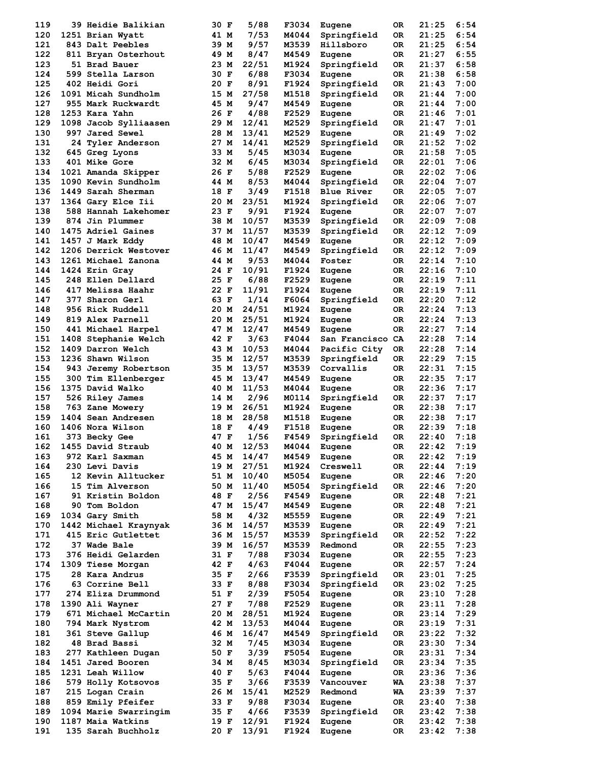| Place | Bib | Name | Age | Sex | Div Place | Division | City | State | Time | Pace |
|---|---|---|---|---|---|---|---|---|---|---|
| 119 | 39 | Heidie Balikian | 30 | F | 5/88 | F3034 | Eugene | OR | 21:25 | 6:54 |
| 120 | 1251 | Brian Wyatt | 41 | M | 7/53 | M4044 | Springfield | OR | 21:25 | 6:54 |
| 121 | 843 | Dalt Peebles | 39 | M | 9/57 | M3539 | Hillsboro | OR | 21:25 | 6:54 |
| 122 | 811 | Bryan Osterhout | 49 | M | 8/47 | M4549 | Eugene | OR | 21:27 | 6:55 |
| 123 | 51 | Brad Bauer | 23 | M | 22/51 | M1924 | Springfield | OR | 21:37 | 6:58 |
| 124 | 599 | Stella Larson | 30 | F | 6/88 | F3034 | Eugene | OR | 21:38 | 6:58 |
| 125 | 402 | Heidi Gori | 20 | F | 8/91 | F1924 | Springfield | OR | 21:43 | 7:00 |
| 126 | 1091 | Micah Sundholm | 15 | M | 27/58 | M1518 | Springfield | OR | 21:44 | 7:00 |
| 127 | 955 | Mark Ruckwardt | 45 | M | 9/47 | M4549 | Eugene | OR | 21:44 | 7:00 |
| 128 | 1253 | Kara Yahn | 26 | F | 4/88 | F2529 | Eugene | OR | 21:46 | 7:01 |
| 129 | 1098 | Jacob Sylliaasen | 29 | M | 12/41 | M2529 | Springfield | OR | 21:47 | 7:01 |
| 130 | 997 | Jared Sewel | 28 | M | 13/41 | M2529 | Eugene | OR | 21:49 | 7:02 |
| 131 | 24 | Tyler Anderson | 27 | M | 14/41 | M2529 | Springfield | OR | 21:52 | 7:02 |
| 132 | 645 | Greg Lyons | 33 | M | 5/45 | M3034 | Eugene | OR | 21:58 | 7:05 |
| 133 | 401 | Mike Gore | 32 | M | 6/45 | M3034 | Springfield | OR | 22:01 | 7:06 |
| 134 | 1021 | Amanda Skipper | 26 | F | 5/88 | F2529 | Eugene | OR | 22:02 | 7:06 |
| 135 | 1090 | Kevin Sundholm | 44 | M | 8/53 | M4044 | Springfield | OR | 22:04 | 7:07 |
| 136 | 1449 | Sarah Sherman | 18 | F | 3/49 | F1518 | Blue River | OR | 22:05 | 7:07 |
| 137 | 1364 | Gary Elce Iii | 20 | M | 23/51 | M1924 | Springfield | OR | 22:06 | 7:07 |
| 138 | 588 | Hannah Lakehomer | 23 | F | 9/91 | F1924 | Eugene | OR | 22:07 | 7:07 |
| 139 | 874 | Jin Plummer | 38 | M | 10/57 | M3539 | Springfield | OR | 22:09 | 7:08 |
| 140 | 1475 | Adriel Gaines | 37 | M | 11/57 | M3539 | Springfield | OR | 22:12 | 7:09 |
| 141 | 1457 | J Mark Eddy | 48 | M | 10/47 | M4549 | Eugene | OR | 22:12 | 7:09 |
| 142 | 1206 | Derrick Westover | 46 | M | 11/47 | M4549 | Springfield | OR | 22:12 | 7:09 |
| 143 | 1261 | Michael Zanona | 44 | M | 9/53 | M4044 | Foster | OR | 22:14 | 7:10 |
| 144 | 1424 | Erin Gray | 24 | F | 10/91 | F1924 | Eugene | OR | 22:16 | 7:10 |
| 145 | 248 | Ellen Dellard | 25 | F | 6/88 | F2529 | Eugene | OR | 22:19 | 7:11 |
| 146 | 417 | Melissa Haahr | 22 | F | 11/91 | F1924 | Eugene | OR | 22:19 | 7:11 |
| 147 | 377 | Sharon Gerl | 63 | F | 1/14 | F6064 | Springfield | OR | 22:20 | 7:12 |
| 148 | 956 | Rick Ruddell | 20 | M | 24/51 | M1924 | Eugene | OR | 22:24 | 7:13 |
| 149 | 819 | Alex Parnell | 20 | M | 25/51 | M1924 | Eugene | OR | 22:24 | 7:13 |
| 150 | 441 | Michael Harpel | 47 | M | 12/47 | M4549 | Eugene | OR | 22:27 | 7:14 |
| 151 | 1408 | Stephanie Welch | 42 | F | 3/63 | F4044 | San Francisco | CA | 22:28 | 7:14 |
| 152 | 1409 | Darron Welch | 43 | M | 10/53 | M4044 | Pacific City | OR | 22:28 | 7:14 |
| 153 | 1236 | Shawn Wilson | 35 | M | 12/57 | M3539 | Springfield | OR | 22:29 | 7:15 |
| 154 | 943 | Jeremy Robertson | 35 | M | 13/57 | M3539 | Corvallis | OR | 22:31 | 7:15 |
| 155 | 300 | Tim Ellenberger | 45 | M | 13/47 | M4549 | Eugene | OR | 22:35 | 7:17 |
| 156 | 1375 | David Walko | 40 | M | 11/53 | M4044 | Eugene | OR | 22:36 | 7:17 |
| 157 | 526 | Riley James | 14 | M | 2/96 | M0114 | Springfield | OR | 22:37 | 7:17 |
| 158 | 763 | Zane Mowery | 19 | M | 26/51 | M1924 | Eugene | OR | 22:38 | 7:17 |
| 159 | 1404 | Sean Andresen | 18 | M | 28/58 | M1518 | Eugene | OR | 22:38 | 7:17 |
| 160 | 1406 | Nora Wilson | 18 | F | 4/49 | F1518 | Eugene | OR | 22:39 | 7:18 |
| 161 | 373 | Becky Gee | 47 | F | 1/56 | F4549 | Springfield | OR | 22:40 | 7:18 |
| 162 | 1455 | David Straub | 40 | M | 12/53 | M4044 | Eugene | OR | 22:42 | 7:19 |
| 163 | 972 | Karl Saxman | 45 | M | 14/47 | M4549 | Eugene | OR | 22:42 | 7:19 |
| 164 | 230 | Levi Davis | 19 | M | 27/51 | M1924 | Creswell | OR | 22:44 | 7:19 |
| 165 | 12 | Kevin Alltucker | 51 | M | 10/40 | M5054 | Eugene | OR | 22:46 | 7:20 |
| 166 | 15 | Tim Alverson | 50 | M | 11/40 | M5054 | Springfield | OR | 22:46 | 7:20 |
| 167 | 91 | Kristin Boldon | 48 | F | 2/56 | F4549 | Eugene | OR | 22:48 | 7:21 |
| 168 | 90 | Tom Boldon | 47 | M | 15/47 | M4549 | Eugene | OR | 22:48 | 7:21 |
| 169 | 1034 | Gary Smith | 58 | M | 4/32 | M5559 | Eugene | OR | 22:49 | 7:21 |
| 170 | 1442 | Michael Kraynyak | 36 | M | 14/57 | M3539 | Eugene | OR | 22:49 | 7:21 |
| 171 | 415 | Eric Gutlettet | 36 | M | 15/57 | M3539 | Springfield | OR | 22:52 | 7:22 |
| 172 | 37 | Wade Bale | 39 | M | 16/57 | M3539 | Redmond | OR | 22:55 | 7:23 |
| 173 | 376 | Heidi Gelarden | 31 | F | 7/88 | F3034 | Eugene | OR | 22:55 | 7:23 |
| 174 | 1309 | Tiese Morgan | 42 | F | 4/63 | F4044 | Eugene | OR | 22:57 | 7:24 |
| 175 | 28 | Kara Andrus | 35 | F | 2/66 | F3539 | Springfield | OR | 23:01 | 7:25 |
| 176 | 63 | Corrine Bell | 33 | F | 8/88 | F3034 | Springfield | OR | 23:02 | 7:25 |
| 177 | 274 | Eliza Drummond | 51 | F | 2/39 | F5054 | Eugene | OR | 23:10 | 7:28 |
| 178 | 1390 | Ali Wayner | 27 | F | 7/88 | F2529 | Eugene | OR | 23:11 | 7:28 |
| 179 | 671 | Michael McCartin | 20 | M | 28/51 | M1924 | Eugene | OR | 23:14 | 7:29 |
| 180 | 794 | Mark Nystrom | 42 | M | 13/53 | M4044 | Eugene | OR | 23:19 | 7:31 |
| 181 | 361 | Steve Gallup | 46 | M | 16/47 | M4549 | Springfield | OR | 23:22 | 7:32 |
| 182 | 48 | Brad Bassi | 32 | M | 7/45 | M3034 | Eugene | OR | 23:30 | 7:34 |
| 183 | 277 | Kathleen Dugan | 50 | F | 3/39 | F5054 | Eugene | OR | 23:31 | 7:34 |
| 184 | 1451 | Jared Booren | 34 | M | 8/45 | M3034 | Springfield | OR | 23:34 | 7:35 |
| 185 | 1231 | Leah Willow | 40 | F | 5/63 | F4044 | Eugene | OR | 23:36 | 7:36 |
| 186 | 579 | Holly Kotsovos | 35 | F | 3/66 | F3539 | Vancouver | WA | 23:38 | 7:37 |
| 187 | 215 | Logan Crain | 26 | M | 15/41 | M2529 | Redmond | WA | 23:39 | 7:37 |
| 188 | 859 | Emily Pfeifer | 33 | F | 9/88 | F3034 | Eugene | OR | 23:40 | 7:38 |
| 189 | 1094 | Marie Swarringim | 35 | F | 4/66 | F3539 | Springfield | OR | 23:42 | 7:38 |
| 190 | 1187 | Maia Watkins | 19 | F | 12/91 | F1924 | Eugene | OR | 23:42 | 7:38 |
| 191 | 135 | Sarah Buchholz | 20 | F | 13/91 | F1924 | Eugene | OR | 23:42 | 7:38 |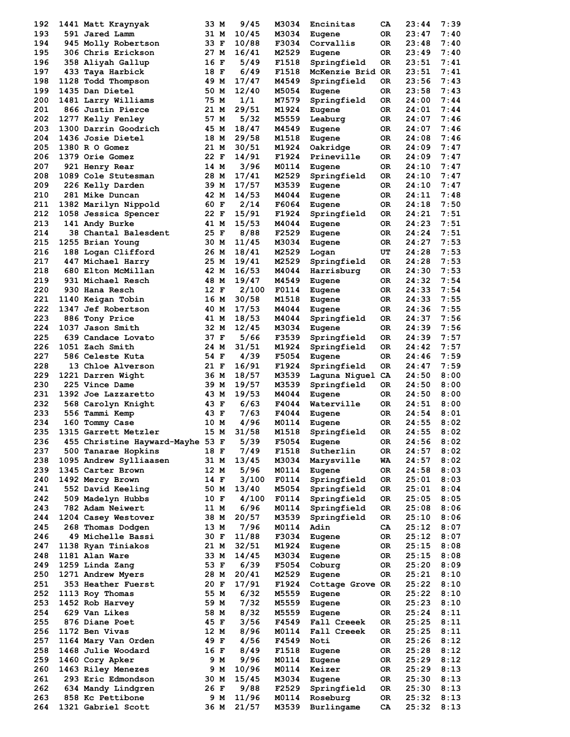| Place | Bib | Name | Age | Sex | Div Place | Division | City | State | Time | Pace |
|---|---|---|---|---|---|---|---|---|---|---|
| 192 | 1441 | Matt Kraynyak | 33 | M | 9/45 | M3034 | Encinitas | CA | 23:44 | 7:39 |
| 193 | 591 | Jared Lamm | 31 | M | 10/45 | M3034 | Eugene | OR | 23:47 | 7:40 |
| 194 | 945 | Molly Robertson | 33 | F | 10/88 | F3034 | Corvallis | OR | 23:48 | 7:40 |
| 195 | 306 | Chris Erickson | 27 | M | 16/41 | M2529 | Eugene | OR | 23:49 | 7:40 |
| 196 | 358 | Aliyah Gallup | 16 | F | 5/49 | F1518 | Springfield | OR | 23:51 | 7:41 |
| 197 | 433 | Taya Harbick | 18 | F | 6/49 | F1518 | McKenzie Brid | OR | 23:51 | 7:41 |
| 198 | 1128 | Todd Thompson | 49 | M | 17/47 | M4549 | Springfield | OR | 23:56 | 7:43 |
| 199 | 1435 | Dan Dietel | 50 | M | 12/40 | M5054 | Eugene | OR | 23:58 | 7:43 |
| 200 | 1481 | Larry Williams | 75 | M | 1/1 | M7579 | Springfield | OR | 24:00 | 7:44 |
| 201 | 866 | Justin Pierce | 21 | M | 29/51 | M1924 | Eugene | OR | 24:01 | 7:44 |
| 202 | 1277 | Kelly Fenley | 57 | M | 5/32 | M5559 | Leaburg | OR | 24:07 | 7:46 |
| 203 | 1300 | Darrin Goodrich | 45 | M | 18/47 | M4549 | Eugene | OR | 24:07 | 7:46 |
| 204 | 1436 | Josie Dietel | 18 | M | 29/58 | M1518 | Eugene | OR | 24:08 | 7:46 |
| 205 | 1380 | R O Gomez | 21 | M | 30/51 | M1924 | Oakridge | OR | 24:09 | 7:47 |
| 206 | 1379 | Orie Gomez | 22 | F | 14/91 | F1924 | Prineville | OR | 24:09 | 7:47 |
| 207 | 921 | Henry Rear | 14 | M | 3/96 | M0114 | Eugene | OR | 24:10 | 7:47 |
| 208 | 1089 | Cole Stutesman | 28 | M | 17/41 | M2529 | Springfield | OR | 24:10 | 7:47 |
| 209 | 226 | Kelly Darden | 39 | M | 17/57 | M3539 | Eugene | OR | 24:10 | 7:47 |
| 210 | 281 | Mike Duncan | 42 | M | 14/53 | M4044 | Eugene | OR | 24:11 | 7:48 |
| 211 | 1382 | Marilyn Nippold | 60 | F | 2/14 | F6064 | Eugene | OR | 24:18 | 7:50 |
| 212 | 1058 | Jessica Spencer | 22 | F | 15/91 | F1924 | Springfield | OR | 24:21 | 7:51 |
| 213 | 141 | Andy Burke | 41 | M | 15/53 | M4044 | Eugene | OR | 24:23 | 7:51 |
| 214 | 38 | Chantal Balesdent | 25 | F | 8/88 | F2529 | Eugene | OR | 24:24 | 7:51 |
| 215 | 1255 | Brian Young | 30 | M | 11/45 | M3034 | Eugene | OR | 24:27 | 7:53 |
| 216 | 188 | Logan Clifford | 26 | M | 18/41 | M2529 | Logan | UT | 24:28 | 7:53 |
| 217 | 447 | Michael Harry | 25 | M | 19/41 | M2529 | Springfield | OR | 24:28 | 7:53 |
| 218 | 680 | Elton McMillan | 42 | M | 16/53 | M4044 | Harrisburg | OR | 24:30 | 7:53 |
| 219 | 931 | Michael Resch | 48 | M | 19/47 | M4549 | Eugene | OR | 24:32 | 7:54 |
| 220 | 930 | Hana Resch | 12 | F | 2/100 | F0114 | Eugene | OR | 24:33 | 7:54 |
| 221 | 1140 | Keigan Tobin | 16 | M | 30/58 | M1518 | Eugene | OR | 24:33 | 7:55 |
| 222 | 1347 | Jef Robertson | 40 | M | 17/53 | M4044 | Eugene | OR | 24:36 | 7:55 |
| 223 | 886 | Tony Price | 41 | M | 18/53 | M4044 | Springfield | OR | 24:37 | 7:56 |
| 224 | 1037 | Jason Smith | 32 | M | 12/45 | M3034 | Eugene | OR | 24:39 | 7:56 |
| 225 | 639 | Candace Lovato | 37 | F | 5/66 | F3539 | Springfield | OR | 24:39 | 7:57 |
| 226 | 1051 | Zach Smith | 24 | M | 31/51 | M1924 | Springfield | OR | 24:42 | 7:57 |
| 227 | 586 | Celeste Kuta | 54 | F | 4/39 | F5054 | Eugene | OR | 24:46 | 7:59 |
| 228 | 13 | Chloe Alverson | 21 | F | 16/91 | F1924 | Springfield | OR | 24:47 | 7:59 |
| 229 | 1221 | Darren Wight | 36 | M | 18/57 | M3539 | Laguna Niguel | CA | 24:50 | 8:00 |
| 230 | 225 | Vince Dame | 39 | M | 19/57 | M3539 | Springfield | OR | 24:50 | 8:00 |
| 231 | 1392 | Joe Lazzaretto | 43 | M | 19/53 | M4044 | Eugene | OR | 24:50 | 8:00 |
| 232 | 568 | Carolyn Knight | 43 | F | 6/63 | F4044 | Waterville | OR | 24:51 | 8:00 |
| 233 | 556 | Tammi Kemp | 43 | F | 7/63 | F4044 | Eugene | OR | 24:54 | 8:01 |
| 234 | 160 | Tommy Case | 10 | M | 4/96 | M0114 | Eugene | OR | 24:55 | 8:02 |
| 235 | 1315 | Garrett Metzler | 15 | M | 31/58 | M1518 | Springfield | OR | 24:55 | 8:02 |
| 236 | 455 | Christine Hayward-Mayhe | 53 | F | 5/39 | F5054 | Eugene | OR | 24:56 | 8:02 |
| 237 | 500 | Tanarae Hopkins | 18 | F | 7/49 | F1518 | Sutherlin | OR | 24:57 | 8:02 |
| 238 | 1095 | Andrew Sylliaasen | 31 | M | 13/45 | M3034 | Marysville | WA | 24:57 | 8:02 |
| 239 | 1345 | Carter Brown | 12 | M | 5/96 | M0114 | Eugene | OR | 24:58 | 8:03 |
| 240 | 1492 | Mercy Brown | 14 | F | 3/100 | F0114 | Springfield | OR | 25:01 | 8:03 |
| 241 | 552 | David Keeling | 50 | M | 13/40 | M5054 | Springfield | OR | 25:01 | 8:04 |
| 242 | 509 | Madelyn Hubbs | 10 | F | 4/100 | F0114 | Springfield | OR | 25:05 | 8:05 |
| 243 | 782 | Adam Neiwert | 11 | M | 6/96 | M0114 | Springfield | OR | 25:08 | 8:06 |
| 244 | 1204 | Casey Westover | 38 | M | 20/57 | M3539 | Springfield | OR | 25:10 | 8:06 |
| 245 | 268 | Thomas Dodgen | 13 | M | 7/96 | M0114 | Adin | CA | 25:12 | 8:07 |
| 246 | 49 | Michelle Bassi | 30 | F | 11/88 | F3034 | Eugene | OR | 25:12 | 8:07 |
| 247 | 1138 | Ryan Tiniakos | 21 | M | 32/51 | M1924 | Eugene | OR | 25:15 | 8:08 |
| 248 | 1181 | Alan Ware | 33 | M | 14/45 | M3034 | Eugene | OR | 25:15 | 8:08 |
| 249 | 1259 | Linda Zang | 53 | F | 6/39 | F5054 | Coburg | OR | 25:20 | 8:09 |
| 250 | 1271 | Andrew Myers | 28 | M | 20/41 | M2529 | Eugene | OR | 25:21 | 8:10 |
| 251 | 353 | Heather Fuerst | 20 | F | 17/91 | F1924 | Cottage Grove | OR | 25:22 | 8:10 |
| 252 | 1113 | Roy Thomas | 55 | M | 6/32 | M5559 | Eugene | OR | 25:22 | 8:10 |
| 253 | 1452 | Rob Harvey | 59 | M | 7/32 | M5559 | Eugene | OR | 25:23 | 8:10 |
| 254 | 629 | Van Likes | 58 | M | 8/32 | M5559 | Eugene | OR | 25:24 | 8:11 |
| 255 | 876 | Diane Poet | 45 | F | 3/56 | F4549 | Fall Creeek | OR | 25:25 | 8:11 |
| 256 | 1172 | Ben Vivas | 12 | M | 8/96 | M0114 | Fall Creeek | OR | 25:25 | 8:11 |
| 257 | 1164 | Mary Van Orden | 49 | F | 4/56 | F4549 | Noti | OR | 25:26 | 8:12 |
| 258 | 1468 | Julie Woodard | 16 | F | 8/49 | F1518 | Eugene | OR | 25:28 | 8:12 |
| 259 | 1460 | Cory Apker | 9 | M | 9/96 | M0114 | Eugene | OR | 25:29 | 8:12 |
| 260 | 1463 | Riley Menezes | 9 | M | 10/96 | M0114 | Keizer | OR | 25:29 | 8:13 |
| 261 | 293 | Eric Edmondson | 30 | M | 15/45 | M3034 | Eugene | OR | 25:30 | 8:13 |
| 262 | 634 | Mandy Lindgren | 26 | F | 9/88 | F2529 | Springfield | OR | 25:30 | 8:13 |
| 263 | 858 | Kc Pettibone | 9 | M | 11/96 | M0114 | Roseburg | OR | 25:32 | 8:13 |
| 264 | 1321 | Gabriel Scott | 36 | M | 21/57 | M3539 | Burlingame | CA | 25:32 | 8:13 |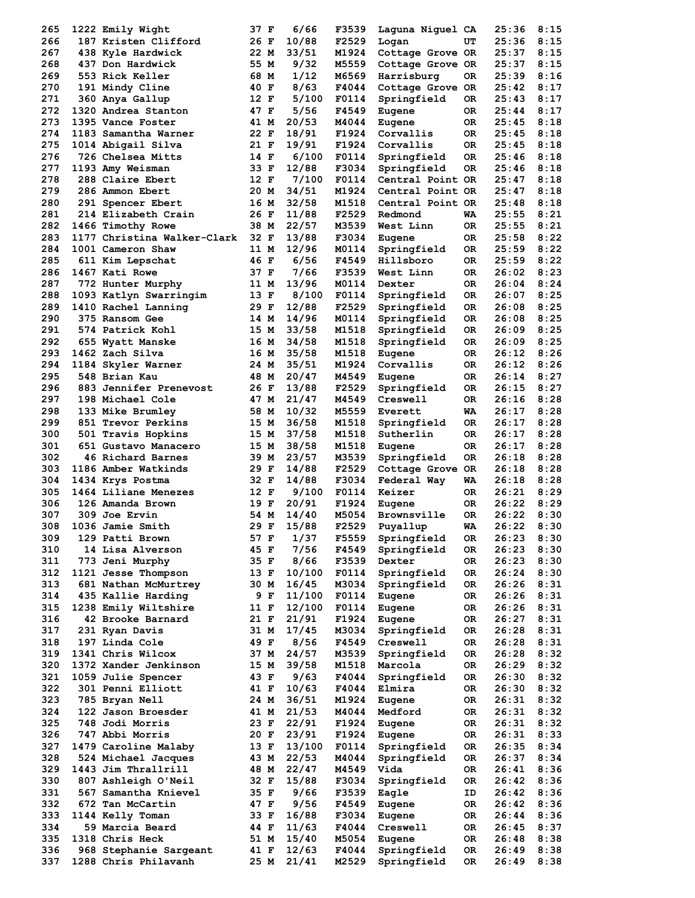| Place | Bib | Name | Age | Sex | Div Place | Division | City | State | Time | Pace |
|---|---|---|---|---|---|---|---|---|---|---|
| 265 | 1222 | Emily Wight | 37 | F | 6/66 | F3539 | Laguna Niguel | CA | 25:36 | 8:15 |
| 266 | 187 | Kristen Clifford | 26 | F | 10/88 | F2529 | Logan | UT | 25:36 | 8:15 |
| 267 | 438 | Kyle Hardwick | 22 | M | 33/51 | M1924 | Cottage Grove | OR | 25:37 | 8:15 |
| 268 | 437 | Don Hardwick | 55 | M | 9/32 | M5559 | Cottage Grove | OR | 25:37 | 8:15 |
| 269 | 553 | Rick Keller | 68 | M | 1/12 | M6569 | Harrisburg | OR | 25:39 | 8:16 |
| 270 | 191 | Mindy Cline | 40 | F | 8/63 | F4044 | Cottage Grove | OR | 25:42 | 8:17 |
| 271 | 360 | Anya Gallup | 12 | F | 5/100 | F0114 | Springfield | OR | 25:43 | 8:17 |
| 272 | 1320 | Andrea Stanton | 47 | F | 5/56 | F4549 | Eugene | OR | 25:44 | 8:17 |
| 273 | 1395 | Vance Foster | 41 | M | 20/53 | M4044 | Eugene | OR | 25:45 | 8:18 |
| 274 | 1183 | Samantha Warner | 22 | F | 18/91 | F1924 | Corvallis | OR | 25:45 | 8:18 |
| 275 | 1014 | Abigail Silva | 21 | F | 19/91 | F1924 | Corvallis | OR | 25:45 | 8:18 |
| 276 | 726 | Chelsea Mitts | 14 | F | 6/100 | F0114 | Springfield | OR | 25:46 | 8:18 |
| 277 | 1193 | Amy Weisman | 33 | F | 12/88 | F3034 | Springfield | OR | 25:46 | 8:18 |
| 278 | 288 | Claire Ebert | 12 | F | 7/100 | F0114 | Central Point | OR | 25:47 | 8:18 |
| 279 | 286 | Ammon Ebert | 20 | M | 34/51 | M1924 | Central Point | OR | 25:47 | 8:18 |
| 280 | 291 | Spencer Ebert | 16 | M | 32/58 | M1518 | Central Point | OR | 25:48 | 8:18 |
| 281 | 214 | Elizabeth Crain | 26 | F | 11/88 | F2529 | Redmond | WA | 25:55 | 8:21 |
| 282 | 1466 | Timothy Rowe | 38 | M | 22/57 | M3539 | West Linn | OR | 25:55 | 8:21 |
| 283 | 1177 | Christina Walker-Clark | 32 | F | 13/88 | F3034 | Eugene | OR | 25:58 | 8:22 |
| 284 | 1001 | Cameron Shaw | 11 | M | 12/96 | M0114 | Springfield | OR | 25:59 | 8:22 |
| 285 | 611 | Kim Lepschat | 46 | F | 6/56 | F4549 | Hillsboro | OR | 25:59 | 8:22 |
| 286 | 1467 | Kati Rowe | 37 | F | 7/66 | F3539 | West Linn | OR | 26:02 | 8:23 |
| 287 | 772 | Hunter Murphy | 11 | M | 13/96 | M0114 | Dexter | OR | 26:04 | 8:24 |
| 288 | 1093 | Katlyn Swarringim | 13 | F | 8/100 | F0114 | Springfield | OR | 26:07 | 8:25 |
| 289 | 1410 | Rachel Lanning | 29 | F | 12/88 | F2529 | Springfield | OR | 26:08 | 8:25 |
| 290 | 375 | Ransom Gee | 14 | M | 14/96 | M0114 | Springfield | OR | 26:08 | 8:25 |
| 291 | 574 | Patrick Kohl | 15 | M | 33/58 | M1518 | Springfield | OR | 26:09 | 8:25 |
| 292 | 655 | Wyatt Manske | 16 | M | 34/58 | M1518 | Springfield | OR | 26:09 | 8:25 |
| 293 | 1462 | Zach Silva | 16 | M | 35/58 | M1518 | Eugene | OR | 26:12 | 8:26 |
| 294 | 1184 | Skyler Warner | 24 | M | 35/51 | M1924 | Corvallis | OR | 26:12 | 8:26 |
| 295 | 548 | Brian Kau | 48 | M | 20/47 | M4549 | Eugene | OR | 26:14 | 8:27 |
| 296 | 883 | Jennifer Prenevost | 26 | F | 13/88 | F2529 | Springfield | OR | 26:15 | 8:27 |
| 297 | 198 | Michael Cole | 47 | M | 21/47 | M4549 | Creswell | OR | 26:16 | 8:28 |
| 298 | 133 | Mike Brumley | 58 | M | 10/32 | M5559 | Everett | WA | 26:17 | 8:28 |
| 299 | 851 | Trevor Perkins | 15 | M | 36/58 | M1518 | Springfield | OR | 26:17 | 8:28 |
| 300 | 501 | Travis Hopkins | 15 | M | 37/58 | M1518 | Sutherlin | OR | 26:17 | 8:28 |
| 301 | 651 | Gustavo Manacero | 15 | M | 38/58 | M1518 | Eugene | OR | 26:17 | 8:28 |
| 302 | 46 | Richard Barnes | 39 | M | 23/57 | M3539 | Springfield | OR | 26:18 | 8:28 |
| 303 | 1186 | Amber Watkinds | 29 | F | 14/88 | F2529 | Cottage Grove | OR | 26:18 | 8:28 |
| 304 | 1434 | Krys Postma | 32 | F | 14/88 | F3034 | Federal Way | WA | 26:18 | 8:28 |
| 305 | 1464 | Liliane Menezes | 12 | F | 9/100 | F0114 | Keizer | OR | 26:21 | 8:29 |
| 306 | 126 | Amanda Brown | 19 | F | 20/91 | F1924 | Eugene | OR | 26:22 | 8:29 |
| 307 | 309 | Joe Ervin | 54 | M | 14/40 | M5054 | Brownsville | OR | 26:22 | 8:30 |
| 308 | 1036 | Jamie Smith | 29 | F | 15/88 | F2529 | Puyallup | WA | 26:22 | 8:30 |
| 309 | 129 | Patti Brown | 57 | F | 1/37 | F5559 | Springfield | OR | 26:23 | 8:30 |
| 310 | 14 | Lisa Alverson | 45 | F | 7/56 | F4549 | Springfield | OR | 26:23 | 8:30 |
| 311 | 773 | Jeni Murphy | 35 | F | 8/66 | F3539 | Dexter | OR | 26:23 | 8:30 |
| 312 | 1121 | Jesse Thompson | 13 | F | 10/100 | F0114 | Springfield | OR | 26:24 | 8:30 |
| 313 | 681 | Nathan McMurtrey | 30 | M | 16/45 | M3034 | Springfield | OR | 26:26 | 8:31 |
| 314 | 435 | Kallie Harding | 9 | F | 11/100 | F0114 | Eugene | OR | 26:26 | 8:31 |
| 315 | 1238 | Emily Wiltshire | 11 | F | 12/100 | F0114 | Eugene | OR | 26:26 | 8:31 |
| 316 | 42 | Brooke Barnard | 21 | F | 21/91 | F1924 | Eugene | OR | 26:27 | 8:31 |
| 317 | 231 | Ryan Davis | 31 | M | 17/45 | M3034 | Springfield | OR | 26:28 | 8:31 |
| 318 | 197 | Linda Cole | 49 | F | 8/56 | F4549 | Creswell | OR | 26:28 | 8:31 |
| 319 | 1341 | Chris Wilcox | 37 | M | 24/57 | M3539 | Springfield | OR | 26:28 | 8:32 |
| 320 | 1372 | Xander Jenkinson | 15 | M | 39/58 | M1518 | Marcola | OR | 26:29 | 8:32 |
| 321 | 1059 | Julie Spencer | 43 | F | 9/63 | F4044 | Springfield | OR | 26:30 | 8:32 |
| 322 | 301 | Penni Elliott | 41 | F | 10/63 | F4044 | Elmira | OR | 26:30 | 8:32 |
| 323 | 785 | Bryan Nell | 24 | M | 36/51 | M1924 | Eugene | OR | 26:31 | 8:32 |
| 324 | 122 | Jason Broesder | 41 | M | 21/53 | M4044 | Medford | OR | 26:31 | 8:32 |
| 325 | 748 | Jodi Morris | 23 | F | 22/91 | F1924 | Eugene | OR | 26:31 | 8:32 |
| 326 | 747 | Abbi Morris | 20 | F | 23/91 | F1924 | Eugene | OR | 26:31 | 8:33 |
| 327 | 1479 | Caroline Malaby | 13 | F | 13/100 | F0114 | Springfield | OR | 26:35 | 8:34 |
| 328 | 524 | Michael Jacques | 43 | M | 22/53 | M4044 | Springfield | OR | 26:37 | 8:34 |
| 329 | 1443 | Jim Thrallrill | 48 | M | 22/47 | M4549 | Vida | OR | 26:41 | 8:36 |
| 330 | 807 | Ashleigh O'Neil | 32 | F | 15/88 | F3034 | Springfield | OR | 26:42 | 8:36 |
| 331 | 567 | Samantha Knievel | 35 | F | 9/66 | F3539 | Eagle | ID | 26:42 | 8:36 |
| 332 | 672 | Tan McCartin | 47 | F | 9/56 | F4549 | Eugene | OR | 26:42 | 8:36 |
| 333 | 1144 | Kelly Toman | 33 | F | 16/88 | F3034 | Eugene | OR | 26:44 | 8:36 |
| 334 | 59 | Marcia Beard | 44 | F | 11/63 | F4044 | Creswell | OR | 26:45 | 8:37 |
| 335 | 1318 | Chris Heck | 51 | M | 15/40 | M5054 | Eugene | OR | 26:48 | 8:38 |
| 336 | 968 | Stephanie Sargeant | 41 | F | 12/63 | F4044 | Springfield | OR | 26:49 | 8:38 |
| 337 | 1288 | Chris Philavanh | 25 | M | 21/41 | M2529 | Springfield | OR | 26:49 | 8:38 |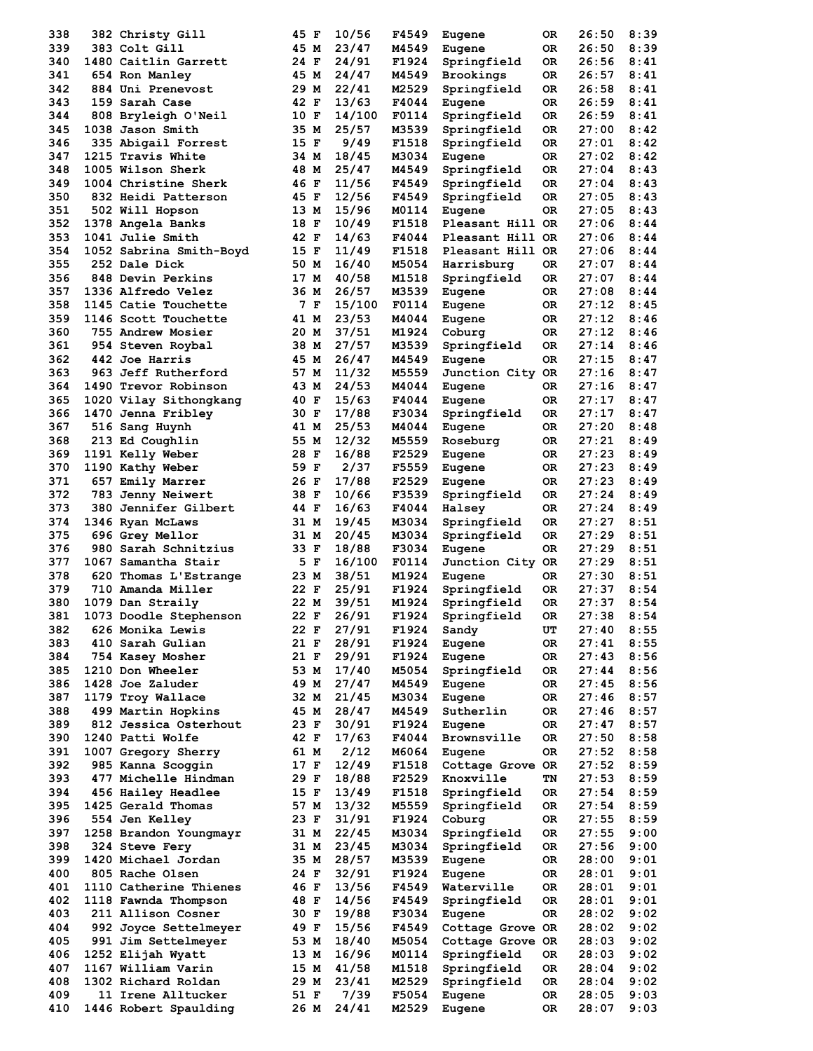| Place | Bib | Name | Age | Sex | Div Place | Division | City | State | Time | Pace |
|---|---|---|---|---|---|---|---|---|---|---|
| 338 | 382 | Christy Gill | 45 | F | 10/56 | F4549 | Eugene | OR | 26:50 | 8:39 |
| 339 | 383 | Colt Gill | 45 | M | 23/47 | M4549 | Eugene | OR | 26:50 | 8:39 |
| 340 | 1480 | Caitlin Garrett | 24 | F | 24/91 | F1924 | Springfield | OR | 26:56 | 8:41 |
| 341 | 654 | Ron Manley | 45 | M | 24/47 | M4549 | Brookings | OR | 26:57 | 8:41 |
| 342 | 884 | Uni Prenevost | 29 | M | 22/41 | M2529 | Springfield | OR | 26:58 | 8:41 |
| 343 | 159 | Sarah Case | 42 | F | 13/63 | F4044 | Eugene | OR | 26:59 | 8:41 |
| 344 | 808 | Bryleigh O'Neil | 10 | F | 14/100 | F0114 | Springfield | OR | 26:59 | 8:41 |
| 345 | 1038 | Jason Smith | 35 | M | 25/57 | M3539 | Springfield | OR | 27:00 | 8:42 |
| 346 | 335 | Abigail Forrest | 15 | F | 9/49 | F1518 | Springfield | OR | 27:01 | 8:42 |
| 347 | 1215 | Travis White | 34 | M | 18/45 | M3034 | Eugene | OR | 27:02 | 8:42 |
| 348 | 1005 | Wilson Sherk | 48 | M | 25/47 | M4549 | Springfield | OR | 27:04 | 8:43 |
| 349 | 1004 | Christine Sherk | 46 | F | 11/56 | F4549 | Springfield | OR | 27:04 | 8:43 |
| 350 | 832 | Heidi Patterson | 45 | F | 12/56 | F4549 | Springfield | OR | 27:05 | 8:43 |
| 351 | 502 | Will Hopson | 13 | M | 15/96 | M0114 | Eugene | OR | 27:05 | 8:43 |
| 352 | 1378 | Angela Banks | 18 | F | 10/49 | F1518 | Pleasant Hill | OR | 27:06 | 8:44 |
| 353 | 1041 | Julie Smith | 42 | F | 14/63 | F4044 | Pleasant Hill | OR | 27:06 | 8:44 |
| 354 | 1052 | Sabrina Smith-Boyd | 15 | F | 11/49 | F1518 | Pleasant Hill | OR | 27:06 | 8:44 |
| 355 | 252 | Dale Dick | 50 | M | 16/40 | M5054 | Harrisburg | OR | 27:07 | 8:44 |
| 356 | 848 | Devin Perkins | 17 | M | 40/58 | M1518 | Springfield | OR | 27:07 | 8:44 |
| 357 | 1336 | Alfredo Velez | 36 | M | 26/57 | M3539 | Eugene | OR | 27:08 | 8:44 |
| 358 | 1145 | Catie Touchette | 7 | F | 15/100 | F0114 | Eugene | OR | 27:12 | 8:45 |
| 359 | 1146 | Scott Touchette | 41 | M | 23/53 | M4044 | Eugene | OR | 27:12 | 8:46 |
| 360 | 755 | Andrew Mosier | 20 | M | 37/51 | M1924 | Coburg | OR | 27:12 | 8:46 |
| 361 | 954 | Steven Roybal | 38 | M | 27/57 | M3539 | Springfield | OR | 27:14 | 8:46 |
| 362 | 442 | Joe Harris | 45 | M | 26/47 | M4549 | Eugene | OR | 27:15 | 8:47 |
| 363 | 963 | Jeff Rutherford | 57 | M | 11/32 | M5559 | Junction City | OR | 27:16 | 8:47 |
| 364 | 1490 | Trevor Robinson | 43 | M | 24/53 | M4044 | Eugene | OR | 27:16 | 8:47 |
| 365 | 1020 | Vilay Sithongkang | 40 | F | 15/63 | F4044 | Eugene | OR | 27:17 | 8:47 |
| 366 | 1470 | Jenna Fribley | 30 | F | 17/88 | F3034 | Springfield | OR | 27:17 | 8:47 |
| 367 | 516 | Sang Huynh | 41 | M | 25/53 | M4044 | Eugene | OR | 27:20 | 8:48 |
| 368 | 213 | Ed Coughlin | 55 | M | 12/32 | M5559 | Roseburg | OR | 27:21 | 8:49 |
| 369 | 1191 | Kelly Weber | 28 | F | 16/88 | F2529 | Eugene | OR | 27:23 | 8:49 |
| 370 | 1190 | Kathy Weber | 59 | F | 2/37 | F5559 | Eugene | OR | 27:23 | 8:49 |
| 371 | 657 | Emily Marrer | 26 | F | 17/88 | F2529 | Eugene | OR | 27:23 | 8:49 |
| 372 | 783 | Jenny Neiwert | 38 | F | 10/66 | F3539 | Springfield | OR | 27:24 | 8:49 |
| 373 | 380 | Jennifer Gilbert | 44 | F | 16/63 | F4044 | Halsey | OR | 27:24 | 8:49 |
| 374 | 1346 | Ryan McLaws | 31 | M | 19/45 | M3034 | Springfield | OR | 27:27 | 8:51 |
| 375 | 696 | Grey Mellor | 31 | M | 20/45 | M3034 | Springfield | OR | 27:29 | 8:51 |
| 376 | 980 | Sarah Schnitzius | 33 | F | 18/88 | F3034 | Eugene | OR | 27:29 | 8:51 |
| 377 | 1067 | Samantha Stair | 5 | F | 16/100 | F0114 | Junction City | OR | 27:29 | 8:51 |
| 378 | 620 | Thomas L'Estrange | 23 | M | 38/51 | M1924 | Eugene | OR | 27:30 | 8:51 |
| 379 | 710 | Amanda Miller | 22 | F | 25/91 | F1924 | Springfield | OR | 27:37 | 8:54 |
| 380 | 1079 | Dan Straily | 22 | M | 39/51 | M1924 | Springfield | OR | 27:37 | 8:54 |
| 381 | 1073 | Doodle Stephenson | 22 | F | 26/91 | F1924 | Springfield | OR | 27:38 | 8:54 |
| 382 | 626 | Monika Lewis | 22 | F | 27/91 | F1924 | Sandy | UT | 27:40 | 8:55 |
| 383 | 410 | Sarah Gulian | 21 | F | 28/91 | F1924 | Eugene | OR | 27:41 | 8:55 |
| 384 | 754 | Kasey Mosher | 21 | F | 29/91 | F1924 | Eugene | OR | 27:43 | 8:56 |
| 385 | 1210 | Don Wheeler | 53 | M | 17/40 | M5054 | Springfield | OR | 27:44 | 8:56 |
| 386 | 1428 | Joe Zaluder | 49 | M | 27/47 | M4549 | Eugene | OR | 27:45 | 8:56 |
| 387 | 1179 | Troy Wallace | 32 | M | 21/45 | M3034 | Eugene | OR | 27:46 | 8:57 |
| 388 | 499 | Martin Hopkins | 45 | M | 28/47 | M4549 | Sutherlin | OR | 27:46 | 8:57 |
| 389 | 812 | Jessica Osterhout | 23 | F | 30/91 | F1924 | Eugene | OR | 27:47 | 8:57 |
| 390 | 1240 | Patti Wolfe | 42 | F | 17/63 | F4044 | Brownsville | OR | 27:50 | 8:58 |
| 391 | 1007 | Gregory Sherry | 61 | M | 2/12 | M6064 | Eugene | OR | 27:52 | 8:58 |
| 392 | 985 | Kanna Scoggin | 17 | F | 12/49 | F1518 | Cottage Grove | OR | 27:52 | 8:59 |
| 393 | 477 | Michelle Hindman | 29 | F | 18/88 | F2529 | Knoxville | TN | 27:53 | 8:59 |
| 394 | 456 | Hailey Headlee | 15 | F | 13/49 | F1518 | Springfield | OR | 27:54 | 8:59 |
| 395 | 1425 | Gerald Thomas | 57 | M | 13/32 | M5559 | Springfield | OR | 27:54 | 8:59 |
| 396 | 554 | Jen Kelley | 23 | F | 31/91 | F1924 | Coburg | OR | 27:55 | 8:59 |
| 397 | 1258 | Brandon Youngmayr | 31 | M | 22/45 | M3034 | Springfield | OR | 27:55 | 9:00 |
| 398 | 324 | Steve Fery | 31 | M | 23/45 | M3034 | Springfield | OR | 27:56 | 9:00 |
| 399 | 1420 | Michael Jordan | 35 | M | 28/57 | M3539 | Eugene | OR | 28:00 | 9:01 |
| 400 | 805 | Rache Olsen | 24 | F | 32/91 | F1924 | Eugene | OR | 28:01 | 9:01 |
| 401 | 1110 | Catherine Thienes | 46 | F | 13/56 | F4549 | Waterville | OR | 28:01 | 9:01 |
| 402 | 1118 | Fawnda Thompson | 48 | F | 14/56 | F4549 | Springfield | OR | 28:01 | 9:01 |
| 403 | 211 | Allison Cosner | 30 | F | 19/88 | F3034 | Eugene | OR | 28:02 | 9:02 |
| 404 | 992 | Joyce Settelmeyer | 49 | F | 15/56 | F4549 | Cottage Grove | OR | 28:02 | 9:02 |
| 405 | 991 | Jim Settelmeyer | 53 | M | 18/40 | M5054 | Cottage Grove | OR | 28:03 | 9:02 |
| 406 | 1252 | Elijah Wyatt | 13 | M | 16/96 | M0114 | Springfield | OR | 28:03 | 9:02 |
| 407 | 1167 | William Varin | 15 | M | 41/58 | M1518 | Springfield | OR | 28:04 | 9:02 |
| 408 | 1302 | Richard Roldan | 29 | M | 23/41 | M2529 | Springfield | OR | 28:04 | 9:02 |
| 409 | 11 | Irene Alltucker | 51 | F | 7/39 | F5054 | Eugene | OR | 28:05 | 9:03 |
| 410 | 1446 | Robert Spaulding | 26 | M | 24/41 | M2529 | Eugene | OR | 28:07 | 9:03 |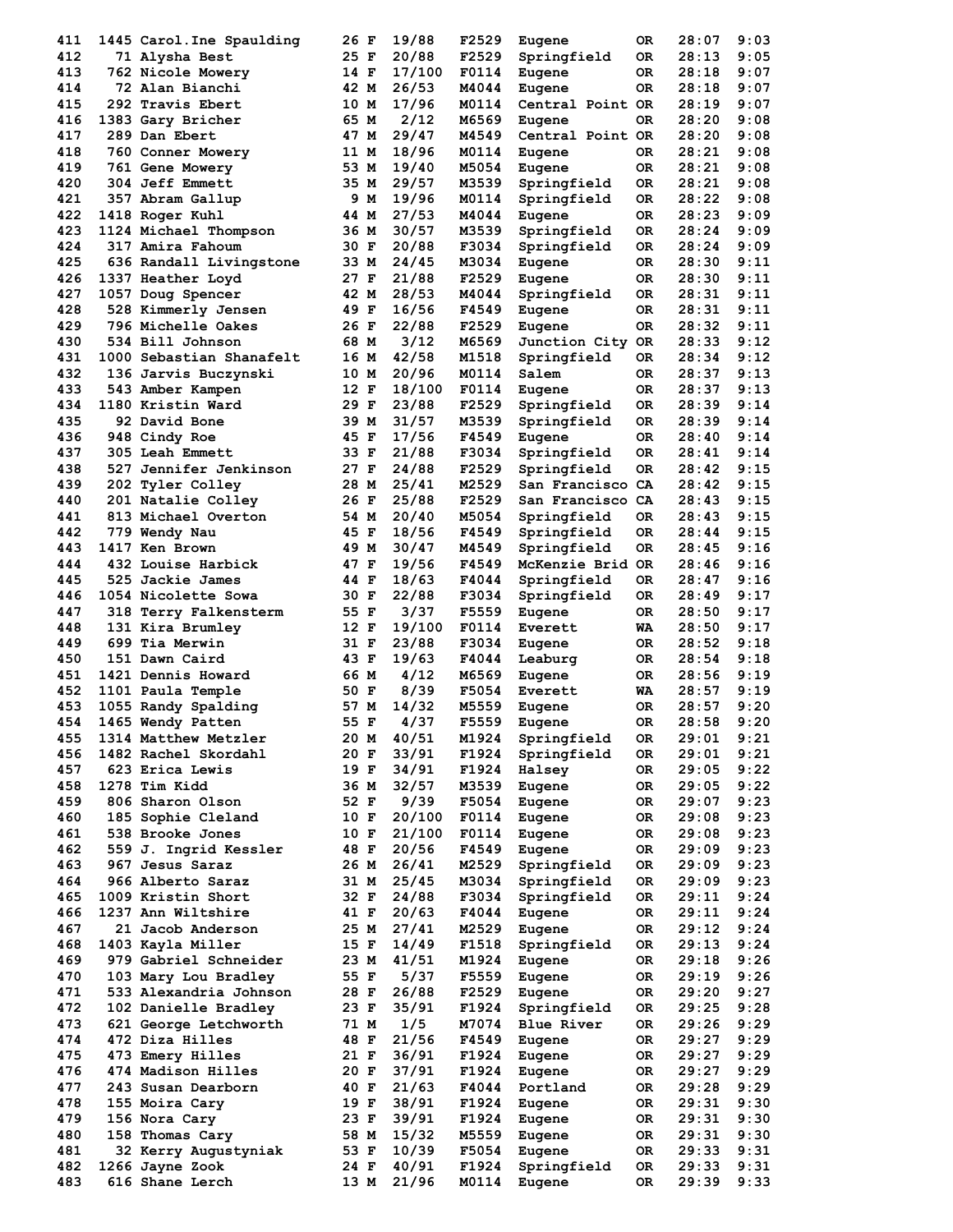| Place | Bib | Name | Age | Sex | Div Place | Division | City | State | Time | Pace |
|---|---|---|---|---|---|---|---|---|---|---|
| 411 | 1445 | Carol.Ine Spaulding | 26 | F | 19/88 | F2529 | Eugene | OR | 28:07 | 9:03 |
| 412 | 71 | Alysha Best | 25 | F | 20/88 | F2529 | Springfield | OR | 28:13 | 9:05 |
| 413 | 762 | Nicole Mowery | 14 | F | 17/100 | F0114 | Eugene | OR | 28:18 | 9:07 |
| 414 | 72 | Alan Bianchi | 42 | M | 26/53 | M4044 | Eugene | OR | 28:18 | 9:07 |
| 415 | 292 | Travis Ebert | 10 | M | 17/96 | M0114 | Central Point | OR | 28:19 | 9:07 |
| 416 | 1383 | Gary Bricher | 65 | M | 2/12 | M6569 | Eugene | OR | 28:20 | 9:08 |
| 417 | 289 | Dan Ebert | 47 | M | 29/47 | M4549 | Central Point | OR | 28:20 | 9:08 |
| 418 | 760 | Conner Mowery | 11 | M | 18/96 | M0114 | Eugene | OR | 28:21 | 9:08 |
| 419 | 761 | Gene Mowery | 53 | M | 19/40 | M5054 | Eugene | OR | 28:21 | 9:08 |
| 420 | 304 | Jeff Emmett | 35 | M | 29/57 | M3539 | Springfield | OR | 28:21 | 9:08 |
| 421 | 357 | Abram Gallup | 9 | M | 19/96 | M0114 | Springfield | OR | 28:22 | 9:08 |
| 422 | 1418 | Roger Kuhl | 44 | M | 27/53 | M4044 | Eugene | OR | 28:23 | 9:09 |
| 423 | 1124 | Michael Thompson | 36 | M | 30/57 | M3539 | Springfield | OR | 28:24 | 9:09 |
| 424 | 317 | Amira Fahoum | 30 | F | 20/88 | F3034 | Springfield | OR | 28:24 | 9:09 |
| 425 | 636 | Randall Livingstone | 33 | M | 24/45 | M3034 | Eugene | OR | 28:30 | 9:11 |
| 426 | 1337 | Heather Loyd | 27 | F | 21/88 | F2529 | Eugene | OR | 28:30 | 9:11 |
| 427 | 1057 | Doug Spencer | 42 | M | 28/53 | M4044 | Springfield | OR | 28:31 | 9:11 |
| 428 | 528 | Kimmerly Jensen | 49 | F | 16/56 | F4549 | Eugene | OR | 28:31 | 9:11 |
| 429 | 796 | Michelle Oakes | 26 | F | 22/88 | F2529 | Eugene | OR | 28:32 | 9:11 |
| 430 | 534 | Bill Johnson | 68 | M | 3/12 | M6569 | Junction City | OR | 28:33 | 9:12 |
| 431 | 1000 | Sebastian Shanafelt | 16 | M | 42/58 | M1518 | Springfield | OR | 28:34 | 9:12 |
| 432 | 136 | Jarvis Buczynski | 10 | M | 20/96 | M0114 | Salem | OR | 28:37 | 9:13 |
| 433 | 543 | Amber Kampen | 12 | F | 18/100 | F0114 | Eugene | OR | 28:37 | 9:13 |
| 434 | 1180 | Kristin Ward | 29 | F | 23/88 | F2529 | Springfield | OR | 28:39 | 9:14 |
| 435 | 92 | David Bone | 39 | M | 31/57 | M3539 | Springfield | OR | 28:39 | 9:14 |
| 436 | 948 | Cindy Roe | 45 | F | 17/56 | F4549 | Eugene | OR | 28:40 | 9:14 |
| 437 | 305 | Leah Emmett | 33 | F | 21/88 | F3034 | Springfield | OR | 28:41 | 9:14 |
| 438 | 527 | Jennifer Jenkinson | 27 | F | 24/88 | F2529 | Springfield | OR | 28:42 | 9:15 |
| 439 | 202 | Tyler Colley | 28 | M | 25/41 | M2529 | San Francisco | CA | 28:42 | 9:15 |
| 440 | 201 | Natalie Colley | 26 | F | 25/88 | F2529 | San Francisco | CA | 28:43 | 9:15 |
| 441 | 813 | Michael Overton | 54 | M | 20/40 | M5054 | Springfield | OR | 28:43 | 9:15 |
| 442 | 779 | Wendy Nau | 45 | F | 18/56 | F4549 | Springfield | OR | 28:44 | 9:15 |
| 443 | 1417 | Ken Brown | 49 | M | 30/47 | M4549 | Springfield | OR | 28:45 | 9:16 |
| 444 | 432 | Louise Harbick | 47 | F | 19/56 | F4549 | McKenzie Brid | OR | 28:46 | 9:16 |
| 445 | 525 | Jackie James | 44 | F | 18/63 | F4044 | Springfield | OR | 28:47 | 9:16 |
| 446 | 1054 | Nicolette Sowa | 30 | F | 22/88 | F3034 | Springfield | OR | 28:49 | 9:17 |
| 447 | 318 | Terry Falkensterm | 55 | F | 3/37 | F5559 | Eugene | OR | 28:50 | 9:17 |
| 448 | 131 | Kira Brumley | 12 | F | 19/100 | F0114 | Everett | WA | 28:50 | 9:17 |
| 449 | 699 | Tia Merwin | 31 | F | 23/88 | F3034 | Eugene | OR | 28:52 | 9:18 |
| 450 | 151 | Dawn Caird | 43 | F | 19/63 | F4044 | Leaburg | OR | 28:54 | 9:18 |
| 451 | 1421 | Dennis Howard | 66 | M | 4/12 | M6569 | Eugene | OR | 28:56 | 9:19 |
| 452 | 1101 | Paula Temple | 50 | F | 8/39 | F5054 | Everett | WA | 28:57 | 9:19 |
| 453 | 1055 | Randy Spalding | 57 | M | 14/32 | M5559 | Eugene | OR | 28:57 | 9:20 |
| 454 | 1465 | Wendy Patten | 55 | F | 4/37 | F5559 | Eugene | OR | 28:58 | 9:20 |
| 455 | 1314 | Matthew Metzler | 20 | M | 40/51 | M1924 | Springfield | OR | 29:01 | 9:21 |
| 456 | 1482 | Rachel Skordahl | 20 | F | 33/91 | F1924 | Springfield | OR | 29:01 | 9:21 |
| 457 | 623 | Erica Lewis | 19 | F | 34/91 | F1924 | Halsey | OR | 29:05 | 9:22 |
| 458 | 1278 | Tim Kidd | 36 | M | 32/57 | M3539 | Eugene | OR | 29:05 | 9:22 |
| 459 | 806 | Sharon Olson | 52 | F | 9/39 | F5054 | Eugene | OR | 29:07 | 9:23 |
| 460 | 185 | Sophie Cleland | 10 | F | 20/100 | F0114 | Eugene | OR | 29:08 | 9:23 |
| 461 | 538 | Brooke Jones | 10 | F | 21/100 | F0114 | Eugene | OR | 29:08 | 9:23 |
| 462 | 559 | J. Ingrid Kessler | 48 | F | 20/56 | F4549 | Eugene | OR | 29:09 | 9:23 |
| 463 | 967 | Jesus Saraz | 26 | M | 26/41 | M2529 | Springfield | OR | 29:09 | 9:23 |
| 464 | 966 | Alberto Saraz | 31 | M | 25/45 | M3034 | Springfield | OR | 29:09 | 9:23 |
| 465 | 1009 | Kristin Short | 32 | F | 24/88 | F3034 | Springfield | OR | 29:11 | 9:24 |
| 466 | 1237 | Ann Wiltshire | 41 | F | 20/63 | F4044 | Eugene | OR | 29:11 | 9:24 |
| 467 | 21 | Jacob Anderson | 25 | M | 27/41 | M2529 | Eugene | OR | 29:12 | 9:24 |
| 468 | 1403 | Kayla Miller | 15 | F | 14/49 | F1518 | Springfield | OR | 29:13 | 9:24 |
| 469 | 979 | Gabriel Schneider | 23 | M | 41/51 | M1924 | Eugene | OR | 29:18 | 9:26 |
| 470 | 103 | Mary Lou Bradley | 55 | F | 5/37 | F5559 | Eugene | OR | 29:19 | 9:26 |
| 471 | 533 | Alexandria Johnson | 28 | F | 26/88 | F2529 | Eugene | OR | 29:20 | 9:27 |
| 472 | 102 | Danielle Bradley | 23 | F | 35/91 | F1924 | Springfield | OR | 29:25 | 9:28 |
| 473 | 621 | George Letchworth | 71 | M | 1/5 | M7074 | Blue River | OR | 29:26 | 9:29 |
| 474 | 472 | Diza Hilles | 48 | F | 21/56 | F4549 | Eugene | OR | 29:27 | 9:29 |
| 475 | 473 | Emery Hilles | 21 | F | 36/91 | F1924 | Eugene | OR | 29:27 | 9:29 |
| 476 | 474 | Madison Hilles | 20 | F | 37/91 | F1924 | Eugene | OR | 29:27 | 9:29 |
| 477 | 243 | Susan Dearborn | 40 | F | 21/63 | F4044 | Portland | OR | 29:28 | 9:29 |
| 478 | 155 | Moira Cary | 19 | F | 38/91 | F1924 | Eugene | OR | 29:31 | 9:30 |
| 479 | 156 | Nora Cary | 23 | F | 39/91 | F1924 | Eugene | OR | 29:31 | 9:30 |
| 480 | 158 | Thomas Cary | 58 | M | 15/32 | M5559 | Eugene | OR | 29:31 | 9:30 |
| 481 | 32 | Kerry Augustyniak | 53 | F | 10/39 | F5054 | Eugene | OR | 29:33 | 9:31 |
| 482 | 1266 | Jayne Zook | 24 | F | 40/91 | F1924 | Springfield | OR | 29:33 | 9:31 |
| 483 | 616 | Shane Lerch | 13 | M | 21/96 | M0114 | Eugene | OR | 29:39 | 9:33 |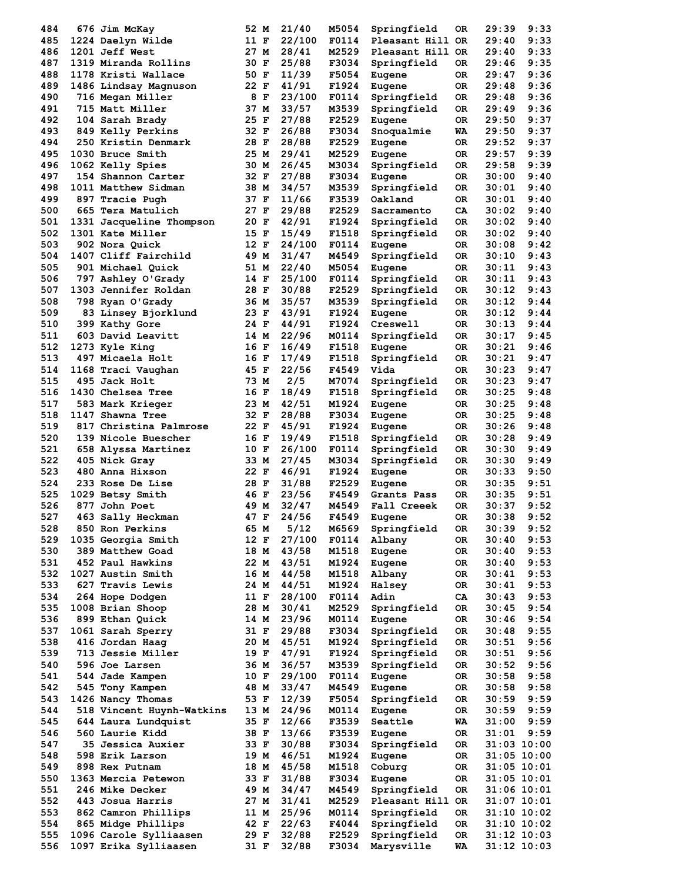| Place | Bib | Name | Age | Sex | Div Place | Division | City | State | Time | Pace |
|---|---|---|---|---|---|---|---|---|---|---|
| 484 | 676 | Jim McKay | 52 | M | 21/40 | M5054 | Springfield | OR | 29:39 | 9:33 |
| 485 | 1224 | Daelyn Wilde | 11 | F | 22/100 | F0114 | Pleasant Hill | OR | 29:40 | 9:33 |
| 486 | 1201 | Jeff West | 27 | M | 28/41 | M2529 | Pleasant Hill | OR | 29:40 | 9:33 |
| 487 | 1319 | Miranda Rollins | 30 | F | 25/88 | F3034 | Springfield | OR | 29:46 | 9:35 |
| 488 | 1178 | Kristi Wallace | 50 | F | 11/39 | F5054 | Eugene | OR | 29:47 | 9:36 |
| 489 | 1486 | Lindsay Magnuson | 22 | F | 41/91 | F1924 | Eugene | OR | 29:48 | 9:36 |
| 490 | 716 | Megan Miller | 8 | F | 23/100 | F0114 | Springfield | OR | 29:48 | 9:36 |
| 491 | 715 | Matt Miller | 37 | M | 33/57 | M3539 | Springfield | OR | 29:49 | 9:36 |
| 492 | 104 | Sarah Brady | 25 | F | 27/88 | F2529 | Eugene | OR | 29:50 | 9:37 |
| 493 | 849 | Kelly Perkins | 32 | F | 26/88 | F3034 | Snoqualmie | WA | 29:50 | 9:37 |
| 494 | 250 | Kristin Denmark | 28 | F | 28/88 | F2529 | Eugene | OR | 29:52 | 9:37 |
| 495 | 1030 | Bruce Smith | 25 | M | 29/41 | M2529 | Eugene | OR | 29:57 | 9:39 |
| 496 | 1062 | Kelly Spies | 30 | M | 26/45 | M3034 | Springfield | OR | 29:58 | 9:39 |
| 497 | 154 | Shannon Carter | 32 | F | 27/88 | F3034 | Eugene | OR | 30:00 | 9:40 |
| 498 | 1011 | Matthew Sidman | 38 | M | 34/57 | M3539 | Springfield | OR | 30:01 | 9:40 |
| 499 | 897 | Tracie Pugh | 37 | F | 11/66 | F3539 | Oakland | OR | 30:01 | 9:40 |
| 500 | 665 | Tera Matulich | 27 | F | 29/88 | F2529 | Sacramento | CA | 30:02 | 9:40 |
| 501 | 1331 | Jacqueline Thompson | 20 | F | 42/91 | F1924 | Springfield | OR | 30:02 | 9:40 |
| 502 | 1301 | Kate Miller | 15 | F | 15/49 | F1518 | Springfield | OR | 30:02 | 9:40 |
| 503 | 902 | Nora Quick | 12 | F | 24/100 | F0114 | Eugene | OR | 30:08 | 9:42 |
| 504 | 1407 | Cliff Fairchild | 49 | M | 31/47 | M4549 | Springfield | OR | 30:10 | 9:43 |
| 505 | 901 | Michael Quick | 51 | M | 22/40 | M5054 | Eugene | OR | 30:11 | 9:43 |
| 506 | 797 | Ashley O'Grady | 14 | F | 25/100 | F0114 | Springfield | OR | 30:11 | 9:43 |
| 507 | 1303 | Jennifer Roldan | 28 | F | 30/88 | F2529 | Springfield | OR | 30:12 | 9:43 |
| 508 | 798 | Ryan O'Grady | 36 | M | 35/57 | M3539 | Springfield | OR | 30:12 | 9:44 |
| 509 | 83 | Linsey Bjorklund | 23 | F | 43/91 | F1924 | Eugene | OR | 30:12 | 9:44 |
| 510 | 399 | Kathy Gore | 24 | F | 44/91 | F1924 | Creswell | OR | 30:13 | 9:44 |
| 511 | 603 | David Leavitt | 14 | M | 22/96 | M0114 | Springfield | OR | 30:17 | 9:45 |
| 512 | 1273 | Kyle King | 16 | F | 16/49 | F1518 | Eugene | OR | 30:21 | 9:46 |
| 513 | 497 | Micaela Holt | 16 | F | 17/49 | F1518 | Springfield | OR | 30:21 | 9:47 |
| 514 | 1168 | Traci Vaughan | 45 | F | 22/56 | F4549 | Vida | OR | 30:23 | 9:47 |
| 515 | 495 | Jack Holt | 73 | M | 2/5 | M7074 | Springfield | OR | 30:23 | 9:47 |
| 516 | 1430 | Chelsea Tree | 16 | F | 18/49 | F1518 | Springfield | OR | 30:25 | 9:48 |
| 517 | 583 | Mark Krieger | 23 | M | 42/51 | M1924 | Eugene | OR | 30:25 | 9:48 |
| 518 | 1147 | Shawna Tree | 32 | F | 28/88 | F3034 | Eugene | OR | 30:25 | 9:48 |
| 519 | 817 | Christina Palmrose | 22 | F | 45/91 | F1924 | Eugene | OR | 30:26 | 9:48 |
| 520 | 139 | Nicole Buescher | 16 | F | 19/49 | F1518 | Springfield | OR | 30:28 | 9:49 |
| 521 | 658 | Alyssa Martinez | 10 | F | 26/100 | F0114 | Springfield | OR | 30:30 | 9:49 |
| 522 | 405 | Nick Gray | 33 | M | 27/45 | M3034 | Springfield | OR | 30:30 | 9:49 |
| 523 | 480 | Anna Hixson | 22 | F | 46/91 | F1924 | Eugene | OR | 30:33 | 9:50 |
| 524 | 233 | Rose De Lise | 28 | F | 31/88 | F2529 | Eugene | OR | 30:35 | 9:51 |
| 525 | 1029 | Betsy Smith | 46 | F | 23/56 | F4549 | Grants Pass | OR | 30:35 | 9:51 |
| 526 | 877 | John Poet | 49 | M | 32/47 | M4549 | Fall Creeek | OR | 30:37 | 9:52 |
| 527 | 463 | Sally Heckman | 47 | F | 24/56 | F4549 | Eugene | OR | 30:38 | 9:52 |
| 528 | 850 | Ron Perkins | 65 | M | 5/12 | M6569 | Springfield | OR | 30:39 | 9:52 |
| 529 | 1035 | Georgia Smith | 12 | F | 27/100 | F0114 | Albany | OR | 30:40 | 9:53 |
| 530 | 389 | Matthew Goad | 18 | M | 43/58 | M1518 | Eugene | OR | 30:40 | 9:53 |
| 531 | 452 | Paul Hawkins | 22 | M | 43/51 | M1924 | Eugene | OR | 30:40 | 9:53 |
| 532 | 1027 | Austin Smith | 16 | M | 44/58 | M1518 | Albany | OR | 30:41 | 9:53 |
| 533 | 627 | Travis Lewis | 24 | M | 44/51 | M1924 | Halsey | OR | 30:41 | 9:53 |
| 534 | 264 | Hope Dodgen | 11 | F | 28/100 | F0114 | Adin | CA | 30:43 | 9:53 |
| 535 | 1008 | Brian Shoop | 28 | M | 30/41 | M2529 | Springfield | OR | 30:45 | 9:54 |
| 536 | 899 | Ethan Quick | 14 | M | 23/96 | M0114 | Eugene | OR | 30:46 | 9:54 |
| 537 | 1061 | Sarah Sperry | 31 | F | 29/88 | F3034 | Springfield | OR | 30:48 | 9:55 |
| 538 | 416 | Jordan Haag | 20 | M | 45/51 | M1924 | Springfield | OR | 30:51 | 9:56 |
| 539 | 713 | Jessie Miller | 19 | F | 47/91 | F1924 | Springfield | OR | 30:51 | 9:56 |
| 540 | 596 | Joe Larsen | 36 | M | 36/57 | M3539 | Springfield | OR | 30:52 | 9:56 |
| 541 | 544 | Jade Kampen | 10 | F | 29/100 | F0114 | Eugene | OR | 30:58 | 9:58 |
| 542 | 545 | Tony Kampen | 48 | M | 33/47 | M4549 | Eugene | OR | 30:58 | 9:58 |
| 543 | 1426 | Nancy Thomas | 53 | F | 12/39 | F5054 | Springfield | OR | 30:59 | 9:59 |
| 544 | 518 | Vincent Huynh-Watkins | 13 | M | 24/96 | M0114 | Eugene | OR | 30:59 | 9:59 |
| 545 | 644 | Laura Lundquist | 35 | F | 12/66 | F3539 | Seattle | WA | 31:00 | 9:59 |
| 546 | 560 | Laurie Kidd | 38 | F | 13/66 | F3539 | Eugene | OR | 31:01 | 9:59 |
| 547 | 35 | Jessica Auxier | 33 | F | 30/88 | F3034 | Springfield | OR | 31:03 | 10:00 |
| 548 | 598 | Erik Larson | 19 | M | 46/51 | M1924 | Eugene | OR | 31:05 | 10:00 |
| 549 | 898 | Rex Putnam | 18 | M | 45/58 | M1518 | Coburg | OR | 31:05 | 10:01 |
| 550 | 1363 | Mercia Petewon | 33 | F | 31/88 | F3034 | Eugene | OR | 31:05 | 10:01 |
| 551 | 246 | Mike Decker | 49 | M | 34/47 | M4549 | Springfield | OR | 31:06 | 10:01 |
| 552 | 443 | Josua Harris | 27 | M | 31/41 | M2529 | Pleasant Hill | OR | 31:07 | 10:01 |
| 553 | 862 | Camron Phillips | 11 | M | 25/96 | M0114 | Springfield | OR | 31:10 | 10:02 |
| 554 | 865 | Midge Phillips | 42 | F | 22/63 | F4044 | Springfield | OR | 31:10 | 10:02 |
| 555 | 1096 | Carole Sylliaasen | 29 | F | 32/88 | F2529 | Springfield | OR | 31:12 | 10:03 |
| 556 | 1097 | Erika Sylliaasen | 31 | F | 32/88 | F3034 | Marysville | WA | 31:12 | 10:03 |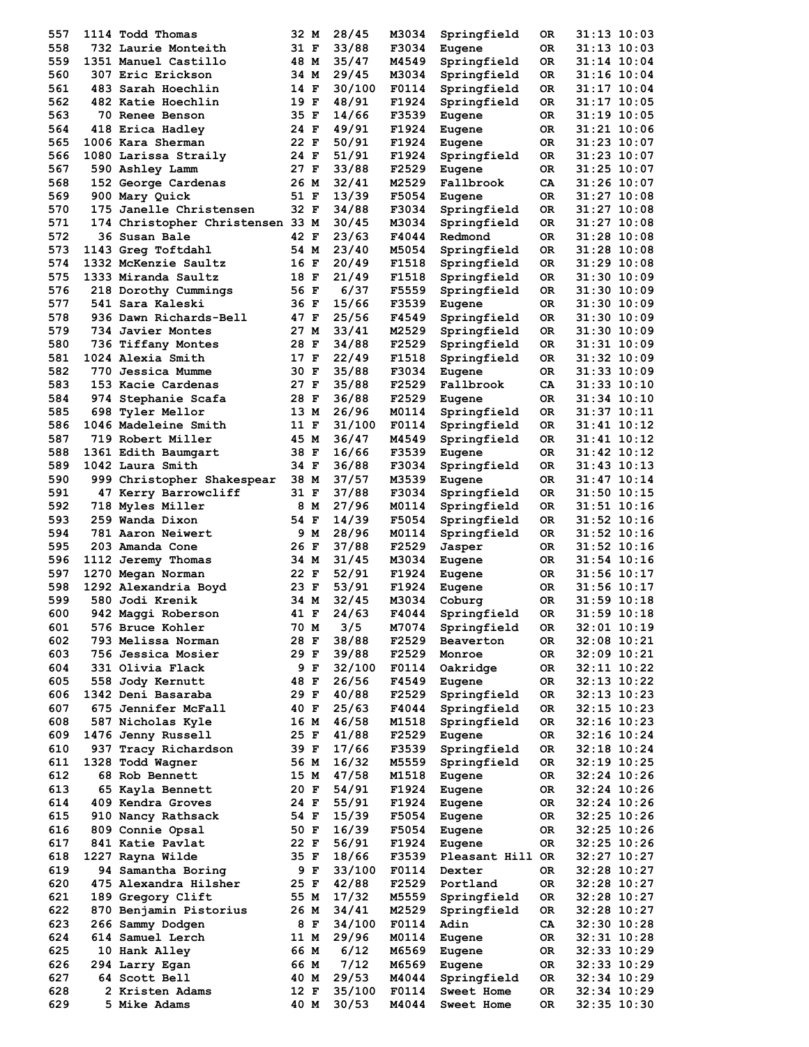| Place | Bib | Name | Age | Sex | Div Place | Div | City | State | Time | Pace |
|---|---|---|---|---|---|---|---|---|---|---|
| 557 | 1114 | Todd Thomas | 32 | M | 28/45 | M3034 | Springfield | OR | 31:13 | 10:03 |
| 558 | 732 | Laurie Monteith | 31 | F | 33/88 | F3034 | Eugene | OR | 31:13 | 10:03 |
| 559 | 1351 | Manuel Castillo | 48 | M | 35/47 | M4549 | Springfield | OR | 31:14 | 10:04 |
| 560 | 307 | Eric Erickson | 34 | M | 29/45 | M3034 | Springfield | OR | 31:16 | 10:04 |
| 561 | 483 | Sarah Hoechlin | 14 | F | 30/100 | F0114 | Springfield | OR | 31:17 | 10:04 |
| 562 | 482 | Katie Hoechlin | 19 | F | 48/91 | F1924 | Springfield | OR | 31:17 | 10:05 |
| 563 | 70 | Renee Benson | 35 | F | 14/66 | F3539 | Eugene | OR | 31:19 | 10:05 |
| 564 | 418 | Erica Hadley | 24 | F | 49/91 | F1924 | Eugene | OR | 31:21 | 10:06 |
| 565 | 1006 | Kara Sherman | 22 | F | 50/91 | F1924 | Eugene | OR | 31:23 | 10:07 |
| 566 | 1080 | Larissa Straily | 24 | F | 51/91 | F1924 | Springfield | OR | 31:23 | 10:07 |
| 567 | 590 | Ashley Lamm | 27 | F | 33/88 | F2529 | Eugene | OR | 31:25 | 10:07 |
| 568 | 152 | George Cardenas | 26 | M | 32/41 | M2529 | Fallbrook | CA | 31:26 | 10:07 |
| 569 | 900 | Mary Quick | 51 | F | 13/39 | F5054 | Eugene | OR | 31:27 | 10:08 |
| 570 | 175 | Janelle Christensen | 32 | F | 34/88 | F3034 | Springfield | OR | 31:27 | 10:08 |
| 571 | 174 | Christopher Christensen | 33 | M | 30/45 | M3034 | Springfield | OR | 31:27 | 10:08 |
| 572 | 36 | Susan Bale | 42 | F | 23/63 | F4044 | Redmond | OR | 31:28 | 10:08 |
| 573 | 1143 | Greg Toftdahl | 54 | M | 23/40 | M5054 | Springfield | OR | 31:28 | 10:08 |
| 574 | 1332 | McKenzie Saultz | 16 | F | 20/49 | F1518 | Springfield | OR | 31:29 | 10:08 |
| 575 | 1333 | Miranda Saultz | 18 | F | 21/49 | F1518 | Springfield | OR | 31:30 | 10:09 |
| 576 | 218 | Dorothy Cummings | 56 | F | 6/37 | F5559 | Springfield | OR | 31:30 | 10:09 |
| 577 | 541 | Sara Kaleski | 36 | F | 15/66 | F3539 | Eugene | OR | 31:30 | 10:09 |
| 578 | 936 | Dawn Richards-Bell | 47 | F | 25/56 | F4549 | Springfield | OR | 31:30 | 10:09 |
| 579 | 734 | Javier Montes | 27 | M | 33/41 | M2529 | Springfield | OR | 31:30 | 10:09 |
| 580 | 736 | Tiffany Montes | 28 | F | 34/88 | F2529 | Springfield | OR | 31:31 | 10:09 |
| 581 | 1024 | Alexia Smith | 17 | F | 22/49 | F1518 | Springfield | OR | 31:32 | 10:09 |
| 582 | 770 | Jessica Mumme | 30 | F | 35/88 | F3034 | Eugene | OR | 31:33 | 10:09 |
| 583 | 153 | Kacie Cardenas | 27 | F | 35/88 | F2529 | Fallbrook | CA | 31:33 | 10:10 |
| 584 | 974 | Stephanie Scafa | 28 | F | 36/88 | F2529 | Eugene | OR | 31:34 | 10:10 |
| 585 | 698 | Tyler Mellor | 13 | M | 26/96 | M0114 | Springfield | OR | 31:37 | 10:11 |
| 586 | 1046 | Madeleine Smith | 11 | F | 31/100 | F0114 | Springfield | OR | 31:41 | 10:12 |
| 587 | 719 | Robert Miller | 45 | M | 36/47 | M4549 | Springfield | OR | 31:41 | 10:12 |
| 588 | 1361 | Edith Baumgart | 38 | F | 16/66 | F3539 | Eugene | OR | 31:42 | 10:12 |
| 589 | 1042 | Laura Smith | 34 | F | 36/88 | F3034 | Springfield | OR | 31:43 | 10:13 |
| 590 | 999 | Christopher Shakespear | 38 | M | 37/57 | M3539 | Eugene | OR | 31:47 | 10:14 |
| 591 | 47 | Kerry Barrowcliff | 31 | F | 37/88 | F3034 | Springfield | OR | 31:50 | 10:15 |
| 592 | 718 | Myles Miller | 8 | M | 27/96 | M0114 | Springfield | OR | 31:51 | 10:16 |
| 593 | 259 | Wanda Dixon | 54 | F | 14/39 | F5054 | Springfield | OR | 31:52 | 10:16 |
| 594 | 781 | Aaron Neiwert | 9 | M | 28/96 | M0114 | Springfield | OR | 31:52 | 10:16 |
| 595 | 203 | Amanda Cone | 26 | F | 37/88 | F2529 | Jasper | OR | 31:52 | 10:16 |
| 596 | 1112 | Jeremy Thomas | 34 | M | 31/45 | M3034 | Eugene | OR | 31:54 | 10:16 |
| 597 | 1270 | Megan Norman | 22 | F | 52/91 | F1924 | Eugene | OR | 31:56 | 10:17 |
| 598 | 1292 | Alexandria Boyd | 23 | F | 53/91 | F1924 | Eugene | OR | 31:56 | 10:17 |
| 599 | 580 | Jodi Krenik | 34 | M | 32/45 | M3034 | Coburg | OR | 31:59 | 10:18 |
| 600 | 942 | Maggi Roberson | 41 | F | 24/63 | F4044 | Springfield | OR | 31:59 | 10:18 |
| 601 | 576 | Bruce Kohler | 70 | M | 3/5 | M7074 | Springfield | OR | 32:01 | 10:19 |
| 602 | 793 | Melissa Norman | 28 | F | 38/88 | F2529 | Beaverton | OR | 32:08 | 10:21 |
| 603 | 756 | Jessica Mosier | 29 | F | 39/88 | F2529 | Monroe | OR | 32:09 | 10:21 |
| 604 | 331 | Olivia Flack | 9 | F | 32/100 | F0114 | Oakridge | OR | 32:11 | 10:22 |
| 605 | 558 | Jody Kernutt | 48 | F | 26/56 | F4549 | Eugene | OR | 32:13 | 10:22 |
| 606 | 1342 | Deni Basaraba | 29 | F | 40/88 | F2529 | Springfield | OR | 32:13 | 10:23 |
| 607 | 675 | Jennifer McFall | 40 | F | 25/63 | F4044 | Springfield | OR | 32:15 | 10:23 |
| 608 | 587 | Nicholas Kyle | 16 | M | 46/58 | M1518 | Springfield | OR | 32:16 | 10:23 |
| 609 | 1476 | Jenny Russell | 25 | F | 41/88 | F2529 | Eugene | OR | 32:16 | 10:24 |
| 610 | 937 | Tracy Richardson | 39 | F | 17/66 | F3539 | Springfield | OR | 32:18 | 10:24 |
| 611 | 1328 | Todd Wagner | 56 | M | 16/32 | M5559 | Springfield | OR | 32:19 | 10:25 |
| 612 | 68 | Rob Bennett | 15 | M | 47/58 | M1518 | Eugene | OR | 32:24 | 10:26 |
| 613 | 65 | Kayla Bennett | 20 | F | 54/91 | F1924 | Eugene | OR | 32:24 | 10:26 |
| 614 | 409 | Kendra Groves | 24 | F | 55/91 | F1924 | Eugene | OR | 32:24 | 10:26 |
| 615 | 910 | Nancy Rathsack | 54 | F | 15/39 | F5054 | Eugene | OR | 32:25 | 10:26 |
| 616 | 809 | Connie Opsal | 50 | F | 16/39 | F5054 | Eugene | OR | 32:25 | 10:26 |
| 617 | 841 | Katie Pavlat | 22 | F | 56/91 | F1924 | Eugene | OR | 32:25 | 10:26 |
| 618 | 1227 | Rayna Wilde | 35 | F | 18/66 | F3539 | Pleasant Hill | OR | 32:27 | 10:27 |
| 619 | 94 | Samantha Boring | 9 | F | 33/100 | F0114 | Dexter | OR | 32:28 | 10:27 |
| 620 | 475 | Alexandra Hilsher | 25 | F | 42/88 | F2529 | Portland | OR | 32:28 | 10:27 |
| 621 | 189 | Gregory Clift | 55 | M | 17/32 | M5559 | Springfield | OR | 32:28 | 10:27 |
| 622 | 870 | Benjamin Pistorius | 26 | M | 34/41 | M2529 | Springfield | OR | 32:28 | 10:27 |
| 623 | 266 | Sammy Dodgen | 8 | F | 34/100 | F0114 | Adin | CA | 32:30 | 10:28 |
| 624 | 614 | Samuel Lerch | 11 | M | 29/96 | M0114 | Eugene | OR | 32:31 | 10:28 |
| 625 | 10 | Hank Alley | 66 | M | 6/12 | M6569 | Eugene | OR | 32:33 | 10:29 |
| 626 | 294 | Larry Egan | 66 | M | 7/12 | M6569 | Eugene | OR | 32:33 | 10:29 |
| 627 | 64 | Scott Bell | 40 | M | 29/53 | M4044 | Springfield | OR | 32:34 | 10:29 |
| 628 | 2 | Kristen Adams | 12 | F | 35/100 | F0114 | Sweet Home | OR | 32:34 | 10:29 |
| 629 | 5 | Mike Adams | 40 | M | 30/53 | M4044 | Sweet Home | OR | 32:35 | 10:30 |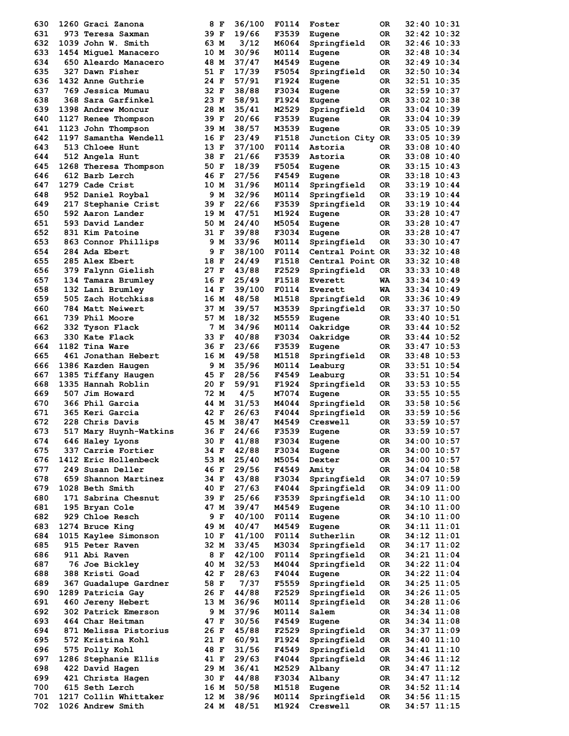| Place | Bib | Name | Age | Sex | Div Place | Division | City | State | Time | Pace |
|---|---|---|---|---|---|---|---|---|---|---|
| 630 | 1260 | Graci Zanona | 8 | F | 36/100 | F0114 | Foster | OR | 32:40 | 10:31 |
| 631 | 973 | Teresa Saxman | 39 | F | 19/66 | F3539 | Eugene | OR | 32:42 | 10:32 |
| 632 | 1039 | John W. Smith | 63 | M | 3/12 | M6064 | Springfield | OR | 32:46 | 10:33 |
| 633 | 1454 | Miguel Manacero | 10 | M | 30/96 | M0114 | Eugene | OR | 32:48 | 10:34 |
| 634 | 650 | Aleardo Manacero | 48 | M | 37/47 | M4549 | Eugene | OR | 32:49 | 10:34 |
| 635 | 327 | Dawn Fisher | 51 | F | 17/39 | F5054 | Springfield | OR | 32:50 | 10:34 |
| 636 | 1432 | Anne Guthrie | 24 | F | 57/91 | F1924 | Eugene | OR | 32:51 | 10:35 |
| 637 | 769 | Jessica Mumau | 32 | F | 38/88 | F3034 | Eugene | OR | 32:59 | 10:37 |
| 638 | 368 | Sara Garfinkel | 23 | F | 58/91 | F1924 | Eugene | OR | 33:02 | 10:38 |
| 639 | 1398 | Andrew Moncur | 28 | M | 35/41 | M2529 | Springfield | OR | 33:04 | 10:39 |
| 640 | 1127 | Renee Thompson | 39 | F | 20/66 | F3539 | Eugene | OR | 33:04 | 10:39 |
| 641 | 1123 | John Thompson | 39 | M | 38/57 | M3539 | Eugene | OR | 33:05 | 10:39 |
| 642 | 1197 | Samantha Wendell | 16 | F | 23/49 | F1518 | Junction City | OR | 33:05 | 10:39 |
| 643 | 513 | Chloee Hunt | 13 | F | 37/100 | F0114 | Astoria | OR | 33:08 | 10:40 |
| 644 | 512 | Angela Hunt | 38 | F | 21/66 | F3539 | Astoria | OR | 33:08 | 10:40 |
| 645 | 1268 | Theresa Thompson | 50 | F | 18/39 | F5054 | Eugene | OR | 33:15 | 10:43 |
| 646 | 612 | Barb Lerch | 46 | F | 27/56 | F4549 | Eugene | OR | 33:18 | 10:43 |
| 647 | 1279 | Cade Crist | 10 | M | 31/96 | M0114 | Springfield | OR | 33:19 | 10:44 |
| 648 | 952 | Daniel Roybal | 9 | M | 32/96 | M0114 | Springfield | OR | 33:19 | 10:44 |
| 649 | 217 | Stephanie Crist | 39 | F | 22/66 | F3539 | Springfield | OR | 33:19 | 10:44 |
| 650 | 592 | Aaron Lander | 19 | M | 47/51 | M1924 | Eugene | OR | 33:28 | 10:47 |
| 651 | 593 | David Lander | 50 | M | 24/40 | M5054 | Eugene | OR | 33:28 | 10:47 |
| 652 | 831 | Kim Patoine | 31 | F | 39/88 | F3034 | Eugene | OR | 33:28 | 10:47 |
| 653 | 863 | Connor Phillips | 9 | M | 33/96 | M0114 | Springfield | OR | 33:30 | 10:47 |
| 654 | 284 | Ada Ebert | 9 | F | 38/100 | F0114 | Central Point | OR | 33:32 | 10:48 |
| 655 | 285 | Alex Ebert | 18 | F | 24/49 | F1518 | Central Point | OR | 33:32 | 10:48 |
| 656 | 379 | Falynn Gielish | 27 | F | 43/88 | F2529 | Springfield | OR | 33:33 | 10:48 |
| 657 | 134 | Tamara Brumley | 16 | F | 25/49 | F1518 | Everett | WA | 33:34 | 10:49 |
| 658 | 132 | Lani Brumley | 14 | F | 39/100 | F0114 | Everett | WA | 33:34 | 10:49 |
| 659 | 505 | Zach Hotchkiss | 16 | M | 48/58 | M1518 | Springfield | OR | 33:36 | 10:49 |
| 660 | 784 | Matt Neiwert | 37 | M | 39/57 | M3539 | Springfield | OR | 33:37 | 10:50 |
| 661 | 739 | Phil Moore | 57 | M | 18/32 | M5559 | Eugene | OR | 33:40 | 10:51 |
| 662 | 332 | Tyson Flack | 7 | M | 34/96 | M0114 | Oakridge | OR | 33:44 | 10:52 |
| 663 | 330 | Kate Flack | 33 | F | 40/88 | F3034 | Oakridge | OR | 33:44 | 10:52 |
| 664 | 1182 | Tina Ware | 36 | F | 23/66 | F3539 | Eugene | OR | 33:47 | 10:53 |
| 665 | 461 | Jonathan Hebert | 16 | M | 49/58 | M1518 | Springfield | OR | 33:48 | 10:53 |
| 666 | 1386 | Kazden Haugen | 9 | M | 35/96 | M0114 | Leaburg | OR | 33:51 | 10:54 |
| 667 | 1385 | Tiffany Haugen | 45 | F | 28/56 | F4549 | Leaburg | OR | 33:51 | 10:54 |
| 668 | 1335 | Hannah Roblin | 20 | F | 59/91 | F1924 | Springfield | OR | 33:53 | 10:55 |
| 669 | 507 | Jim Howard | 72 | M | 4/5 | M7074 | Eugene | OR | 33:55 | 10:55 |
| 670 | 366 | Phil Garcia | 44 | M | 31/53 | M4044 | Springfield | OR | 33:58 | 10:56 |
| 671 | 365 | Keri Garcia | 42 | F | 26/63 | F4044 | Springfield | OR | 33:59 | 10:56 |
| 672 | 228 | Chris Davis | 45 | M | 38/47 | M4549 | Creswell | OR | 33:59 | 10:57 |
| 673 | 517 | Mary Huynh-Watkins | 36 | F | 24/66 | F3539 | Eugene | OR | 33:59 | 10:57 |
| 674 | 646 | Haley Lyons | 30 | F | 41/88 | F3034 | Eugene | OR | 34:00 | 10:57 |
| 675 | 337 | Carrie Fortier | 34 | F | 42/88 | F3034 | Eugene | OR | 34:00 | 10:57 |
| 676 | 1412 | Eric Hollenbeck | 53 | M | 25/40 | M5054 | Dexter | OR | 34:00 | 10:57 |
| 677 | 249 | Susan Deller | 46 | F | 29/56 | F4549 | Amity | OR | 34:04 | 10:58 |
| 678 | 659 | Shannon Martinez | 34 | F | 43/88 | F3034 | Springfield | OR | 34:07 | 10:59 |
| 679 | 1028 | Beth Smith | 40 | F | 27/63 | F4044 | Springfield | OR | 34:09 | 11:00 |
| 680 | 171 | Sabrina Chesnut | 39 | F | 25/66 | F3539 | Springfield | OR | 34:10 | 11:00 |
| 681 | 195 | Bryan Cole | 47 | M | 39/47 | M4549 | Eugene | OR | 34:10 | 11:00 |
| 682 | 929 | Chloe Resch | 9 | F | 40/100 | F0114 | Eugene | OR | 34:10 | 11:00 |
| 683 | 1274 | Bruce King | 49 | M | 40/47 | M4549 | Eugene | OR | 34:11 | 11:01 |
| 684 | 1015 | Kaylee Simonson | 10 | F | 41/100 | F0114 | Sutherlin | OR | 34:12 | 11:01 |
| 685 | 915 | Peter Raven | 32 | M | 33/45 | M3034 | Springfield | OR | 34:17 | 11:02 |
| 686 | 911 | Abi Raven | 8 | F | 42/100 | F0114 | Springfield | OR | 34:21 | 11:04 |
| 687 | 76 | Joe Bickley | 40 | M | 32/53 | M4044 | Springfield | OR | 34:22 | 11:04 |
| 688 | 388 | Kristi Goad | 42 | F | 28/63 | F4044 | Eugene | OR | 34:22 | 11:04 |
| 689 | 367 | Guadalupe Gardner | 58 | F | 7/37 | F5559 | Springfield | OR | 34:25 | 11:05 |
| 690 | 1289 | Patricia Gay | 26 | F | 44/88 | F2529 | Springfield | OR | 34:26 | 11:05 |
| 691 | 460 | Jereny Hebert | 13 | M | 36/96 | M0114 | Springfield | OR | 34:28 | 11:06 |
| 692 | 302 | Patrick Emerson | 9 | M | 37/96 | M0114 | Salem | OR | 34:34 | 11:08 |
| 693 | 464 | Char Heitman | 47 | F | 30/56 | F4549 | Eugene | OR | 34:34 | 11:08 |
| 694 | 871 | Melissa Pistorius | 26 | F | 45/88 | F2529 | Springfield | OR | 34:37 | 11:09 |
| 695 | 572 | Kristina Kohl | 21 | F | 60/91 | F1924 | Springfield | OR | 34:40 | 11:10 |
| 696 | 575 | Polly Kohl | 48 | F | 31/56 | F4549 | Springfield | OR | 34:41 | 11:10 |
| 697 | 1286 | Stephanie Ellis | 41 | F | 29/63 | F4044 | Springfield | OR | 34:46 | 11:12 |
| 698 | 422 | David Hagen | 29 | M | 36/41 | M2529 | Albany | OR | 34:47 | 11:12 |
| 699 | 421 | Christa Hagen | 30 | F | 44/88 | F3034 | Albany | OR | 34:47 | 11:12 |
| 700 | 615 | Seth Lerch | 16 | M | 50/58 | M1518 | Eugene | OR | 34:52 | 11:14 |
| 701 | 1217 | Collin Whittaker | 12 | M | 38/96 | M0114 | Springfield | OR | 34:56 | 11:15 |
| 702 | 1026 | Andrew Smith | 24 | M | 48/51 | M1924 | Creswell | OR | 34:57 | 11:15 |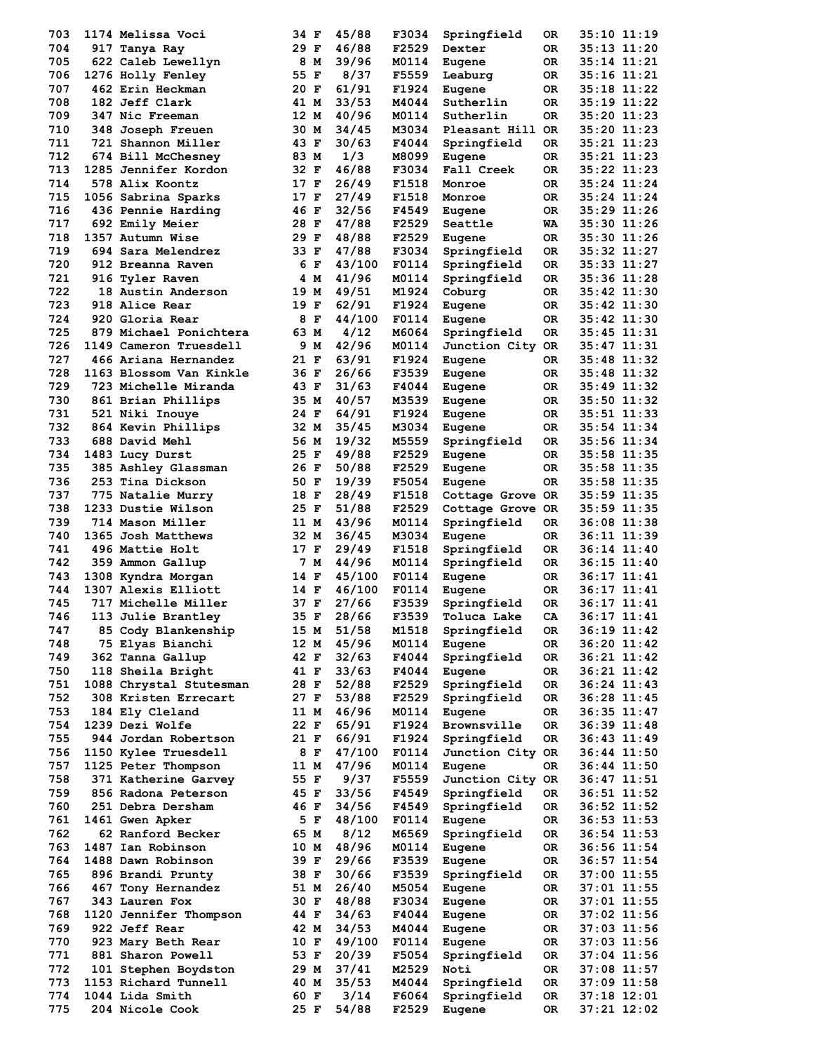| | | | | | | | | | | |
|---|---|---|---|---|---|---|---|---|---|---|
| 703 | 1174 | Melissa Voci | 34 | F | 45/88 | F3034 | Springfield | OR | 35:10 | 11:19 |
| 704 | 917 | Tanya Ray | 29 | F | 46/88 | F2529 | Dexter | OR | 35:13 | 11:20 |
| 705 | 622 | Caleb Lewellyn | 8 | M | 39/96 | M0114 | Eugene | OR | 35:14 | 11:21 |
| 706 | 1276 | Holly Fenley | 55 | F | 8/37 | F5559 | Leaburg | OR | 35:16 | 11:21 |
| 707 | 462 | Erin Heckman | 20 | F | 61/91 | F1924 | Eugene | OR | 35:18 | 11:22 |
| 708 | 182 | Jeff Clark | 41 | M | 33/53 | M4044 | Sutherlin | OR | 35:19 | 11:22 |
| 709 | 347 | Nic Freeman | 12 | M | 40/96 | M0114 | Sutherlin | OR | 35:20 | 11:23 |
| 710 | 348 | Joseph Freuen | 30 | M | 34/45 | M3034 | Pleasant Hill | OR | 35:20 | 11:23 |
| 711 | 721 | Shannon Miller | 43 | F | 30/63 | F4044 | Springfield | OR | 35:21 | 11:23 |
| 712 | 674 | Bill McChesney | 83 | M | 1/3 | M8099 | Eugene | OR | 35:21 | 11:23 |
| 713 | 1285 | Jennifer Kordon | 32 | F | 46/88 | F3034 | Fall Creek | OR | 35:22 | 11:23 |
| 714 | 578 | Alix Koontz | 17 | F | 26/49 | F1518 | Monroe | OR | 35:24 | 11:24 |
| 715 | 1056 | Sabrina Sparks | 17 | F | 27/49 | F1518 | Monroe | OR | 35:24 | 11:24 |
| 716 | 436 | Pennie Harding | 46 | F | 32/56 | F4549 | Eugene | OR | 35:29 | 11:26 |
| 717 | 692 | Emily Meier | 28 | F | 47/88 | F2529 | Seattle | WA | 35:30 | 11:26 |
| 718 | 1357 | Autumn Wise | 29 | F | 48/88 | F2529 | Eugene | OR | 35:30 | 11:26 |
| 719 | 694 | Sara Melendrez | 33 | F | 47/88 | F3034 | Springfield | OR | 35:32 | 11:27 |
| 720 | 912 | Breanna Raven | 6 | F | 43/100 | F0114 | Springfield | OR | 35:33 | 11:27 |
| 721 | 916 | Tyler Raven | 4 | M | 41/96 | M0114 | Springfield | OR | 35:36 | 11:28 |
| 722 | 18 | Austin Anderson | 19 | M | 49/51 | M1924 | Coburg | OR | 35:42 | 11:30 |
| 723 | 918 | Alice Rear | 19 | F | 62/91 | F1924 | Eugene | OR | 35:42 | 11:30 |
| 724 | 920 | Gloria Rear | 8 | F | 44/100 | F0114 | Eugene | OR | 35:42 | 11:30 |
| 725 | 879 | Michael Ponichtera | 63 | M | 4/12 | M6064 | Springfield | OR | 35:45 | 11:31 |
| 726 | 1149 | Cameron Truesdell | 9 | M | 42/96 | M0114 | Junction City | OR | 35:47 | 11:31 |
| 727 | 466 | Ariana Hernandez | 21 | F | 63/91 | F1924 | Eugene | OR | 35:48 | 11:32 |
| 728 | 1163 | Blossom Van Kinkle | 36 | F | 26/66 | F3539 | Eugene | OR | 35:48 | 11:32 |
| 729 | 723 | Michelle Miranda | 43 | F | 31/63 | F4044 | Eugene | OR | 35:49 | 11:32 |
| 730 | 861 | Brian Phillips | 35 | M | 40/57 | M3539 | Eugene | OR | 35:50 | 11:32 |
| 731 | 521 | Niki Inouye | 24 | F | 64/91 | F1924 | Eugene | OR | 35:51 | 11:33 |
| 732 | 864 | Kevin Phillips | 32 | M | 35/45 | M3034 | Eugene | OR | 35:54 | 11:34 |
| 733 | 688 | David Mehl | 56 | M | 19/32 | M5559 | Springfield | OR | 35:56 | 11:34 |
| 734 | 1483 | Lucy Durst | 25 | F | 49/88 | F2529 | Eugene | OR | 35:58 | 11:35 |
| 735 | 385 | Ashley Glassman | 26 | F | 50/88 | F2529 | Eugene | OR | 35:58 | 11:35 |
| 736 | 253 | Tina Dickson | 50 | F | 19/39 | F5054 | Eugene | OR | 35:58 | 11:35 |
| 737 | 775 | Natalie Murry | 18 | F | 28/49 | F1518 | Cottage Grove | OR | 35:59 | 11:35 |
| 738 | 1233 | Dustie Wilson | 25 | F | 51/88 | F2529 | Cottage Grove | OR | 35:59 | 11:35 |
| 739 | 714 | Mason Miller | 11 | M | 43/96 | M0114 | Springfield | OR | 36:08 | 11:38 |
| 740 | 1365 | Josh Matthews | 32 | M | 36/45 | M3034 | Eugene | OR | 36:11 | 11:39 |
| 741 | 496 | Mattie Holt | 17 | F | 29/49 | F1518 | Springfield | OR | 36:14 | 11:40 |
| 742 | 359 | Ammon Gallup | 7 | M | 44/96 | M0114 | Springfield | OR | 36:15 | 11:40 |
| 743 | 1308 | Kyndra Morgan | 14 | F | 45/100 | F0114 | Eugene | OR | 36:17 | 11:41 |
| 744 | 1307 | Alexis Elliott | 14 | F | 46/100 | F0114 | Eugene | OR | 36:17 | 11:41 |
| 745 | 717 | Michelle Miller | 37 | F | 27/66 | F3539 | Springfield | OR | 36:17 | 11:41 |
| 746 | 113 | Julie Brantley | 35 | F | 28/66 | F3539 | Toluca Lake | CA | 36:17 | 11:41 |
| 747 | 85 | Cody Blankenship | 15 | M | 51/58 | M1518 | Springfield | OR | 36:19 | 11:42 |
| 748 | 75 | Elyas Bianchi | 12 | M | 45/96 | M0114 | Eugene | OR | 36:20 | 11:42 |
| 749 | 362 | Tanna Gallup | 42 | F | 32/63 | F4044 | Springfield | OR | 36:21 | 11:42 |
| 750 | 118 | Sheila Bright | 41 | F | 33/63 | F4044 | Eugene | OR | 36:21 | 11:42 |
| 751 | 1088 | Chrystal Stutesman | 28 | F | 52/88 | F2529 | Springfield | OR | 36:24 | 11:43 |
| 752 | 308 | Kristen Errecart | 27 | F | 53/88 | F2529 | Springfield | OR | 36:28 | 11:45 |
| 753 | 184 | Ely Cleland | 11 | M | 46/96 | M0114 | Eugene | OR | 36:35 | 11:47 |
| 754 | 1239 | Dezi Wolfe | 22 | F | 65/91 | F1924 | Brownsville | OR | 36:39 | 11:48 |
| 755 | 944 | Jordan Robertson | 21 | F | 66/91 | F1924 | Springfield | OR | 36:43 | 11:49 |
| 756 | 1150 | Kylee Truesdell | 8 | F | 47/100 | F0114 | Junction City | OR | 36:44 | 11:50 |
| 757 | 1125 | Peter Thompson | 11 | M | 47/96 | M0114 | Eugene | OR | 36:44 | 11:50 |
| 758 | 371 | Katherine Garvey | 55 | F | 9/37 | F5559 | Junction City | OR | 36:47 | 11:51 |
| 759 | 856 | Radona Peterson | 45 | F | 33/56 | F4549 | Springfield | OR | 36:51 | 11:52 |
| 760 | 251 | Debra Dersham | 46 | F | 34/56 | F4549 | Springfield | OR | 36:52 | 11:52 |
| 761 | 1461 | Gwen Apker | 5 | F | 48/100 | F0114 | Eugene | OR | 36:53 | 11:53 |
| 762 | 62 | Ranford Becker | 65 | M | 8/12 | M6569 | Springfield | OR | 36:54 | 11:53 |
| 763 | 1487 | Ian Robinson | 10 | M | 48/96 | M0114 | Eugene | OR | 36:56 | 11:54 |
| 764 | 1488 | Dawn Robinson | 39 | F | 29/66 | F3539 | Eugene | OR | 36:57 | 11:54 |
| 765 | 896 | Brandi Prunty | 38 | F | 30/66 | F3539 | Springfield | OR | 37:00 | 11:55 |
| 766 | 467 | Tony Hernandez | 51 | M | 26/40 | M5054 | Eugene | OR | 37:01 | 11:55 |
| 767 | 343 | Lauren Fox | 30 | F | 48/88 | F3034 | Eugene | OR | 37:01 | 11:55 |
| 768 | 1120 | Jennifer Thompson | 44 | F | 34/63 | F4044 | Eugene | OR | 37:02 | 11:56 |
| 769 | 922 | Jeff Rear | 42 | M | 34/53 | M4044 | Eugene | OR | 37:03 | 11:56 |
| 770 | 923 | Mary Beth Rear | 10 | F | 49/100 | F0114 | Eugene | OR | 37:03 | 11:56 |
| 771 | 881 | Sharon Powell | 53 | F | 20/39 | F5054 | Springfield | OR | 37:04 | 11:56 |
| 772 | 101 | Stephen Boydston | 29 | M | 37/41 | M2529 | Noti | OR | 37:08 | 11:57 |
| 773 | 1153 | Richard Tunnell | 40 | M | 35/53 | M4044 | Springfield | OR | 37:09 | 11:58 |
| 774 | 1044 | Lida Smith | 60 | F | 3/14 | F6064 | Springfield | OR | 37:18 | 12:01 |
| 775 | 204 | Nicole Cook | 25 | F | 54/88 | F2529 | Eugene | OR | 37:21 | 12:02 |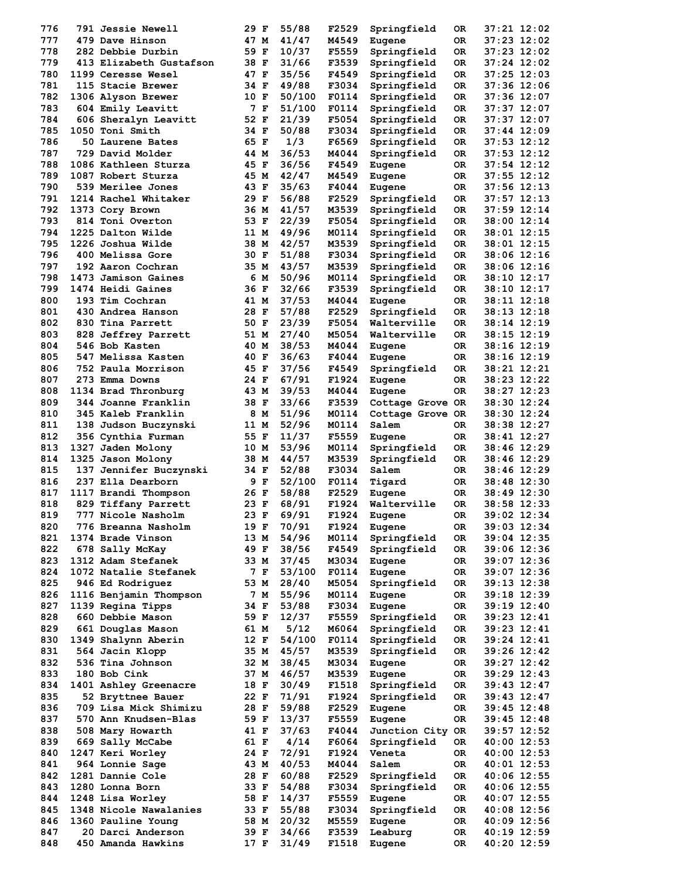| Place | Bib | Name | Age | Sex | Div Place | Division | City | State | Time | Pace |
|---|---|---|---|---|---|---|---|---|---|---|
| 776 | 791 | Jessie Newell | 29 | F | 55/88 | F2529 | Springfield | OR | 37:21 | 12:02 |
| 777 | 479 | Dave Hinson | 47 | M | 41/47 | M4549 | Eugene | OR | 37:23 | 12:02 |
| 778 | 282 | Debbie Durbin | 59 | F | 10/37 | F5559 | Springfield | OR | 37:23 | 12:02 |
| 779 | 413 | Elizabeth Gustafson | 38 | F | 31/66 | F3539 | Springfield | OR | 37:24 | 12:02 |
| 780 | 1199 | Ceresse Wesel | 47 | F | 35/56 | F4549 | Springfield | OR | 37:25 | 12:03 |
| 781 | 115 | Stacie Brewer | 34 | F | 49/88 | F3034 | Springfield | OR | 37:36 | 12:06 |
| 782 | 1306 | Alyson Brewer | 10 | F | 50/100 | F0114 | Springfield | OR | 37:36 | 12:07 |
| 783 | 604 | Emily Leavitt | 7 | F | 51/100 | F0114 | Springfield | OR | 37:37 | 12:07 |
| 784 | 606 | Sheralyn Leavitt | 52 | F | 21/39 | F5054 | Springfield | OR | 37:37 | 12:07 |
| 785 | 1050 | Toni Smith | 34 | F | 50/88 | F3034 | Springfield | OR | 37:44 | 12:09 |
| 786 | 50 | Laurene Bates | 65 | F | 1/3 | F6569 | Springfield | OR | 37:53 | 12:12 |
| 787 | 729 | David Molder | 44 | M | 36/53 | M4044 | Springfield | OR | 37:53 | 12:12 |
| 788 | 1086 | Kathleen Sturza | 45 | F | 36/56 | F4549 | Eugene | OR | 37:54 | 12:12 |
| 789 | 1087 | Robert Sturza | 45 | M | 42/47 | M4549 | Eugene | OR | 37:55 | 12:12 |
| 790 | 539 | Merilee Jones | 43 | F | 35/63 | F4044 | Eugene | OR | 37:56 | 12:13 |
| 791 | 1214 | Rachel Whitaker | 29 | F | 56/88 | F2529 | Springfield | OR | 37:57 | 12:13 |
| 792 | 1373 | Cory Brown | 36 | M | 41/57 | M3539 | Springfield | OR | 37:59 | 12:14 |
| 793 | 814 | Toni Overton | 53 | F | 22/39 | F5054 | Springfield | OR | 38:00 | 12:14 |
| 794 | 1225 | Dalton Wilde | 11 | M | 49/96 | M0114 | Springfield | OR | 38:01 | 12:15 |
| 795 | 1226 | Joshua Wilde | 38 | M | 42/57 | M3539 | Springfield | OR | 38:01 | 12:15 |
| 796 | 400 | Melissa Gore | 30 | F | 51/88 | F3034 | Springfield | OR | 38:06 | 12:16 |
| 797 | 192 | Aaron Cochran | 35 | M | 43/57 | M3539 | Springfield | OR | 38:06 | 12:16 |
| 798 | 1473 | Jamison Gaines | 6 | M | 50/96 | M0114 | Springfield | OR | 38:10 | 12:17 |
| 799 | 1474 | Heidi Gaines | 36 | F | 32/66 | F3539 | Springfield | OR | 38:10 | 12:17 |
| 800 | 193 | Tim Cochran | 41 | M | 37/53 | M4044 | Eugene | OR | 38:11 | 12:18 |
| 801 | 430 | Andrea Hanson | 28 | F | 57/88 | F2529 | Springfield | OR | 38:13 | 12:18 |
| 802 | 830 | Tina Parrett | 50 | F | 23/39 | F5054 | Walterville | OR | 38:14 | 12:19 |
| 803 | 828 | Jeffrey Parrett | 51 | M | 27/40 | M5054 | Walterville | OR | 38:15 | 12:19 |
| 804 | 546 | Bob Kasten | 40 | M | 38/53 | M4044 | Eugene | OR | 38:16 | 12:19 |
| 805 | 547 | Melissa Kasten | 40 | F | 36/63 | F4044 | Eugene | OR | 38:16 | 12:19 |
| 806 | 752 | Paula Morrison | 45 | F | 37/56 | F4549 | Springfield | OR | 38:21 | 12:21 |
| 807 | 273 | Emma Downs | 24 | F | 67/91 | F1924 | Eugene | OR | 38:23 | 12:22 |
| 808 | 1134 | Brad Thronburg | 43 | M | 39/53 | M4044 | Eugene | OR | 38:27 | 12:23 |
| 809 | 344 | Joanne Franklin | 38 | F | 33/66 | F3539 | Cottage Grove | OR | 38:30 | 12:24 |
| 810 | 345 | Kaleb Franklin | 8 | M | 51/96 | M0114 | Cottage Grove | OR | 38:30 | 12:24 |
| 811 | 138 | Judson Buczynski | 11 | M | 52/96 | M0114 | Salem | OR | 38:38 | 12:27 |
| 812 | 356 | Cynthia Furman | 55 | F | 11/37 | F5559 | Eugene | OR | 38:41 | 12:27 |
| 813 | 1327 | Jaden Molony | 10 | M | 53/96 | M0114 | Springfield | OR | 38:46 | 12:29 |
| 814 | 1325 | Jason Molony | 38 | M | 44/57 | M3539 | Springfield | OR | 38:46 | 12:29 |
| 815 | 137 | Jennifer Buczynski | 34 | F | 52/88 | F3034 | Salem | OR | 38:46 | 12:29 |
| 816 | 237 | Ella Dearborn | 9 | F | 52/100 | F0114 | Tigard | OR | 38:48 | 12:30 |
| 817 | 1117 | Brandi Thompson | 26 | F | 58/88 | F2529 | Eugene | OR | 38:49 | 12:30 |
| 818 | 829 | Tiffany Parrett | 23 | F | 68/91 | F1924 | Walterville | OR | 38:58 | 12:33 |
| 819 | 777 | Nicole Nasholm | 23 | F | 69/91 | F1924 | Eugene | OR | 39:02 | 12:34 |
| 820 | 776 | Breanna Nasholm | 19 | F | 70/91 | F1924 | Eugene | OR | 39:03 | 12:34 |
| 821 | 1374 | Brade Vinson | 13 | M | 54/96 | M0114 | Springfield | OR | 39:04 | 12:35 |
| 822 | 678 | Sally McKay | 49 | F | 38/56 | F4549 | Springfield | OR | 39:06 | 12:36 |
| 823 | 1312 | Adam Stefanek | 33 | M | 37/45 | M3034 | Eugene | OR | 39:07 | 12:36 |
| 824 | 1072 | Natalie Stefanek | 7 | F | 53/100 | F0114 | Eugene | OR | 39:07 | 12:36 |
| 825 | 946 | Ed Rodriguez | 53 | M | 28/40 | M5054 | Springfield | OR | 39:13 | 12:38 |
| 826 | 1116 | Benjamin Thompson | 7 | M | 55/96 | M0114 | Eugene | OR | 39:18 | 12:39 |
| 827 | 1139 | Regina Tipps | 34 | F | 53/88 | F3034 | Eugene | OR | 39:19 | 12:40 |
| 828 | 660 | Debbie Mason | 59 | F | 12/37 | F5559 | Springfield | OR | 39:23 | 12:41 |
| 829 | 661 | Douglas Mason | 61 | M | 5/12 | M6064 | Springfield | OR | 39:23 | 12:41 |
| 830 | 1349 | Shalynn Aberin | 12 | F | 54/100 | F0114 | Springfield | OR | 39:24 | 12:41 |
| 831 | 564 | Jacin Klopp | 35 | M | 45/57 | M3539 | Springfield | OR | 39:26 | 12:42 |
| 832 | 536 | Tina Johnson | 32 | M | 38/45 | M3034 | Eugene | OR | 39:27 | 12:42 |
| 833 | 180 | Bob Cink | 37 | M | 46/57 | M3539 | Eugene | OR | 39:29 | 12:43 |
| 834 | 1401 | Ashley Greenacre | 18 | F | 30/49 | F1518 | Springfield | OR | 39:43 | 12:47 |
| 835 | 52 | Bryttnee Bauer | 22 | F | 71/91 | F1924 | Springfield | OR | 39:43 | 12:47 |
| 836 | 709 | Lisa Mick Shimizu | 28 | F | 59/88 | F2529 | Eugene | OR | 39:45 | 12:48 |
| 837 | 570 | Ann Knudsen-Blas | 59 | F | 13/37 | F5559 | Eugene | OR | 39:45 | 12:48 |
| 838 | 508 | Mary Howarth | 41 | F | 37/63 | F4044 | Junction City | OR | 39:57 | 12:52 |
| 839 | 669 | Sally McCabe | 61 | F | 4/14 | F6064 | Springfield | OR | 40:00 | 12:53 |
| 840 | 1247 | Keri Worley | 24 | F | 72/91 | F1924 | Veneta | OR | 40:00 | 12:53 |
| 841 | 964 | Lonnie Sage | 43 | M | 40/53 | M4044 | Salem | OR | 40:01 | 12:53 |
| 842 | 1281 | Dannie Cole | 28 | F | 60/88 | F2529 | Springfield | OR | 40:06 | 12:55 |
| 843 | 1280 | Lonna Born | 33 | F | 54/88 | F3034 | Springfield | OR | 40:06 | 12:55 |
| 844 | 1248 | Lisa Worley | 58 | F | 14/37 | F5559 | Eugene | OR | 40:07 | 12:55 |
| 845 | 1348 | Nicole Nawalanies | 33 | F | 55/88 | F3034 | Springfield | OR | 40:08 | 12:56 |
| 846 | 1360 | Pauline Young | 58 | M | 20/32 | M5559 | Eugene | OR | 40:09 | 12:56 |
| 847 | 20 | Darci Anderson | 39 | F | 34/66 | F3539 | Leaburg | OR | 40:19 | 12:59 |
| 848 | 450 | Amanda Hawkins | 17 | F | 31/49 | F1518 | Eugene | OR | 40:20 | 12:59 |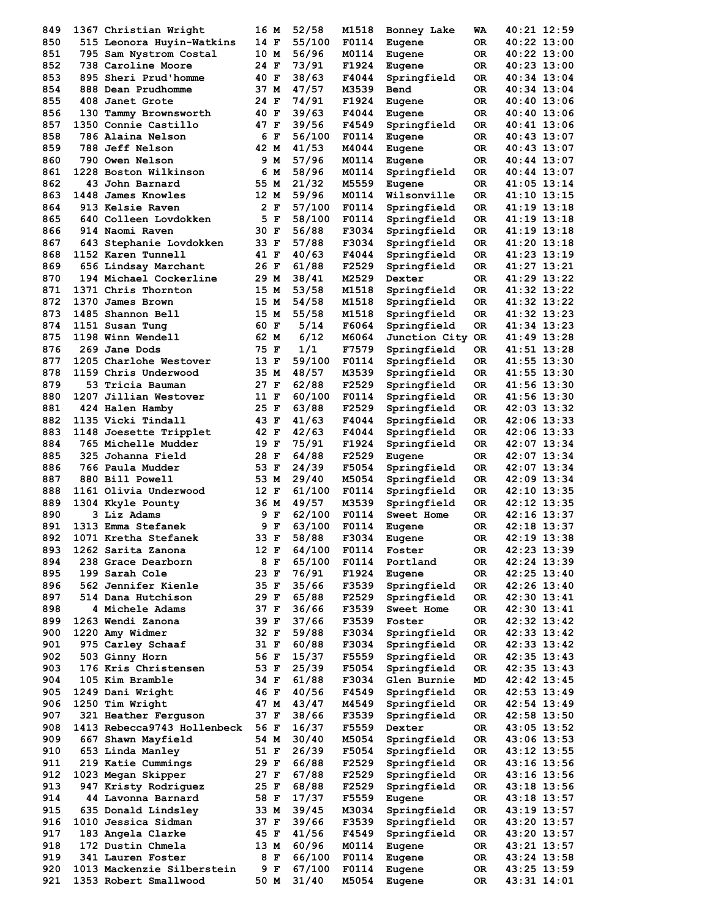| Place | Bib | Name | Age | Sex | Div Place | Division | City | State | Time | Pace |
|---|---|---|---|---|---|---|---|---|---|---|
| 849 | 1367 | Christian Wright | 16 | M | 52/58 | M1518 | Bonney Lake | WA | 40:21 | 12:59 |
| 850 | 515 | Leonora Huyin-Watkins | 14 | F | 55/100 | F0114 | Eugene | OR | 40:22 | 13:00 |
| 851 | 795 | Sam Nystrom Costal | 10 | M | 56/96 | M0114 | Eugene | OR | 40:22 | 13:00 |
| 852 | 738 | Caroline Moore | 24 | F | 73/91 | F1924 | Eugene | OR | 40:23 | 13:00 |
| 853 | 895 | Sheri Prud'homme | 40 | F | 38/63 | F4044 | Springfield | OR | 40:34 | 13:04 |
| 854 | 888 | Dean Prudhomme | 37 | M | 47/57 | M3539 | Bend | OR | 40:34 | 13:04 |
| 855 | 408 | Janet Grote | 24 | F | 74/91 | F1924 | Eugene | OR | 40:40 | 13:06 |
| 856 | 130 | Tammy Brownsworth | 40 | F | 39/63 | F4044 | Eugene | OR | 40:40 | 13:06 |
| 857 | 1350 | Connie Castillo | 47 | F | 39/56 | F4549 | Springfield | OR | 40:41 | 13:06 |
| 858 | 786 | Alaina Nelson | 6 | F | 56/100 | F0114 | Eugene | OR | 40:43 | 13:07 |
| 859 | 788 | Jeff Nelson | 42 | M | 41/53 | M4044 | Eugene | OR | 40:43 | 13:07 |
| 860 | 790 | Owen Nelson | 9 | M | 57/96 | M0114 | Eugene | OR | 40:44 | 13:07 |
| 861 | 1228 | Boston Wilkinson | 6 | M | 58/96 | M0114 | Springfield | OR | 40:44 | 13:07 |
| 862 | 43 | John Barnard | 55 | M | 21/32 | M5559 | Eugene | OR | 41:05 | 13:14 |
| 863 | 1448 | James Knowles | 12 | M | 59/96 | M0114 | Wilsonville | OR | 41:10 | 13:15 |
| 864 | 913 | Kelsie Raven | 2 | F | 57/100 | F0114 | Springfield | OR | 41:19 | 13:18 |
| 865 | 640 | Colleen Lovdokken | 5 | F | 58/100 | F0114 | Springfield | OR | 41:19 | 13:18 |
| 866 | 914 | Naomi Raven | 30 | F | 56/88 | F3034 | Springfield | OR | 41:19 | 13:18 |
| 867 | 643 | Stephanie Lovdokken | 33 | F | 57/88 | F3034 | Springfield | OR | 41:20 | 13:18 |
| 868 | 1152 | Karen Tunnell | 41 | F | 40/63 | F4044 | Springfield | OR | 41:23 | 13:19 |
| 869 | 656 | Lindsay Marchant | 26 | F | 61/88 | F2529 | Springfield | OR | 41:27 | 13:21 |
| 870 | 194 | Michael Cockerline | 29 | M | 38/41 | M2529 | Dexter | OR | 41:29 | 13:22 |
| 871 | 1371 | Chris Thornton | 15 | M | 53/58 | M1518 | Springfield | OR | 41:32 | 13:22 |
| 872 | 1370 | James Brown | 15 | M | 54/58 | M1518 | Springfield | OR | 41:32 | 13:22 |
| 873 | 1485 | Shannon Bell | 15 | M | 55/58 | M1518 | Springfield | OR | 41:32 | 13:23 |
| 874 | 1151 | Susan Tung | 60 | F | 5/14 | F6064 | Springfield | OR | 41:34 | 13:23 |
| 875 | 1198 | Winn Wendell | 62 | M | 6/12 | M6064 | Junction City | OR | 41:49 | 13:28 |
| 876 | 269 | Jane Dods | 75 | F | 1/1 | F7579 | Springfield | OR | 41:51 | 13:28 |
| 877 | 1205 | Charlohe Westover | 13 | F | 59/100 | F0114 | Springfield | OR | 41:55 | 13:30 |
| 878 | 1159 | Chris Underwood | 35 | M | 48/57 | M3539 | Springfield | OR | 41:55 | 13:30 |
| 879 | 53 | Tricia Bauman | 27 | F | 62/88 | F2529 | Springfield | OR | 41:56 | 13:30 |
| 880 | 1207 | Jillian Westover | 11 | F | 60/100 | F0114 | Springfield | OR | 41:56 | 13:30 |
| 881 | 424 | Halen Hamby | 25 | F | 63/88 | F2529 | Springfield | OR | 42:03 | 13:32 |
| 882 | 1135 | Vicki Tindall | 43 | F | 41/63 | F4044 | Springfield | OR | 42:06 | 13:33 |
| 883 | 1148 | Joesette Tripplet | 42 | F | 42/63 | F4044 | Springfield | OR | 42:06 | 13:33 |
| 884 | 765 | Michelle Mudder | 19 | F | 75/91 | F1924 | Springfield | OR | 42:07 | 13:34 |
| 885 | 325 | Johanna Field | 28 | F | 64/88 | F2529 | Eugene | OR | 42:07 | 13:34 |
| 886 | 766 | Paula Mudder | 53 | F | 24/39 | F5054 | Springfield | OR | 42:07 | 13:34 |
| 887 | 880 | Bill Powell | 53 | M | 29/40 | M5054 | Springfield | OR | 42:09 | 13:34 |
| 888 | 1161 | Olivia Underwood | 12 | F | 61/100 | F0114 | Springfield | OR | 42:10 | 13:35 |
| 889 | 1304 | Kkyle Pounty | 36 | M | 49/57 | M3539 | Springfield | OR | 42:12 | 13:35 |
| 890 | 3 | Liz Adams | 9 | F | 62/100 | F0114 | Sweet Home | OR | 42:16 | 13:37 |
| 891 | 1313 | Emma Stefanek | 9 | F | 63/100 | F0114 | Eugene | OR | 42:18 | 13:37 |
| 892 | 1071 | Kretha Stefanek | 33 | F | 58/88 | F3034 | Eugene | OR | 42:19 | 13:38 |
| 893 | 1262 | Sarita Zanona | 12 | F | 64/100 | F0114 | Foster | OR | 42:23 | 13:39 |
| 894 | 238 | Grace Dearborn | 8 | F | 65/100 | F0114 | Portland | OR | 42:24 | 13:39 |
| 895 | 199 | Sarah Cole | 23 | F | 76/91 | F1924 | Eugene | OR | 42:25 | 13:40 |
| 896 | 562 | Jennifer Kienle | 35 | F | 35/66 | F3539 | Springfield | OR | 42:26 | 13:40 |
| 897 | 514 | Dana Hutchison | 29 | F | 65/88 | F2529 | Springfield | OR | 42:30 | 13:41 |
| 898 | 4 | Michele Adams | 37 | F | 36/66 | F3539 | Sweet Home | OR | 42:30 | 13:41 |
| 899 | 1263 | Wendi Zanona | 39 | F | 37/66 | F3539 | Foster | OR | 42:32 | 13:42 |
| 900 | 1220 | Amy Widmer | 32 | F | 59/88 | F3034 | Springfield | OR | 42:33 | 13:42 |
| 901 | 975 | Carley Schaaf | 31 | F | 60/88 | F3034 | Springfield | OR | 42:33 | 13:42 |
| 902 | 503 | Ginny Horn | 56 | F | 15/37 | F5559 | Springfield | OR | 42:35 | 13:43 |
| 903 | 176 | Kris Christensen | 53 | F | 25/39 | F5054 | Springfield | OR | 42:35 | 13:43 |
| 904 | 105 | Kim Bramble | 34 | F | 61/88 | F3034 | Glen Burnie | MD | 42:42 | 13:45 |
| 905 | 1249 | Dani Wright | 46 | F | 40/56 | F4549 | Springfield | OR | 42:53 | 13:49 |
| 906 | 1250 | Tim Wright | 47 | M | 43/47 | M4549 | Springfield | OR | 42:54 | 13:49 |
| 907 | 321 | Heather Ferguson | 37 | F | 38/66 | F3539 | Springfield | OR | 42:58 | 13:50 |
| 908 | 1413 | Rebecca9743 Hollenbeck | 56 | F | 16/37 | F5559 | Dexter | OR | 43:05 | 13:52 |
| 909 | 667 | Shawn Mayfield | 54 | M | 30/40 | M5054 | Springfield | OR | 43:06 | 13:53 |
| 910 | 653 | Linda Manley | 51 | F | 26/39 | F5054 | Springfield | OR | 43:12 | 13:55 |
| 911 | 219 | Katie Cummings | 29 | F | 66/88 | F2529 | Springfield | OR | 43:16 | 13:56 |
| 912 | 1023 | Megan Skipper | 27 | F | 67/88 | F2529 | Springfield | OR | 43:16 | 13:56 |
| 913 | 947 | Kristy Rodriguez | 25 | F | 68/88 | F2529 | Springfield | OR | 43:18 | 13:56 |
| 914 | 44 | Lavonna Barnard | 58 | F | 17/37 | F5559 | Eugene | OR | 43:18 | 13:57 |
| 915 | 635 | Donald Lindsley | 33 | M | 39/45 | M3034 | Springfield | OR | 43:19 | 13:57 |
| 916 | 1010 | Jessica Sidman | 37 | F | 39/66 | F3539 | Springfield | OR | 43:20 | 13:57 |
| 917 | 183 | Angela Clarke | 45 | F | 41/56 | F4549 | Springfield | OR | 43:20 | 13:57 |
| 918 | 172 | Dustin Chmela | 13 | M | 60/96 | M0114 | Eugene | OR | 43:21 | 13:57 |
| 919 | 341 | Lauren Foster | 8 | F | 66/100 | F0114 | Eugene | OR | 43:24 | 13:58 |
| 920 | 1013 | Mackenzie Silberstein | 9 | F | 67/100 | F0114 | Eugene | OR | 43:25 | 13:59 |
| 921 | 1353 | Robert Smallwood | 50 | M | 31/40 | M5054 | Eugene | OR | 43:31 | 14:01 |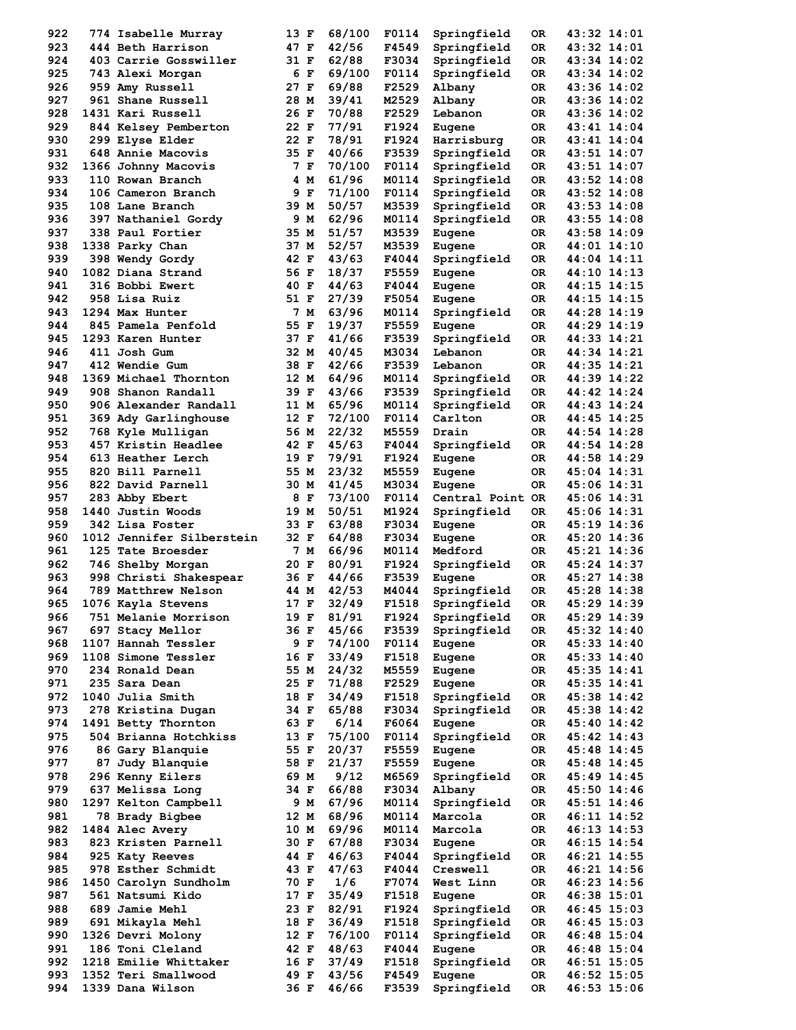| Place | Bib | Name | Age | Sex | Div Place | Division | City | State | Time | Pace |
|---|---|---|---|---|---|---|---|---|---|---|
| 922 | 774 | Isabelle Murray | 13 | F | 68/100 | F0114 | Springfield | OR | 43:32 | 14:01 |
| 923 | 444 | Beth Harrison | 47 | F | 42/56 | F4549 | Springfield | OR | 43:32 | 14:01 |
| 924 | 403 | Carrie Gosswiller | 31 | F | 62/88 | F3034 | Springfield | OR | 43:34 | 14:02 |
| 925 | 743 | Alexi Morgan | 6 | F | 69/100 | F0114 | Springfield | OR | 43:34 | 14:02 |
| 926 | 959 | Amy Russell | 27 | F | 69/88 | F2529 | Albany | OR | 43:36 | 14:02 |
| 927 | 961 | Shane Russell | 28 | M | 39/41 | M2529 | Albany | OR | 43:36 | 14:02 |
| 928 | 1431 | Kari Russell | 26 | F | 70/88 | F2529 | Lebanon | OR | 43:36 | 14:02 |
| 929 | 844 | Kelsey Pemberton | 22 | F | 77/91 | F1924 | Eugene | OR | 43:41 | 14:04 |
| 930 | 299 | Elyse Elder | 22 | F | 78/91 | F1924 | Harrisburg | OR | 43:41 | 14:04 |
| 931 | 648 | Annie Macovis | 35 | F | 40/66 | F3539 | Springfield | OR | 43:51 | 14:07 |
| 932 | 1366 | Johnny Macovis | 7 | F | 70/100 | F0114 | Springfield | OR | 43:51 | 14:07 |
| 933 | 110 | Rowan Branch | 4 | M | 61/96 | M0114 | Springfield | OR | 43:52 | 14:08 |
| 934 | 106 | Cameron Branch | 9 | F | 71/100 | F0114 | Springfield | OR | 43:52 | 14:08 |
| 935 | 108 | Lane Branch | 39 | M | 50/57 | M3539 | Springfield | OR | 43:53 | 14:08 |
| 936 | 397 | Nathaniel Gordy | 9 | M | 62/96 | M0114 | Springfield | OR | 43:55 | 14:08 |
| 937 | 338 | Paul Fortier | 35 | M | 51/57 | M3539 | Eugene | OR | 43:58 | 14:09 |
| 938 | 1338 | Parky Chan | 37 | M | 52/57 | M3539 | Eugene | OR | 44:01 | 14:10 |
| 939 | 398 | Wendy Gordy | 42 | F | 43/63 | F4044 | Springfield | OR | 44:04 | 14:11 |
| 940 | 1082 | Diana Strand | 56 | F | 18/37 | F5559 | Eugene | OR | 44:10 | 14:13 |
| 941 | 316 | Bobbi Ewert | 40 | F | 44/63 | F4044 | Eugene | OR | 44:15 | 14:15 |
| 942 | 958 | Lisa Ruiz | 51 | F | 27/39 | F5054 | Eugene | OR | 44:15 | 14:15 |
| 943 | 1294 | Max Hunter | 7 | M | 63/96 | M0114 | Springfield | OR | 44:28 | 14:19 |
| 944 | 845 | Pamela Penfold | 55 | F | 19/37 | F5559 | Eugene | OR | 44:29 | 14:19 |
| 945 | 1293 | Karen Hunter | 37 | F | 41/66 | F3539 | Springfield | OR | 44:33 | 14:21 |
| 946 | 411 | Josh Gum | 32 | M | 40/45 | M3034 | Lebanon | OR | 44:34 | 14:21 |
| 947 | 412 | Wendie Gum | 38 | F | 42/66 | F3539 | Lebanon | OR | 44:35 | 14:21 |
| 948 | 1369 | Michael Thornton | 12 | M | 64/96 | M0114 | Springfield | OR | 44:39 | 14:22 |
| 949 | 908 | Shanon Randall | 39 | F | 43/66 | F3539 | Springfield | OR | 44:42 | 14:24 |
| 950 | 906 | Alexander Randall | 11 | M | 65/96 | M0114 | Springfield | OR | 44:43 | 14:24 |
| 951 | 369 | Ady Garlinghouse | 12 | F | 72/100 | F0114 | Carlton | OR | 44:45 | 14:25 |
| 952 | 768 | Kyle Mulligan | 56 | M | 22/32 | M5559 | Drain | OR | 44:54 | 14:28 |
| 953 | 457 | Kristin Headlee | 42 | F | 45/63 | F4044 | Springfield | OR | 44:54 | 14:28 |
| 954 | 613 | Heather Lerch | 19 | F | 79/91 | F1924 | Eugene | OR | 44:58 | 14:29 |
| 955 | 820 | Bill Parnell | 55 | M | 23/32 | M5559 | Eugene | OR | 45:04 | 14:31 |
| 956 | 822 | David Parnell | 30 | M | 41/45 | M3034 | Eugene | OR | 45:06 | 14:31 |
| 957 | 283 | Abby Ebert | 8 | F | 73/100 | F0114 | Central Point | OR | 45:06 | 14:31 |
| 958 | 1440 | Justin Woods | 19 | M | 50/51 | M1924 | Springfield | OR | 45:06 | 14:31 |
| 959 | 342 | Lisa Foster | 33 | F | 63/88 | F3034 | Eugene | OR | 45:19 | 14:36 |
| 960 | 1012 | Jennifer Silberstein | 32 | F | 64/88 | F3034 | Eugene | OR | 45:20 | 14:36 |
| 961 | 125 | Tate Broesder | 7 | M | 66/96 | M0114 | Medford | OR | 45:21 | 14:36 |
| 962 | 746 | Shelby Morgan | 20 | F | 80/91 | F1924 | Springfield | OR | 45:24 | 14:37 |
| 963 | 998 | Christi Shakespear | 36 | F | 44/66 | F3539 | Eugene | OR | 45:27 | 14:38 |
| 964 | 789 | Matthrew Nelson | 44 | M | 42/53 | M4044 | Springfield | OR | 45:28 | 14:38 |
| 965 | 1076 | Kayla Stevens | 17 | F | 32/49 | F1518 | Springfield | OR | 45:29 | 14:39 |
| 966 | 751 | Melanie Morrison | 19 | F | 81/91 | F1924 | Springfield | OR | 45:29 | 14:39 |
| 967 | 697 | Stacy Mellor | 36 | F | 45/66 | F3539 | Springfield | OR | 45:32 | 14:40 |
| 968 | 1107 | Hannah Tessler | 9 | F | 74/100 | F0114 | Eugene | OR | 45:33 | 14:40 |
| 969 | 1108 | Simone Tessler | 16 | F | 33/49 | F1518 | Eugene | OR | 45:33 | 14:40 |
| 970 | 234 | Ronald Dean | 55 | M | 24/32 | M5559 | Eugene | OR | 45:35 | 14:41 |
| 971 | 235 | Sara Dean | 25 | F | 71/88 | F2529 | Eugene | OR | 45:35 | 14:41 |
| 972 | 1040 | Julia Smith | 18 | F | 34/49 | F1518 | Springfield | OR | 45:38 | 14:42 |
| 973 | 278 | Kristina Dugan | 34 | F | 65/88 | F3034 | Springfield | OR | 45:38 | 14:42 |
| 974 | 1491 | Betty Thornton | 63 | F | 6/14 | F6064 | Eugene | OR | 45:40 | 14:42 |
| 975 | 504 | Brianna Hotchkiss | 13 | F | 75/100 | F0114 | Springfield | OR | 45:42 | 14:43 |
| 976 | 86 | Gary Blanquie | 55 | F | 20/37 | F5559 | Eugene | OR | 45:48 | 14:45 |
| 977 | 87 | Judy Blanquie | 58 | F | 21/37 | F5559 | Eugene | OR | 45:48 | 14:45 |
| 978 | 296 | Kenny Eilers | 69 | M | 9/12 | M6569 | Springfield | OR | 45:49 | 14:45 |
| 979 | 637 | Melissa Long | 34 | F | 66/88 | F3034 | Albany | OR | 45:50 | 14:46 |
| 980 | 1297 | Kelton Campbell | 9 | M | 67/96 | M0114 | Springfield | OR | 45:51 | 14:46 |
| 981 | 78 | Brady Bigbee | 12 | M | 68/96 | M0114 | Marcola | OR | 46:11 | 14:52 |
| 982 | 1484 | Alec Avery | 10 | M | 69/96 | M0114 | Marcola | OR | 46:13 | 14:53 |
| 983 | 823 | Kristen Parnell | 30 | F | 67/88 | F3034 | Eugene | OR | 46:15 | 14:54 |
| 984 | 925 | Katy Reeves | 44 | F | 46/63 | F4044 | Springfield | OR | 46:21 | 14:55 |
| 985 | 978 | Esther Schmidt | 43 | F | 47/63 | F4044 | Creswell | OR | 46:21 | 14:56 |
| 986 | 1450 | Carolyn Sundholm | 70 | F | 1/6 | F7074 | West Linn | OR | 46:23 | 14:56 |
| 987 | 561 | Natsumi Kido | 17 | F | 35/49 | F1518 | Eugene | OR | 46:38 | 15:01 |
| 988 | 689 | Jamie Mehl | 23 | F | 82/91 | F1924 | Springfield | OR | 46:45 | 15:03 |
| 989 | 691 | Mikayla Mehl | 18 | F | 36/49 | F1518 | Springfield | OR | 46:45 | 15:03 |
| 990 | 1326 | Devri Molony | 12 | F | 76/100 | F0114 | Springfield | OR | 46:48 | 15:04 |
| 991 | 186 | Toni Cleland | 42 | F | 48/63 | F4044 | Eugene | OR | 46:48 | 15:04 |
| 992 | 1218 | Emilie Whittaker | 16 | F | 37/49 | F1518 | Springfield | OR | 46:51 | 15:05 |
| 993 | 1352 | Teri Smallwood | 49 | F | 43/56 | F4549 | Eugene | OR | 46:52 | 15:05 |
| 994 | 1339 | Dana Wilson | 36 | F | 46/66 | F3539 | Springfield | OR | 46:53 | 15:06 |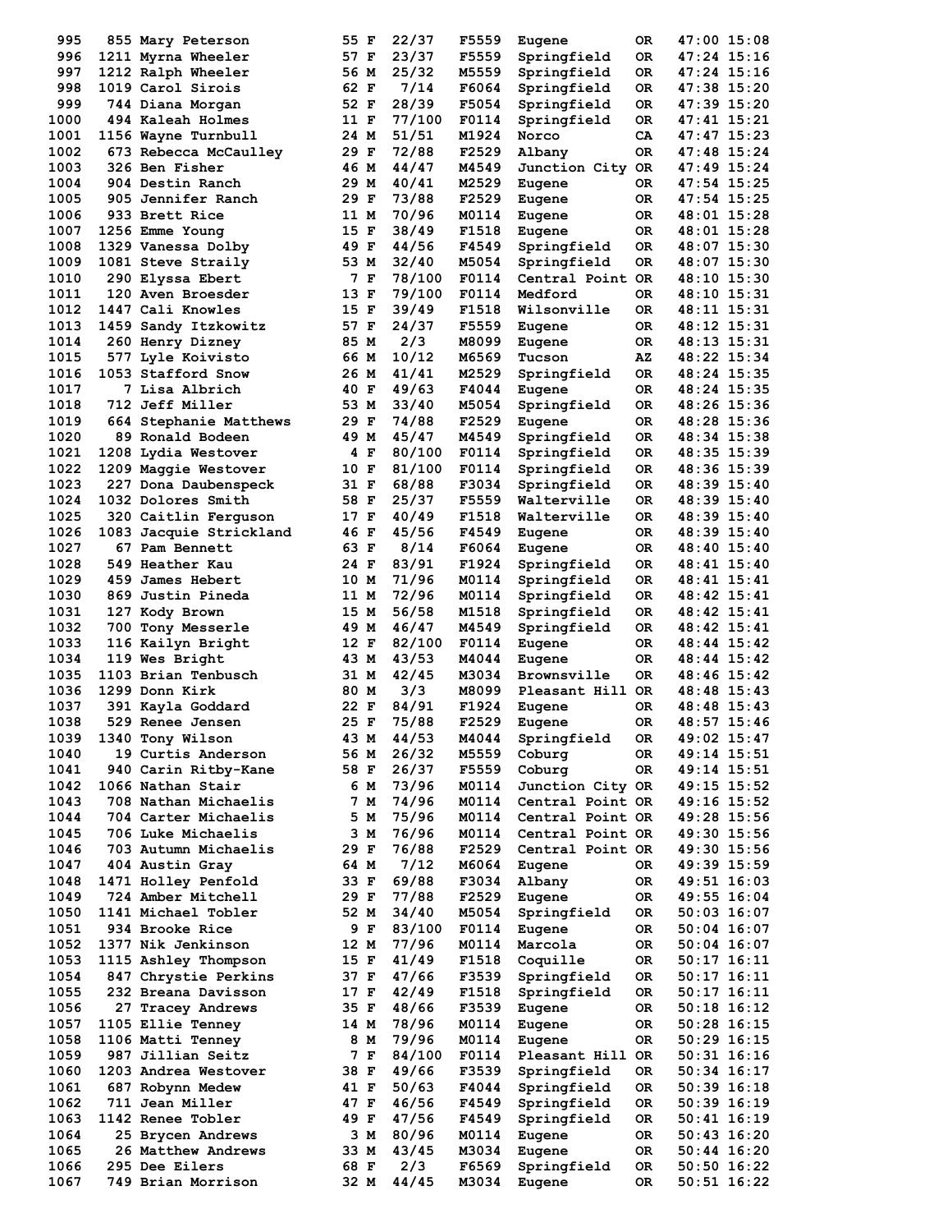| | | | | | | | | | | |
|---|---|---|---|---|---|---|---|---|---|---|
| 995 | 855 | Mary Peterson | 55 | F | 22/37 | F5559 | Eugene | OR | 47:00 | 15:08 |
| 996 | 1211 | Myrna Wheeler | 57 | F | 23/37 | F5559 | Springfield | OR | 47:24 | 15:16 |
| 997 | 1212 | Ralph Wheeler | 56 | M | 25/32 | M5559 | Springfield | OR | 47:24 | 15:16 |
| 998 | 1019 | Carol Sirois | 62 | F | 7/14 | F6064 | Springfield | OR | 47:38 | 15:20 |
| 999 | 744 | Diana Morgan | 52 | F | 28/39 | F5054 | Springfield | OR | 47:39 | 15:20 |
| 1000 | 494 | Kaleah Holmes | 11 | F | 77/100 | F0114 | Springfield | OR | 47:41 | 15:21 |
| 1001 | 1156 | Wayne Turnbull | 24 | M | 51/51 | M1924 | Norco | CA | 47:47 | 15:23 |
| 1002 | 673 | Rebecca McCaulley | 29 | F | 72/88 | F2529 | Albany | OR | 47:48 | 15:24 |
| 1003 | 326 | Ben Fisher | 46 | M | 44/47 | M4549 | Junction City | OR | 47:49 | 15:24 |
| 1004 | 904 | Destin Ranch | 29 | M | 40/41 | M2529 | Eugene | OR | 47:54 | 15:25 |
| 1005 | 905 | Jennifer Ranch | 29 | F | 73/88 | F2529 | Eugene | OR | 47:54 | 15:25 |
| 1006 | 933 | Brett Rice | 11 | M | 70/96 | M0114 | Eugene | OR | 48:01 | 15:28 |
| 1007 | 1256 | Emme Young | 15 | F | 38/49 | F1518 | Eugene | OR | 48:01 | 15:28 |
| 1008 | 1329 | Vanessa Dolby | 49 | F | 44/56 | F4549 | Springfield | OR | 48:07 | 15:30 |
| 1009 | 1081 | Steve Straily | 53 | M | 32/40 | M5054 | Springfield | OR | 48:07 | 15:30 |
| 1010 | 290 | Elyssa Ebert | 7 | F | 78/100 | F0114 | Central Point | OR | 48:10 | 15:30 |
| 1011 | 120 | Aven Broesder | 13 | F | 79/100 | F0114 | Medford | OR | 48:10 | 15:31 |
| 1012 | 1447 | Cali Knowles | 15 | F | 39/49 | F1518 | Wilsonville | OR | 48:11 | 15:31 |
| 1013 | 1459 | Sandy Itzkowitz | 57 | F | 24/37 | F5559 | Eugene | OR | 48:12 | 15:31 |
| 1014 | 260 | Henry Dizney | 85 | M | 2/3 | M8099 | Eugene | OR | 48:13 | 15:31 |
| 1015 | 577 | Lyle Koivisto | 66 | M | 10/12 | M6569 | Tucson | AZ | 48:22 | 15:34 |
| 1016 | 1053 | Stafford Snow | 26 | M | 41/41 | M2529 | Springfield | OR | 48:24 | 15:35 |
| 1017 | 7 | Lisa Albrich | 40 | F | 49/63 | F4044 | Eugene | OR | 48:24 | 15:35 |
| 1018 | 712 | Jeff Miller | 53 | M | 33/40 | M5054 | Springfield | OR | 48:26 | 15:36 |
| 1019 | 664 | Stephanie Matthews | 29 | F | 74/88 | F2529 | Eugene | OR | 48:28 | 15:36 |
| 1020 | 89 | Ronald Bodeen | 49 | M | 45/47 | M4549 | Springfield | OR | 48:34 | 15:38 |
| 1021 | 1208 | Lydia Westover | 4 | F | 80/100 | F0114 | Springfield | OR | 48:35 | 15:39 |
| 1022 | 1209 | Maggie Westover | 10 | F | 81/100 | F0114 | Springfield | OR | 48:36 | 15:39 |
| 1023 | 227 | Dona Daubenspeck | 31 | F | 68/88 | F3034 | Springfield | OR | 48:39 | 15:40 |
| 1024 | 1032 | Dolores Smith | 58 | F | 25/37 | F5559 | Walterville | OR | 48:39 | 15:40 |
| 1025 | 320 | Caitlin Ferguson | 17 | F | 40/49 | F1518 | Walterville | OR | 48:39 | 15:40 |
| 1026 | 1083 | Jacquie Strickland | 46 | F | 45/56 | F4549 | Eugene | OR | 48:39 | 15:40 |
| 1027 | 67 | Pam Bennett | 63 | F | 8/14 | F6064 | Eugene | OR | 48:40 | 15:40 |
| 1028 | 549 | Heather Kau | 24 | F | 83/91 | F1924 | Springfield | OR | 48:41 | 15:40 |
| 1029 | 459 | James Hebert | 10 | M | 71/96 | M0114 | Springfield | OR | 48:41 | 15:41 |
| 1030 | 869 | Justin Pineda | 11 | M | 72/96 | M0114 | Springfield | OR | 48:42 | 15:41 |
| 1031 | 127 | Kody Brown | 15 | M | 56/58 | M1518 | Springfield | OR | 48:42 | 15:41 |
| 1032 | 700 | Tony Messerle | 49 | M | 46/47 | M4549 | Springfield | OR | 48:42 | 15:41 |
| 1033 | 116 | Kailyn Bright | 12 | F | 82/100 | F0114 | Eugene | OR | 48:44 | 15:42 |
| 1034 | 119 | Wes Bright | 43 | M | 43/53 | M4044 | Eugene | OR | 48:44 | 15:42 |
| 1035 | 1103 | Brian Tenbusch | 31 | M | 42/45 | M3034 | Brownsville | OR | 48:46 | 15:42 |
| 1036 | 1299 | Donn Kirk | 80 | M | 3/3 | M8099 | Pleasant Hill | OR | 48:48 | 15:43 |
| 1037 | 391 | Kayla Goddard | 22 | F | 84/91 | F1924 | Eugene | OR | 48:48 | 15:43 |
| 1038 | 529 | Renee Jensen | 25 | F | 75/88 | F2529 | Eugene | OR | 48:57 | 15:46 |
| 1039 | 1340 | Tony Wilson | 43 | M | 44/53 | M4044 | Springfield | OR | 49:02 | 15:47 |
| 1040 | 19 | Curtis Anderson | 56 | M | 26/32 | M5559 | Coburg | OR | 49:14 | 15:51 |
| 1041 | 940 | Carin Ritby-Kane | 58 | F | 26/37 | F5559 | Coburg | OR | 49:14 | 15:51 |
| 1042 | 1066 | Nathan Stair | 6 | M | 73/96 | M0114 | Junction City | OR | 49:15 | 15:52 |
| 1043 | 708 | Nathan Michaelis | 7 | M | 74/96 | M0114 | Central Point | OR | 49:16 | 15:52 |
| 1044 | 704 | Carter Michaelis | 5 | M | 75/96 | M0114 | Central Point | OR | 49:28 | 15:56 |
| 1045 | 706 | Luke Michaelis | 3 | M | 76/96 | M0114 | Central Point | OR | 49:30 | 15:56 |
| 1046 | 703 | Autumn Michaelis | 29 | F | 76/88 | F2529 | Central Point | OR | 49:30 | 15:56 |
| 1047 | 404 | Austin Gray | 64 | M | 7/12 | M6064 | Eugene | OR | 49:39 | 15:59 |
| 1048 | 1471 | Holley Penfold | 33 | F | 69/88 | F3034 | Albany | OR | 49:51 | 16:03 |
| 1049 | 724 | Amber Mitchell | 29 | F | 77/88 | F2529 | Eugene | OR | 49:55 | 16:04 |
| 1050 | 1141 | Michael Tobler | 52 | M | 34/40 | M5054 | Springfield | OR | 50:03 | 16:07 |
| 1051 | 934 | Brooke Rice | 9 | F | 83/100 | F0114 | Eugene | OR | 50:04 | 16:07 |
| 1052 | 1377 | Nik Jenkinson | 12 | M | 77/96 | M0114 | Marcola | OR | 50:04 | 16:07 |
| 1053 | 1115 | Ashley Thompson | 15 | F | 41/49 | F1518 | Coquille | OR | 50:17 | 16:11 |
| 1054 | 847 | Chrystie Perkins | 37 | F | 47/66 | F3539 | Springfield | OR | 50:17 | 16:11 |
| 1055 | 232 | Breana Davisson | 17 | F | 42/49 | F1518 | Springfield | OR | 50:17 | 16:11 |
| 1056 | 27 | Tracey Andrews | 35 | F | 48/66 | F3539 | Eugene | OR | 50:18 | 16:12 |
| 1057 | 1105 | Ellie Tenney | 14 | M | 78/96 | M0114 | Eugene | OR | 50:28 | 16:15 |
| 1058 | 1106 | Matti Tenney | 8 | M | 79/96 | M0114 | Eugene | OR | 50:29 | 16:15 |
| 1059 | 987 | Jillian Seitz | 7 | F | 84/100 | F0114 | Pleasant Hill | OR | 50:31 | 16:16 |
| 1060 | 1203 | Andrea Westover | 38 | F | 49/66 | F3539 | Springfield | OR | 50:34 | 16:17 |
| 1061 | 687 | Robynn Medew | 41 | F | 50/63 | F4044 | Springfield | OR | 50:39 | 16:18 |
| 1062 | 711 | Jean Miller | 47 | F | 46/56 | F4549 | Springfield | OR | 50:39 | 16:19 |
| 1063 | 1142 | Renee Tobler | 49 | F | 47/56 | F4549 | Springfield | OR | 50:41 | 16:19 |
| 1064 | 25 | Brycen Andrews | 3 | M | 80/96 | M0114 | Eugene | OR | 50:43 | 16:20 |
| 1065 | 26 | Matthew Andrews | 33 | M | 43/45 | M3034 | Eugene | OR | 50:44 | 16:20 |
| 1066 | 295 | Dee Eilers | 68 | F | 2/3 | F6569 | Springfield | OR | 50:50 | 16:22 |
| 1067 | 749 | Brian Morrison | 32 | M | 44/45 | M3034 | Eugene | OR | 50:51 | 16:22 |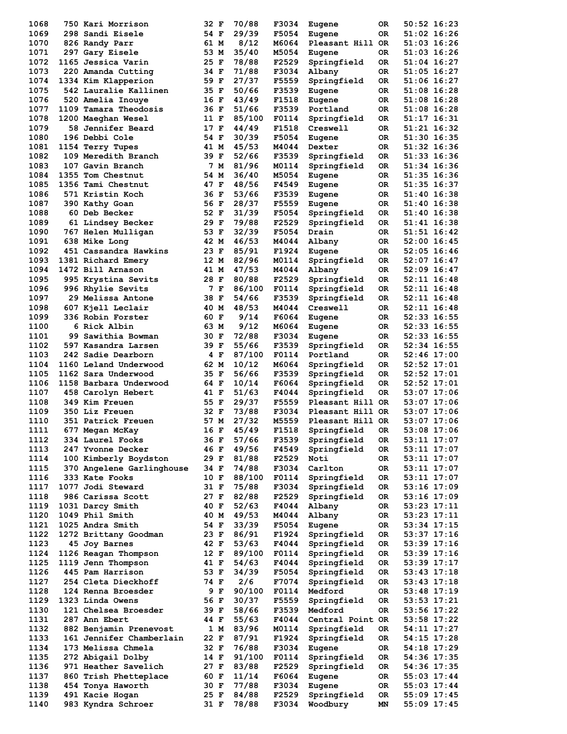| Place | Bib | Name | Age | Sex | Div Place | Division | City | State | Time | Pace |
|---|---|---|---|---|---|---|---|---|---|---|
| 1068 | 750 | Kari Morrison | 32 | F | 70/88 | F3034 | Eugene | OR | 50:52 | 16:23 |
| 1069 | 298 | Sandi Eisele | 54 | F | 29/39 | F5054 | Eugene | OR | 51:02 | 16:26 |
| 1070 | 826 | Randy Parr | 61 | M | 8/12 | M6064 | Pleasant Hill | OR | 51:03 | 16:26 |
| 1071 | 297 | Gary Eisele | 53 | M | 35/40 | M5054 | Eugene | OR | 51:03 | 16:26 |
| 1072 | 1165 | Jessica Varin | 25 | F | 78/88 | F2529 | Springfield | OR | 51:04 | 16:27 |
| 1073 | 220 | Amanda Cutting | 34 | F | 71/88 | F3034 | Albany | OR | 51:05 | 16:27 |
| 1074 | 1334 | Kim Klapperion | 59 | F | 27/37 | F5559 | Springfield | OR | 51:06 | 16:27 |
| 1075 | 542 | Lauralie Kallinen | 35 | F | 50/66 | F3539 | Eugene | OR | 51:08 | 16:28 |
| 1076 | 520 | Amelia Inouye | 16 | F | 43/49 | F1518 | Eugene | OR | 51:08 | 16:28 |
| 1077 | 1109 | Tamara Theodosis | 36 | F | 51/66 | F3539 | Portland | OR | 51:08 | 16:28 |
| 1078 | 1200 | Maeghan Wesel | 11 | F | 85/100 | F0114 | Springfield | OR | 51:17 | 16:31 |
| 1079 | 58 | Jennifer Beard | 17 | F | 44/49 | F1518 | Creswell | OR | 51:21 | 16:32 |
| 1080 | 196 | Debbi Cole | 54 | F | 30/39 | F5054 | Eugene | OR | 51:30 | 16:35 |
| 1081 | 1154 | Terry Tupes | 41 | M | 45/53 | M4044 | Dexter | OR | 51:32 | 16:36 |
| 1082 | 109 | Meredith Branch | 39 | F | 52/66 | F3539 | Springfield | OR | 51:33 | 16:36 |
| 1083 | 107 | Gavin Branch | 7 | M | 81/96 | M0114 | Springfield | OR | 51:34 | 16:36 |
| 1084 | 1355 | Tom Chestnut | 54 | M | 36/40 | M5054 | Eugene | OR | 51:35 | 16:36 |
| 1085 | 1356 | Tami Chestnut | 47 | F | 48/56 | F4549 | Eugene | OR | 51:35 | 16:37 |
| 1086 | 571 | Kristin Koch | 36 | F | 53/66 | F3539 | Eugene | OR | 51:40 | 16:38 |
| 1087 | 390 | Kathy Goan | 56 | F | 28/37 | F5559 | Eugene | OR | 51:40 | 16:38 |
| 1088 | 60 | Deb Becker | 52 | F | 31/39 | F5054 | Springfield | OR | 51:40 | 16:38 |
| 1089 | 61 | Lindsey Becker | 29 | F | 79/88 | F2529 | Springfield | OR | 51:41 | 16:38 |
| 1090 | 767 | Helen Mulligan | 53 | F | 32/39 | F5054 | Drain | OR | 51:51 | 16:42 |
| 1091 | 638 | Mike Long | 42 | M | 46/53 | M4044 | Albany | OR | 52:00 | 16:45 |
| 1092 | 451 | Cassandra Hawkins | 23 | F | 85/91 | F1924 | Eugene | OR | 52:05 | 16:46 |
| 1093 | 1381 | Richard Emery | 12 | M | 82/96 | M0114 | Springfield | OR | 52:07 | 16:47 |
| 1094 | 1472 | Bill Arnason | 41 | M | 47/53 | M4044 | Albany | OR | 52:09 | 16:47 |
| 1095 | 995 | Krystina Sevits | 28 | F | 80/88 | F2529 | Springfield | OR | 52:11 | 16:48 |
| 1096 | 996 | Rhylie Sevits | 7 | F | 86/100 | F0114 | Springfield | OR | 52:11 | 16:48 |
| 1097 | 29 | Melissa Antone | 38 | F | 54/66 | F3539 | Springfield | OR | 52:11 | 16:48 |
| 1098 | 607 | Kjell Leclair | 40 | M | 48/53 | M4044 | Creswell | OR | 52:11 | 16:48 |
| 1099 | 336 | Robin Forster | 60 | F | 9/14 | F6064 | Eugene | OR | 52:33 | 16:55 |
| 1100 | 6 | Rick Albin | 63 | M | 9/12 | M6064 | Eugene | OR | 52:33 | 16:55 |
| 1101 | 99 | Sawithia Bowman | 30 | F | 72/88 | F3034 | Eugene | OR | 52:33 | 16:55 |
| 1102 | 597 | Kasandra Larsen | 39 | F | 55/66 | F3539 | Springfield | OR | 52:34 | 16:55 |
| 1103 | 242 | Sadie Dearborn | 4 | F | 87/100 | F0114 | Portland | OR | 52:46 | 17:00 |
| 1104 | 1160 | Leland Underwood | 62 | M | 10/12 | M6064 | Springfield | OR | 52:52 | 17:01 |
| 1105 | 1162 | Sara Underwood | 35 | F | 56/66 | F3539 | Springfield | OR | 52:52 | 17:01 |
| 1106 | 1158 | Barbara Underwood | 64 | F | 10/14 | F6064 | Springfield | OR | 52:52 | 17:01 |
| 1107 | 458 | Carolyn Hebert | 41 | F | 51/63 | F4044 | Springfield | OR | 53:07 | 17:06 |
| 1108 | 349 | Kim Freuen | 55 | F | 29/37 | F5559 | Pleasant Hill | OR | 53:07 | 17:06 |
| 1109 | 350 | Liz Freuen | 32 | F | 73/88 | F3034 | Pleasant Hill | OR | 53:07 | 17:06 |
| 1110 | 351 | Patrick Freuen | 57 | M | 27/32 | M5559 | Pleasant Hill | OR | 53:07 | 17:06 |
| 1111 | 677 | Megan McKay | 16 | F | 45/49 | F1518 | Springfield | OR | 53:08 | 17:06 |
| 1112 | 334 | Laurel Fooks | 36 | F | 57/66 | F3539 | Springfield | OR | 53:11 | 17:07 |
| 1113 | 247 | Yvonne Decker | 46 | F | 49/56 | F4549 | Springfield | OR | 53:11 | 17:07 |
| 1114 | 100 | Kimberly Boydston | 29 | F | 81/88 | F2529 | Noti | OR | 53:11 | 17:07 |
| 1115 | 370 | Angelene Garlinghouse | 34 | F | 74/88 | F3034 | Carlton | OR | 53:11 | 17:07 |
| 1116 | 333 | Kate Fooks | 10 | F | 88/100 | F0114 | Springfield | OR | 53:11 | 17:07 |
| 1117 | 1077 | Jodi Steward | 31 | F | 75/88 | F3034 | Springfield | OR | 53:16 | 17:09 |
| 1118 | 986 | Carissa Scott | 27 | F | 82/88 | F2529 | Springfield | OR | 53:16 | 17:09 |
| 1119 | 1031 | Darcy Smith | 40 | F | 52/63 | F4044 | Albany | OR | 53:23 | 17:11 |
| 1120 | 1049 | Phil Smith | 40 | M | 49/53 | M4044 | Albany | OR | 53:23 | 17:11 |
| 1121 | 1025 | Andra Smith | 54 | F | 33/39 | F5054 | Eugene | OR | 53:34 | 17:15 |
| 1122 | 1272 | Brittany Goodman | 23 | F | 86/91 | F1924 | Springfield | OR | 53:37 | 17:16 |
| 1123 | 45 | Joy Barnes | 42 | F | 53/63 | F4044 | Springfield | OR | 53:39 | 17:16 |
| 1124 | 1126 | Reagan Thompson | 12 | F | 89/100 | F0114 | Springfield | OR | 53:39 | 17:16 |
| 1125 | 1119 | Jenn Thompson | 41 | F | 54/63 | F4044 | Springfield | OR | 53:39 | 17:17 |
| 1126 | 445 | Pam Harrison | 53 | F | 34/39 | F5054 | Springfield | OR | 53:43 | 17:18 |
| 1127 | 254 | Cleta Dieckhoff | 74 | F | 2/6 | F7074 | Springfield | OR | 53:43 | 17:18 |
| 1128 | 124 | Renna Broesder | 9 | F | 90/100 | F0114 | Medford | OR | 53:48 | 17:19 |
| 1129 | 1323 | Linda Owens | 56 | F | 30/37 | F5559 | Springfield | OR | 53:53 | 17:21 |
| 1130 | 121 | Chelsea Broesder | 39 | F | 58/66 | F3539 | Medford | OR | 53:56 | 17:22 |
| 1131 | 287 | Ann Ebert | 44 | F | 55/63 | F4044 | Central Point | OR | 53:58 | 17:22 |
| 1132 | 882 | Benjamin Prenevost | 1 | M | 83/96 | M0114 | Springfield | OR | 54:11 | 17:27 |
| 1133 | 161 | Jennifer Chamberlain | 22 | F | 87/91 | F1924 | Springfield | OR | 54:15 | 17:28 |
| 1134 | 173 | Melissa Chmela | 32 | F | 76/88 | F3034 | Eugene | OR | 54:18 | 17:29 |
| 1135 | 272 | Abigail Dolby | 14 | F | 91/100 | F0114 | Springfield | OR | 54:36 | 17:35 |
| 1136 | 971 | Heather Savelich | 27 | F | 83/88 | F2529 | Springfield | OR | 54:36 | 17:35 |
| 1137 | 860 | Trish Phetteplace | 60 | F | 11/14 | F6064 | Eugene | OR | 55:03 | 17:44 |
| 1138 | 454 | Tonya Haworth | 30 | F | 77/88 | F3034 | Eugene | OR | 55:03 | 17:44 |
| 1139 | 491 | Kacie Hogan | 25 | F | 84/88 | F2529 | Springfield | OR | 55:09 | 17:45 |
| 1140 | 983 | Kyndra Schroer | 31 | F | 78/88 | F3034 | Woodbury | MN | 55:09 | 17:45 |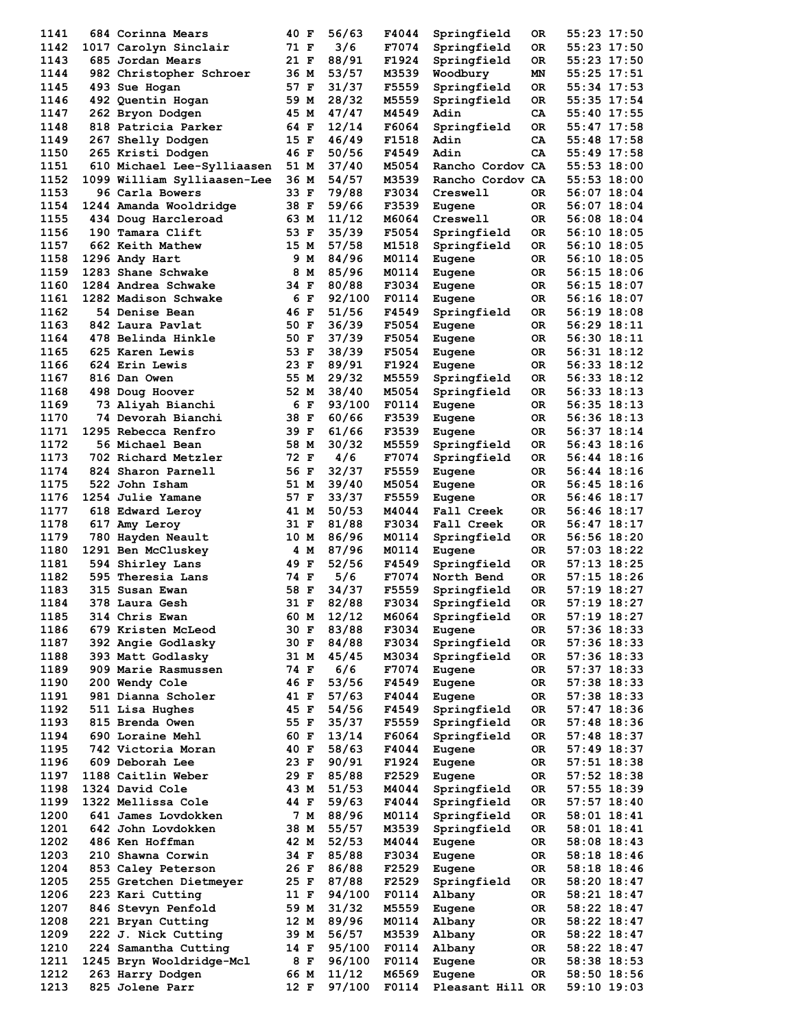| Place | Bib | Name | Age | Sex | Div Place | Division | City | State | Time | Pace |
|---|---|---|---|---|---|---|---|---|---|---|
| 1141 | 684 | Corinna Mears | 40 | F | 56/63 | F4044 | Springfield | OR | 55:23 | 17:50 |
| 1142 | 1017 | Carolyn Sinclair | 71 | F | 3/6 | F7074 | Springfield | OR | 55:23 | 17:50 |
| 1143 | 685 | Jordan Mears | 21 | F | 88/91 | F1924 | Springfield | OR | 55:23 | 17:50 |
| 1144 | 982 | Christopher Schroer | 36 | M | 53/57 | M3539 | Woodbury | MN | 55:25 | 17:51 |
| 1145 | 493 | Sue Hogan | 57 | F | 31/37 | F5559 | Springfield | OR | 55:34 | 17:53 |
| 1146 | 492 | Quentin Hogan | 59 | M | 28/32 | M5559 | Springfield | OR | 55:35 | 17:54 |
| 1147 | 262 | Bryon Dodgen | 45 | M | 47/47 | M4549 | Adin | CA | 55:40 | 17:55 |
| 1148 | 818 | Patricia Parker | 64 | F | 12/14 | F6064 | Springfield | OR | 55:47 | 17:58 |
| 1149 | 267 | Shelly Dodgen | 15 | F | 46/49 | F1518 | Adin | CA | 55:48 | 17:58 |
| 1150 | 265 | Kristi Dodgen | 46 | F | 50/56 | F4549 | Adin | CA | 55:49 | 17:58 |
| 1151 | 610 | Michael Lee-Sylliaasen | 51 | M | 37/40 | M5054 | Rancho Cordov | CA | 55:53 | 18:00 |
| 1152 | 1099 | William Sylliaasen-Lee | 36 | M | 54/57 | M3539 | Rancho Cordov | CA | 55:53 | 18:00 |
| 1153 | 96 | Carla Bowers | 33 | F | 79/88 | F3034 | Creswell | OR | 56:07 | 18:04 |
| 1154 | 1244 | Amanda Wooldridge | 38 | F | 59/66 | F3539 | Eugene | OR | 56:07 | 18:04 |
| 1155 | 434 | Doug Harcleroad | 63 | M | 11/12 | M6064 | Creswell | OR | 56:08 | 18:04 |
| 1156 | 190 | Tamara Clift | 53 | F | 35/39 | F5054 | Springfield | OR | 56:10 | 18:05 |
| 1157 | 662 | Keith Mathew | 15 | M | 57/58 | M1518 | Springfield | OR | 56:10 | 18:05 |
| 1158 | 1296 | Andy Hart | 9 | M | 84/96 | M0114 | Eugene | OR | 56:10 | 18:05 |
| 1159 | 1283 | Shane Schwake | 8 | M | 85/96 | M0114 | Eugene | OR | 56:15 | 18:06 |
| 1160 | 1284 | Andrea Schwake | 34 | F | 80/88 | F3034 | Eugene | OR | 56:15 | 18:07 |
| 1161 | 1282 | Madison Schwake | 6 | F | 92/100 | F0114 | Eugene | OR | 56:16 | 18:07 |
| 1162 | 54 | Denise Bean | 46 | F | 51/56 | F4549 | Springfield | OR | 56:19 | 18:08 |
| 1163 | 842 | Laura Pavlat | 50 | F | 36/39 | F5054 | Eugene | OR | 56:29 | 18:11 |
| 1164 | 478 | Belinda Hinkle | 50 | F | 37/39 | F5054 | Eugene | OR | 56:30 | 18:11 |
| 1165 | 625 | Karen Lewis | 53 | F | 38/39 | F5054 | Eugene | OR | 56:31 | 18:12 |
| 1166 | 624 | Erin Lewis | 23 | F | 89/91 | F1924 | Eugene | OR | 56:33 | 18:12 |
| 1167 | 816 | Dan Owen | 55 | M | 29/32 | M5559 | Springfield | OR | 56:33 | 18:12 |
| 1168 | 498 | Doug Hoover | 52 | M | 38/40 | M5054 | Springfield | OR | 56:33 | 18:13 |
| 1169 | 73 | Aliyah Bianchi | 6 | F | 93/100 | F0114 | Eugene | OR | 56:35 | 18:13 |
| 1170 | 74 | Devorah Bianchi | 38 | F | 60/66 | F3539 | Eugene | OR | 56:36 | 18:13 |
| 1171 | 1295 | Rebecca Renfro | 39 | F | 61/66 | F3539 | Eugene | OR | 56:37 | 18:14 |
| 1172 | 56 | Michael Bean | 58 | M | 30/32 | M5559 | Springfield | OR | 56:43 | 18:16 |
| 1173 | 702 | Richard Metzler | 72 | F | 4/6 | F7074 | Springfield | OR | 56:44 | 18:16 |
| 1174 | 824 | Sharon Parnell | 56 | F | 32/37 | F5559 | Eugene | OR | 56:44 | 18:16 |
| 1175 | 522 | John Isham | 51 | M | 39/40 | M5054 | Eugene | OR | 56:45 | 18:16 |
| 1176 | 1254 | Julie Yamane | 57 | F | 33/37 | F5559 | Eugene | OR | 56:46 | 18:17 |
| 1177 | 618 | Edward Leroy | 41 | M | 50/53 | M4044 | Fall Creek | OR | 56:46 | 18:17 |
| 1178 | 617 | Amy Leroy | 31 | F | 81/88 | F3034 | Fall Creek | OR | 56:47 | 18:17 |
| 1179 | 780 | Hayden Neault | 10 | M | 86/96 | M0114 | Springfield | OR | 56:56 | 18:20 |
| 1180 | 1291 | Ben McCluskey | 4 | M | 87/96 | M0114 | Eugene | OR | 57:03 | 18:22 |
| 1181 | 594 | Shirley Lans | 49 | F | 52/56 | F4549 | Springfield | OR | 57:13 | 18:25 |
| 1182 | 595 | Theresia Lans | 74 | F | 5/6 | F7074 | North Bend | OR | 57:15 | 18:26 |
| 1183 | 315 | Susan Ewan | 58 | F | 34/37 | F5559 | Springfield | OR | 57:19 | 18:27 |
| 1184 | 378 | Laura Gesh | 31 | F | 82/88 | F3034 | Springfield | OR | 57:19 | 18:27 |
| 1185 | 314 | Chris Ewan | 60 | M | 12/12 | M6064 | Springfield | OR | 57:19 | 18:27 |
| 1186 | 679 | Kristen McLeod | 30 | F | 83/88 | F3034 | Eugene | OR | 57:36 | 18:33 |
| 1187 | 392 | Angie Godlasky | 30 | F | 84/88 | F3034 | Springfield | OR | 57:36 | 18:33 |
| 1188 | 393 | Matt Godlasky | 31 | M | 45/45 | M3034 | Springfield | OR | 57:36 | 18:33 |
| 1189 | 909 | Marie Rasmussen | 74 | F | 6/6 | F7074 | Eugene | OR | 57:37 | 18:33 |
| 1190 | 200 | Wendy Cole | 46 | F | 53/56 | F4549 | Eugene | OR | 57:38 | 18:33 |
| 1191 | 981 | Dianna Scholer | 41 | F | 57/63 | F4044 | Eugene | OR | 57:38 | 18:33 |
| 1192 | 511 | Lisa Hughes | 45 | F | 54/56 | F4549 | Springfield | OR | 57:47 | 18:36 |
| 1193 | 815 | Brenda Owen | 55 | F | 35/37 | F5559 | Springfield | OR | 57:48 | 18:36 |
| 1194 | 690 | Loraine Mehl | 60 | F | 13/14 | F6064 | Springfield | OR | 57:48 | 18:37 |
| 1195 | 742 | Victoria Moran | 40 | F | 58/63 | F4044 | Eugene | OR | 57:49 | 18:37 |
| 1196 | 609 | Deborah Lee | 23 | F | 90/91 | F1924 | Eugene | OR | 57:51 | 18:38 |
| 1197 | 1188 | Caitlin Weber | 29 | F | 85/88 | F2529 | Eugene | OR | 57:52 | 18:38 |
| 1198 | 1324 | David Cole | 43 | M | 51/53 | M4044 | Springfield | OR | 57:55 | 18:39 |
| 1199 | 1322 | Mellissa Cole | 44 | F | 59/63 | F4044 | Springfield | OR | 57:57 | 18:40 |
| 1200 | 641 | James Lovdokken | 7 | M | 88/96 | M0114 | Springfield | OR | 58:01 | 18:41 |
| 1201 | 642 | John Lovdokken | 38 | M | 55/57 | M3539 | Springfield | OR | 58:01 | 18:41 |
| 1202 | 486 | Ken Hoffman | 42 | M | 52/53 | M4044 | Eugene | OR | 58:08 | 18:43 |
| 1203 | 210 | Shawna Corwin | 34 | F | 85/88 | F3034 | Eugene | OR | 58:18 | 18:46 |
| 1204 | 853 | Caley Peterson | 26 | F | 86/88 | F2529 | Eugene | OR | 58:18 | 18:46 |
| 1205 | 255 | Gretchen Dietmeyer | 25 | F | 87/88 | F2529 | Springfield | OR | 58:20 | 18:47 |
| 1206 | 223 | Kari Cutting | 11 | F | 94/100 | F0114 | Albany | OR | 58:21 | 18:47 |
| 1207 | 846 | Stevyn Penfold | 59 | M | 31/32 | M5559 | Eugene | OR | 58:22 | 18:47 |
| 1208 | 221 | Bryan Cutting | 12 | M | 89/96 | M0114 | Albany | OR | 58:22 | 18:47 |
| 1209 | 222 | J. Nick Cutting | 39 | M | 56/57 | M3539 | Albany | OR | 58:22 | 18:47 |
| 1210 | 224 | Samantha Cutting | 14 | F | 95/100 | F0114 | Albany | OR | 58:22 | 18:47 |
| 1211 | 1245 | Bryn Wooldridge-Mcl | 8 | F | 96/100 | F0114 | Eugene | OR | 58:38 | 18:53 |
| 1212 | 263 | Harry Dodgen | 66 | M | 11/12 | M6569 | Eugene | OR | 58:50 | 18:56 |
| 1213 | 825 | Jolene Parr | 12 | F | 97/100 | F0114 | Pleasant Hill | OR | 59:10 | 19:03 |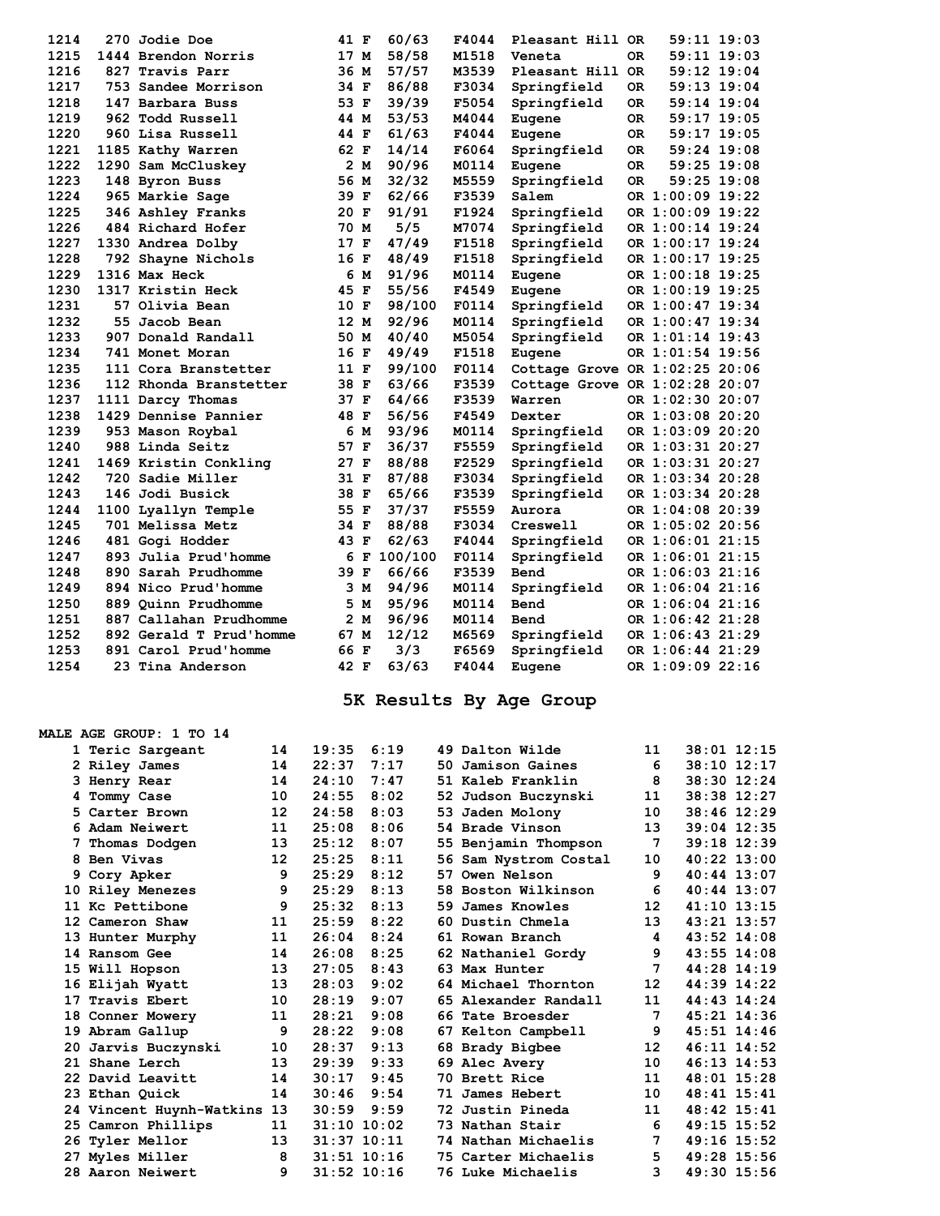| Place | Bib | Name | Age | Sex | Div Place | Div | City | State | Time | Pace |
|---|---|---|---|---|---|---|---|---|---|---|
| 1214 | 270 | Jodie Doe | 41 | F | 60/63 | F4044 | Pleasant Hill | OR | 59:11 | 19:03 |
| 1215 | 1444 | Brendon Norris | 17 | M | 58/58 | M1518 | Veneta | OR | 59:11 | 19:03 |
| 1216 | 827 | Travis Parr | 36 | M | 57/57 | M3539 | Pleasant Hill | OR | 59:12 | 19:04 |
| 1217 | 753 | Sandee Morrison | 34 | F | 86/88 | F3034 | Springfield | OR | 59:13 | 19:04 |
| 1218 | 147 | Barbara Buss | 53 | F | 39/39 | F5054 | Springfield | OR | 59:14 | 19:04 |
| 1219 | 962 | Todd Russell | 44 | M | 53/53 | M4044 | Eugene | OR | 59:17 | 19:05 |
| 1220 | 960 | Lisa Russell | 44 | F | 61/63 | F4044 | Eugene | OR | 59:17 | 19:05 |
| 1221 | 1185 | Kathy Warren | 62 | F | 14/14 | F6064 | Springfield | OR | 59:24 | 19:08 |
| 1222 | 1290 | Sam McCluskey | 2 | M | 90/96 | M0114 | Eugene | OR | 59:25 | 19:08 |
| 1223 | 148 | Byron Buss | 56 | M | 32/32 | M5559 | Springfield | OR | 59:25 | 19:08 |
| 1224 | 965 | Markie Sage | 39 | F | 62/66 | F3539 | Salem | OR | 1:00:09 | 19:22 |
| 1225 | 346 | Ashley Franks | 20 | F | 91/91 | F1924 | Springfield | OR | 1:00:09 | 19:22 |
| 1226 | 484 | Richard Hofer | 70 | M | 5/5 | M7074 | Springfield | OR | 1:00:14 | 19:24 |
| 1227 | 1330 | Andrea Dolby | 17 | F | 47/49 | F1518 | Springfield | OR | 1:00:17 | 19:24 |
| 1228 | 792 | Shayne Nichols | 16 | F | 48/49 | F1518 | Springfield | OR | 1:00:17 | 19:25 |
| 1229 | 1316 | Max Heck | 6 | M | 91/96 | M0114 | Eugene | OR | 1:00:18 | 19:25 |
| 1230 | 1317 | Kristin Heck | 45 | F | 55/56 | F4549 | Eugene | OR | 1:00:19 | 19:25 |
| 1231 | 57 | Olivia Bean | 10 | F | 98/100 | F0114 | Springfield | OR | 1:00:47 | 19:34 |
| 1232 | 55 | Jacob Bean | 12 | M | 92/96 | M0114 | Springfield | OR | 1:00:47 | 19:34 |
| 1233 | 907 | Donald Randall | 50 | M | 40/40 | M5054 | Springfield | OR | 1:01:14 | 19:43 |
| 1234 | 741 | Monet Moran | 16 | F | 49/49 | F1518 | Eugene | OR | 1:01:54 | 19:56 |
| 1235 | 111 | Cora Branstetter | 11 | F | 99/100 | F0114 | Cottage Grove | OR | 1:02:25 | 20:06 |
| 1236 | 112 | Rhonda Branstetter | 38 | F | 63/66 | F3539 | Cottage Grove | OR | 1:02:28 | 20:07 |
| 1237 | 1111 | Darcy Thomas | 37 | F | 64/66 | F3539 | Warren | OR | 1:02:30 | 20:07 |
| 1238 | 1429 | Dennise Pannier | 48 | F | 56/56 | F4549 | Dexter | OR | 1:03:08 | 20:20 |
| 1239 | 953 | Mason Roybal | 6 | M | 93/96 | M0114 | Springfield | OR | 1:03:09 | 20:20 |
| 1240 | 988 | Linda Seitz | 57 | F | 36/37 | F5559 | Springfield | OR | 1:03:31 | 20:27 |
| 1241 | 1469 | Kristin Conkling | 27 | F | 88/88 | F2529 | Springfield | OR | 1:03:31 | 20:27 |
| 1242 | 720 | Sadie Miller | 31 | F | 87/88 | F3034 | Springfield | OR | 1:03:34 | 20:28 |
| 1243 | 146 | Jodi Busick | 38 | F | 65/66 | F3539 | Springfield | OR | 1:03:34 | 20:28 |
| 1244 | 1100 | Lyallyn Temple | 55 | F | 37/37 | F5559 | Aurora | OR | 1:04:08 | 20:39 |
| 1245 | 701 | Melissa Metz | 34 | F | 88/88 | F3034 | Creswell | OR | 1:05:02 | 20:56 |
| 1246 | 481 | Gogi Hodder | 43 | F | 62/63 | F4044 | Springfield | OR | 1:06:01 | 21:15 |
| 1247 | 893 | Julia Prud'homme | 6 | F | 100/100 | F0114 | Springfield | OR | 1:06:01 | 21:15 |
| 1248 | 890 | Sarah Prudhomme | 39 | F | 66/66 | F3539 | Bend | OR | 1:06:03 | 21:16 |
| 1249 | 894 | Nico Prud'homme | 3 | M | 94/96 | M0114 | Springfield | OR | 1:06:04 | 21:16 |
| 1250 | 889 | Quinn Prudhomme | 5 | M | 95/96 | M0114 | Bend | OR | 1:06:04 | 21:16 |
| 1251 | 887 | Callahan Prudhomme | 2 | M | 96/96 | M0114 | Bend | OR | 1:06:42 | 21:28 |
| 1252 | 892 | Gerald T Prud'homme | 67 | M | 12/12 | M6569 | Springfield | OR | 1:06:43 | 21:29 |
| 1253 | 891 | Carol Prud'homme | 66 | F | 3/3 | F6569 | Springfield | OR | 1:06:44 | 21:29 |
| 1254 | 23 | Tina Anderson | 42 | F | 63/63 | F4044 | Eugene | OR | 1:09:09 | 22:16 |

## 5K Results By Age Group

**MALE AGE GROUP: 1 TO 14**

| Place | Name | Age | Time | Pace |
|---|---|---|---|---|
| 1 | Teric Sargeant | 14 | 19:35 | 6:19 |
| 2 | Riley James | 14 | 22:37 | 7:17 |
| 3 | Henry Rear | 14 | 24:10 | 7:47 |
| 4 | Tommy Case | 10 | 24:55 | 8:02 |
| 5 | Carter Brown | 12 | 24:58 | 8:03 |
| 6 | Adam Neiwert | 11 | 25:08 | 8:06 |
| 7 | Thomas Dodgen | 13 | 25:12 | 8:07 |
| 8 | Ben Vivas | 12 | 25:25 | 8:11 |
| 9 | Cory Apker | 9 | 25:29 | 8:12 |
| 10 | Riley Menezes | 9 | 25:29 | 8:13 |
| 11 | Kc Pettibone | 9 | 25:32 | 8:13 |
| 12 | Cameron Shaw | 11 | 25:59 | 8:22 |
| 13 | Hunter Murphy | 11 | 26:04 | 8:24 |
| 14 | Ransom Gee | 14 | 26:08 | 8:25 |
| 15 | Will Hopson | 13 | 27:05 | 8:43 |
| 16 | Elijah Wyatt | 13 | 28:03 | 9:02 |
| 17 | Travis Ebert | 10 | 28:19 | 9:07 |
| 18 | Conner Mowery | 11 | 28:21 | 9:08 |
| 19 | Abram Gallup | 9 | 28:22 | 9:08 |
| 20 | Jarvis Buczynski | 10 | 28:37 | 9:13 |
| 21 | Shane Lerch | 13 | 29:39 | 9:33 |
| 22 | David Leavitt | 14 | 30:17 | 9:45 |
| 23 | Ethan Quick | 14 | 30:46 | 9:54 |
| 24 | Vincent Huynh-Watkins | 13 | 30:59 | 9:59 |
| 25 | Camron Phillips | 11 | 31:10 | 10:02 |
| 26 | Tyler Mellor | 13 | 31:37 | 10:11 |
| 27 | Myles Miller | 8 | 31:51 | 10:16 |
| 28 | Aaron Neiwert | 9 | 31:52 | 10:16 |
| 49 | Dalton Wilde | 11 | 38:01 | 12:15 |
| 50 | Jamison Gaines | 6 | 38:10 | 12:17 |
| 51 | Kaleb Franklin | 8 | 38:30 | 12:24 |
| 52 | Judson Buczynski | 11 | 38:38 | 12:27 |
| 53 | Jaden Molony | 10 | 38:46 | 12:29 |
| 54 | Brade Vinson | 13 | 39:04 | 12:35 |
| 55 | Benjamin Thompson | 7 | 39:18 | 12:39 |
| 56 | Sam Nystrom Costal | 10 | 40:22 | 13:00 |
| 57 | Owen Nelson | 9 | 40:44 | 13:07 |
| 58 | Boston Wilkinson | 6 | 40:44 | 13:07 |
| 59 | James Knowles | 12 | 41:10 | 13:15 |
| 60 | Dustin Chmela | 13 | 43:21 | 13:57 |
| 61 | Rowan Branch | 4 | 43:52 | 14:08 |
| 62 | Nathaniel Gordy | 9 | 43:55 | 14:08 |
| 63 | Max Hunter | 7 | 44:28 | 14:19 |
| 64 | Michael Thornton | 12 | 44:39 | 14:22 |
| 65 | Alexander Randall | 11 | 44:43 | 14:24 |
| 66 | Tate Broesder | 7 | 45:21 | 14:36 |
| 67 | Kelton Campbell | 9 | 45:51 | 14:46 |
| 68 | Brady Bigbee | 12 | 46:11 | 14:52 |
| 69 | Alec Avery | 10 | 46:13 | 14:53 |
| 70 | Brett Rice | 11 | 48:01 | 15:28 |
| 71 | James Hebert | 10 | 48:41 | 15:41 |
| 72 | Justin Pineda | 11 | 48:42 | 15:41 |
| 73 | Nathan Stair | 6 | 49:15 | 15:52 |
| 74 | Nathan Michaelis | 7 | 49:16 | 15:52 |
| 75 | Carter Michaelis | 5 | 49:28 | 15:56 |
| 76 | Luke Michaelis | 3 | 49:30 | 15:56 |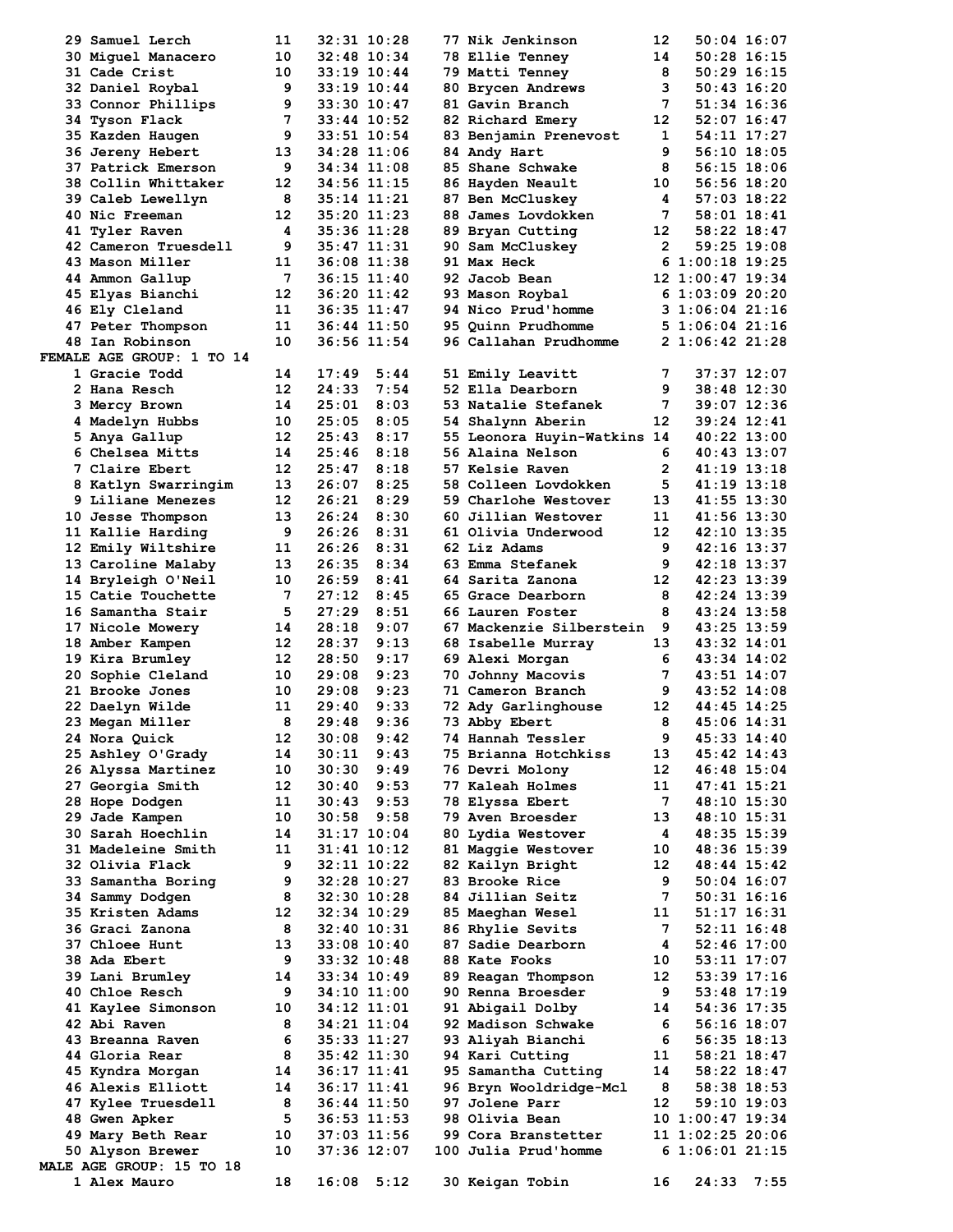| Place | Name | Age | Time | Pace |
|---|---|---|---|---|
| 29 | Samuel Lerch | 11 | 32:31 | 10:28 |
| 30 | Miguel Manacero | 10 | 32:48 | 10:34 |
| 31 | Cade Crist | 10 | 33:19 | 10:44 |
| 32 | Daniel Roybal | 9 | 33:19 | 10:44 |
| 33 | Connor Phillips | 9 | 33:30 | 10:47 |
| 34 | Tyson Flack | 7 | 33:44 | 10:52 |
| 35 | Kazden Haugen | 9 | 33:51 | 10:54 |
| 36 | Jereny Hebert | 13 | 34:28 | 11:06 |
| 37 | Patrick Emerson | 9 | 34:34 | 11:08 |
| 38 | Collin Whittaker | 12 | 34:56 | 11:15 |
| 39 | Caleb Lewellyn | 8 | 35:14 | 11:21 |
| 40 | Nic Freeman | 12 | 35:20 | 11:23 |
| 41 | Tyler Raven | 4 | 35:36 | 11:28 |
| 42 | Cameron Truesdell | 9 | 35:47 | 11:31 |
| 43 | Mason Miller | 11 | 36:08 | 11:38 |
| 44 | Ammon Gallup | 7 | 36:15 | 11:40 |
| 45 | Elyas Bianchi | 12 | 36:20 | 11:42 |
| 46 | Ely Cleland | 11 | 36:35 | 11:47 |
| 47 | Peter Thompson | 11 | 36:44 | 11:50 |
| 48 | Ian Robinson | 10 | 36:56 | 11:54 |
| 77 | Nik Jenkinson | 12 | 50:04 | 16:07 |
| 78 | Ellie Tenney | 14 | 50:28 | 16:15 |
| 79 | Matti Tenney | 8 | 50:29 | 16:15 |
| 80 | Brycen Andrews | 3 | 50:43 | 16:20 |
| 81 | Gavin Branch | 7 | 51:34 | 16:36 |
| 82 | Richard Emery | 12 | 52:07 | 16:47 |
| 83 | Benjamin Prenevost | 1 | 54:11 | 17:27 |
| 84 | Andy Hart | 9 | 56:10 | 18:05 |
| 85 | Shane Schwake | 8 | 56:15 | 18:06 |
| 86 | Hayden Neault | 10 | 56:56 | 18:20 |
| 87 | Ben McCluskey | 4 | 57:03 | 18:22 |
| 88 | James Lovdokken | 7 | 58:01 | 18:41 |
| 89 | Bryan Cutting | 12 | 58:22 | 18:47 |
| 90 | Sam McCluskey | 2 | 59:25 | 19:08 |
| 91 | Max Heck | 6 | 1:00:18 | 19:25 |
| 92 | Jacob Bean | 12 | 1:00:47 | 19:34 |
| 93 | Mason Roybal | 6 | 1:03:09 | 20:20 |
| 94 | Nico Prud'homme | 3 | 1:06:04 | 21:16 |
| 95 | Quinn Prudhomme | 5 | 1:06:04 | 21:16 |
| 96 | Callahan Prudhomme | 2 | 1:06:42 | 21:28 |

## FEMALE AGE GROUP: 1 TO 14

| Place | Name | Age | Time | Pace |
|---|---|---|---|---|
| 1 | Gracie Todd | 14 | 17:49 | 5:44 |
| 2 | Hana Resch | 12 | 24:33 | 7:54 |
| 3 | Mercy Brown | 14 | 25:01 | 8:03 |
| 4 | Madelyn Hubbs | 10 | 25:05 | 8:05 |
| 5 | Anya Gallup | 12 | 25:43 | 8:17 |
| 6 | Chelsea Mitts | 14 | 25:46 | 8:18 |
| 7 | Claire Ebert | 12 | 25:47 | 8:18 |
| 8 | Katlyn Swarringim | 13 | 26:07 | 8:25 |
| 9 | Liliane Menezes | 12 | 26:21 | 8:29 |
| 10 | Jesse Thompson | 13 | 26:24 | 8:30 |
| 11 | Kallie Harding | 9 | 26:26 | 8:31 |
| 12 | Emily Wiltshire | 11 | 26:26 | 8:31 |
| 13 | Caroline Malaby | 13 | 26:35 | 8:34 |
| 14 | Bryleigh O'Neil | 10 | 26:59 | 8:41 |
| 15 | Catie Touchette | 7 | 27:12 | 8:45 |
| 16 | Samantha Stair | 5 | 27:29 | 8:51 |
| 17 | Nicole Mowery | 14 | 28:18 | 9:07 |
| 18 | Amber Kampen | 12 | 28:37 | 9:13 |
| 19 | Kira Brumley | 12 | 28:50 | 9:17 |
| 20 | Sophie Cleland | 10 | 29:08 | 9:23 |
| 21 | Brooke Jones | 10 | 29:08 | 9:23 |
| 22 | Daelyn Wilde | 11 | 29:40 | 9:33 |
| 23 | Megan Miller | 8 | 29:48 | 9:36 |
| 24 | Nora Quick | 12 | 30:08 | 9:42 |
| 25 | Ashley O'Grady | 14 | 30:11 | 9:43 |
| 26 | Alyssa Martinez | 10 | 30:30 | 9:49 |
| 27 | Georgia Smith | 12 | 30:40 | 9:53 |
| 28 | Hope Dodgen | 11 | 30:43 | 9:53 |
| 29 | Jade Kampen | 10 | 30:58 | 9:58 |
| 30 | Sarah Hoechlin | 14 | 31:17 | 10:04 |
| 31 | Madeleine Smith | 11 | 31:41 | 10:12 |
| 32 | Olivia Flack | 9 | 32:11 | 10:22 |
| 33 | Samantha Boring | 9 | 32:28 | 10:27 |
| 34 | Sammy Dodgen | 8 | 32:30 | 10:28 |
| 35 | Kristen Adams | 12 | 32:34 | 10:29 |
| 36 | Graci Zanona | 8 | 32:40 | 10:31 |
| 37 | Chloee Hunt | 13 | 33:08 | 10:40 |
| 38 | Ada Ebert | 9 | 33:32 | 10:48 |
| 39 | Lani Brumley | 14 | 33:34 | 10:49 |
| 40 | Chloe Resch | 9 | 34:10 | 11:00 |
| 41 | Kaylee Simonson | 10 | 34:12 | 11:01 |
| 42 | Abi Raven | 8 | 34:21 | 11:04 |
| 43 | Breanna Raven | 6 | 35:33 | 11:27 |
| 44 | Gloria Rear | 8 | 35:42 | 11:30 |
| 45 | Kyndra Morgan | 14 | 36:17 | 11:41 |
| 46 | Alexis Elliott | 14 | 36:17 | 11:41 |
| 47 | Kylee Truesdell | 8 | 36:44 | 11:50 |
| 48 | Gwen Apker | 5 | 36:53 | 11:53 |
| 49 | Mary Beth Rear | 10 | 37:03 | 11:56 |
| 50 | Alyson Brewer | 10 | 37:36 | 12:07 |
| 51 | Emily Leavitt | 7 | 37:37 | 12:07 |
| 52 | Ella Dearborn | 9 | 38:48 | 12:30 |
| 53 | Natalie Stefanek | 7 | 39:07 | 12:36 |
| 54 | Shalynn Aberin | 12 | 39:24 | 12:41 |
| 55 | Leonora Huyin-Watkins | 14 | 40:22 | 13:00 |
| 56 | Alaina Nelson | 6 | 40:43 | 13:07 |
| 57 | Kelsie Raven | 2 | 41:19 | 13:18 |
| 58 | Colleen Lovdokken | 5 | 41:19 | 13:18 |
| 59 | Charlohe Westover | 13 | 41:55 | 13:30 |
| 60 | Jillian Westover | 11 | 41:56 | 13:30 |
| 61 | Olivia Underwood | 12 | 42:10 | 13:35 |
| 62 | Liz Adams | 9 | 42:16 | 13:37 |
| 63 | Emma Stefanek | 9 | 42:18 | 13:37 |
| 64 | Sarita Zanona | 12 | 42:23 | 13:39 |
| 65 | Grace Dearborn | 8 | 42:24 | 13:39 |
| 66 | Lauren Foster | 8 | 43:24 | 13:58 |
| 67 | Mackenzie Silberstein | 9 | 43:25 | 13:59 |
| 68 | Isabelle Murray | 13 | 43:32 | 14:01 |
| 69 | Alexi Morgan | 6 | 43:34 | 14:02 |
| 70 | Johnny Macovis | 7 | 43:51 | 14:07 |
| 71 | Cameron Branch | 9 | 43:52 | 14:08 |
| 72 | Ady Garlinghouse | 12 | 44:45 | 14:25 |
| 73 | Abby Ebert | 8 | 45:06 | 14:31 |
| 74 | Hannah Tessler | 9 | 45:33 | 14:40 |
| 75 | Brianna Hotchkiss | 13 | 45:42 | 14:43 |
| 76 | Devri Molony | 12 | 46:48 | 15:04 |
| 77 | Kaleah Holmes | 11 | 47:41 | 15:21 |
| 78 | Elyssa Ebert | 7 | 48:10 | 15:30 |
| 79 | Aven Broesder | 13 | 48:10 | 15:31 |
| 80 | Lydia Westover | 4 | 48:35 | 15:39 |
| 81 | Maggie Westover | 10 | 48:36 | 15:39 |
| 82 | Kailyn Bright | 12 | 48:44 | 15:42 |
| 83 | Brooke Rice | 9 | 50:04 | 16:07 |
| 84 | Jillian Seitz | 7 | 50:31 | 16:16 |
| 85 | Maeghan Wesel | 11 | 51:17 | 16:31 |
| 86 | Rhylie Sevits | 7 | 52:11 | 16:48 |
| 87 | Sadie Dearborn | 4 | 52:46 | 17:00 |
| 88 | Kate Fooks | 10 | 53:11 | 17:07 |
| 89 | Reagan Thompson | 12 | 53:39 | 17:16 |
| 90 | Renna Broesder | 9 | 53:48 | 17:19 |
| 91 | Abigail Dolby | 14 | 54:36 | 17:35 |
| 92 | Madison Schwake | 6 | 56:16 | 18:07 |
| 93 | Aliyah Bianchi | 6 | 56:35 | 18:13 |
| 94 | Kari Cutting | 11 | 58:21 | 18:47 |
| 95 | Samantha Cutting | 14 | 58:22 | 18:47 |
| 96 | Bryn Wooldridge-Mcl | 8 | 58:38 | 18:53 |
| 97 | Jolene Parr | 12 | 59:10 | 19:03 |
| 98 | Olivia Bean | 10 | 1:00:47 | 19:34 |
| 99 | Cora Branstetter | 11 | 1:02:25 | 20:06 |
| 100 | Julia Prud'homme | 6 | 1:06:01 | 21:15 |

## MALE AGE GROUP: 15 TO 18

| Place | Name | Age | Time | Pace |
|---|---|---|---|---|
| 1 | Alex Mauro | 18 | 16:08 | 5:12 |
| 30 | Keigan Tobin | 16 | 24:33 | 7:55 |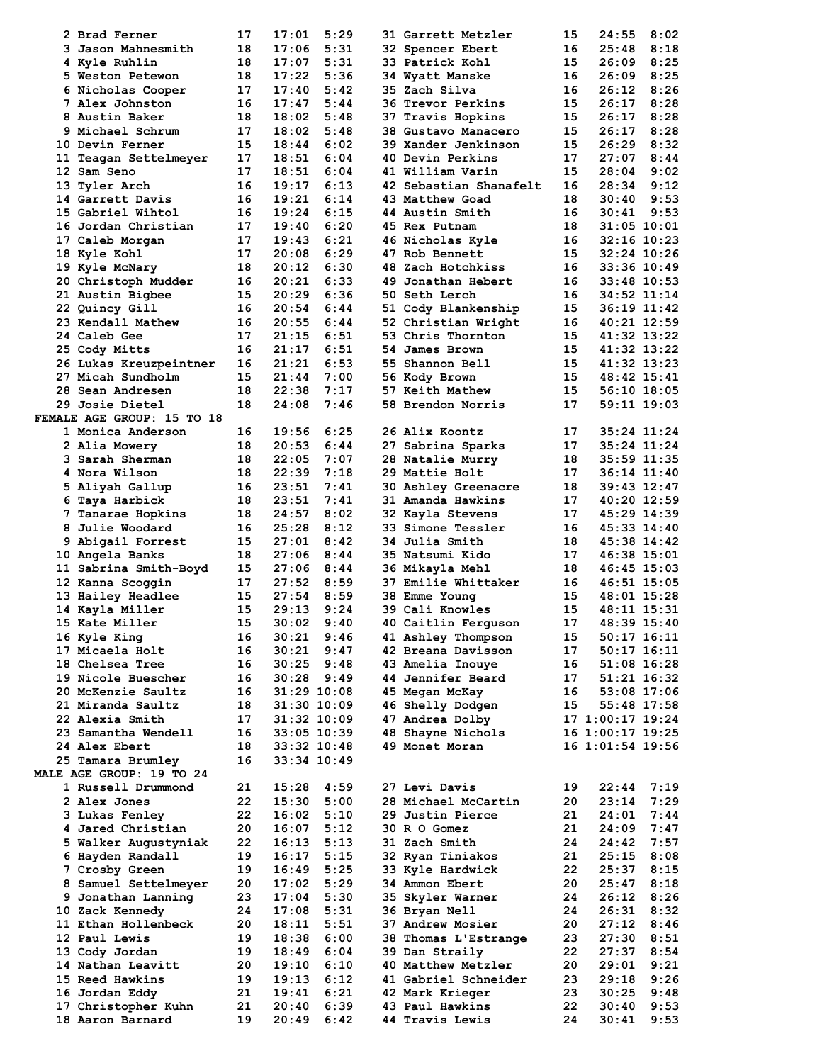| Place | Name | Age | Time | Pace |
|---|---|---|---|---|
| 2 | Brad Ferner | 17 | 17:01 | 5:29 |
| 3 | Jason Mahnesmith | 18 | 17:06 | 5:31 |
| 4 | Kyle Ruhlin | 18 | 17:07 | 5:31 |
| 5 | Weston Petewon | 18 | 17:22 | 5:36 |
| 6 | Nicholas Cooper | 17 | 17:40 | 5:42 |
| 7 | Alex Johnston | 16 | 17:47 | 5:44 |
| 8 | Austin Baker | 18 | 18:02 | 5:48 |
| 9 | Michael Schrum | 17 | 18:02 | 5:48 |
| 10 | Devin Ferner | 15 | 18:44 | 6:02 |
| 11 | Teagan Settelmeyer | 17 | 18:51 | 6:04 |
| 12 | Sam Seno | 17 | 18:51 | 6:04 |
| 13 | Tyler Arch | 16 | 19:17 | 6:13 |
| 14 | Garrett Davis | 16 | 19:21 | 6:14 |
| 15 | Gabriel Wihtol | 16 | 19:24 | 6:15 |
| 16 | Jordan Christian | 17 | 19:40 | 6:20 |
| 17 | Caleb Morgan | 17 | 19:43 | 6:21 |
| 18 | Kyle Kohl | 17 | 20:08 | 6:29 |
| 19 | Kyle McNary | 18 | 20:12 | 6:30 |
| 20 | Christoph Mudder | 16 | 20:21 | 6:33 |
| 21 | Austin Bigbee | 15 | 20:29 | 6:36 |
| 22 | Quincy Gill | 16 | 20:54 | 6:44 |
| 23 | Kendall Mathew | 16 | 20:55 | 6:44 |
| 24 | Caleb Gee | 17 | 21:15 | 6:51 |
| 25 | Cody Mitts | 16 | 21:17 | 6:51 |
| 26 | Lukas Kreuzpeintner | 16 | 21:21 | 6:53 |
| 27 | Micah Sundholm | 15 | 21:44 | 7:00 |
| 28 | Sean Andresen | 18 | 22:38 | 7:17 |
| 29 | Josie Dietel | 18 | 24:08 | 7:46 |
| 31 | Garrett Metzler | 15 | 24:55 | 8:02 |
| 32 | Spencer Ebert | 16 | 25:48 | 8:18 |
| 33 | Patrick Kohl | 15 | 26:09 | 8:25 |
| 34 | Wyatt Manske | 16 | 26:09 | 8:25 |
| 35 | Zach Silva | 16 | 26:12 | 8:26 |
| 36 | Trevor Perkins | 15 | 26:17 | 8:28 |
| 37 | Travis Hopkins | 15 | 26:17 | 8:28 |
| 38 | Gustavo Manacero | 15 | 26:17 | 8:28 |
| 39 | Xander Jenkinson | 15 | 26:29 | 8:32 |
| 40 | Devin Perkins | 17 | 27:07 | 8:44 |
| 41 | William Varin | 15 | 28:04 | 9:02 |
| 42 | Sebastian Shanafelt | 16 | 28:34 | 9:12 |
| 43 | Matthew Goad | 18 | 30:40 | 9:53 |
| 44 | Austin Smith | 16 | 30:41 | 9:53 |
| 45 | Rex Putnam | 18 | 31:05 | 10:01 |
| 46 | Nicholas Kyle | 16 | 32:16 | 10:23 |
| 47 | Rob Bennett | 15 | 32:24 | 10:26 |
| 48 | Zach Hotchkiss | 16 | 33:36 | 10:49 |
| 49 | Jonathan Hebert | 16 | 33:48 | 10:53 |
| 50 | Seth Lerch | 16 | 34:52 | 11:14 |
| 51 | Cody Blankenship | 15 | 36:19 | 11:42 |
| 52 | Christian Wright | 16 | 40:21 | 12:59 |
| 53 | Chris Thornton | 15 | 41:32 | 13:22 |
| 54 | James Brown | 15 | 41:32 | 13:22 |
| 55 | Shannon Bell | 15 | 41:32 | 13:23 |
| 56 | Kody Brown | 15 | 48:42 | 15:41 |
| 57 | Keith Mathew | 15 | 56:10 | 18:05 |
| 58 | Brendon Norris | 17 | 59:11 | 19:03 |

## FEMALE AGE GROUP: 15 TO 18

| Place | Name | Age | Time | Pace |
|---|---|---|---|---|
| 1 | Monica Anderson | 16 | 19:56 | 6:25 |
| 2 | Alia Mowery | 18 | 20:53 | 6:44 |
| 3 | Sarah Sherman | 18 | 22:05 | 7:07 |
| 4 | Nora Wilson | 18 | 22:39 | 7:18 |
| 5 | Aliyah Gallup | 16 | 23:51 | 7:41 |
| 6 | Taya Harbick | 18 | 23:51 | 7:41 |
| 7 | Tanarae Hopkins | 18 | 24:57 | 8:02 |
| 8 | Julie Woodard | 16 | 25:28 | 8:12 |
| 9 | Abigail Forrest | 15 | 27:01 | 8:42 |
| 10 | Angela Banks | 18 | 27:06 | 8:44 |
| 11 | Sabrina Smith-Boyd | 15 | 27:06 | 8:44 |
| 12 | Kanna Scoggin | 17 | 27:52 | 8:59 |
| 13 | Hailey Headlee | 15 | 27:54 | 8:59 |
| 14 | Kayla Miller | 15 | 29:13 | 9:24 |
| 15 | Kate Miller | 15 | 30:02 | 9:40 |
| 16 | Kyle King | 16 | 30:21 | 9:46 |
| 17 | Micaela Holt | 16 | 30:21 | 9:47 |
| 18 | Chelsea Tree | 16 | 30:25 | 9:48 |
| 19 | Nicole Buescher | 16 | 30:28 | 9:49 |
| 20 | McKenzie Saultz | 16 | 31:29 | 10:08 |
| 21 | Miranda Saultz | 18 | 31:30 | 10:09 |
| 22 | Alexia Smith | 17 | 31:32 | 10:09 |
| 23 | Samantha Wendell | 16 | 33:05 | 10:39 |
| 24 | Alex Ebert | 18 | 33:32 | 10:48 |
| 25 | Tamara Brumley | 16 | 33:34 | 10:49 |
| 26 | Alix Koontz | 17 | 35:24 | 11:24 |
| 27 | Sabrina Sparks | 17 | 35:24 | 11:24 |
| 28 | Natalie Murry | 18 | 35:59 | 11:35 |
| 29 | Mattie Holt | 17 | 36:14 | 11:40 |
| 30 | Ashley Greenacre | 18 | 39:43 | 12:47 |
| 31 | Amanda Hawkins | 17 | 40:20 | 12:59 |
| 32 | Kayla Stevens | 17 | 45:29 | 14:39 |
| 33 | Simone Tessler | 16 | 45:33 | 14:40 |
| 34 | Julia Smith | 18 | 45:38 | 14:42 |
| 35 | Natsumi Kido | 17 | 46:38 | 15:01 |
| 36 | Mikayla Mehl | 18 | 46:45 | 15:03 |
| 37 | Emilie Whittaker | 16 | 46:51 | 15:05 |
| 38 | Emme Young | 15 | 48:01 | 15:28 |
| 39 | Cali Knowles | 15 | 48:11 | 15:31 |
| 40 | Caitlin Ferguson | 17 | 48:39 | 15:40 |
| 41 | Ashley Thompson | 15 | 50:17 | 16:11 |
| 42 | Breana Davisson | 17 | 50:17 | 16:11 |
| 43 | Amelia Inouye | 16 | 51:08 | 16:28 |
| 44 | Jennifer Beard | 17 | 51:21 | 16:32 |
| 45 | Megan McKay | 16 | 53:08 | 17:06 |
| 46 | Shelly Dodgen | 15 | 55:48 | 17:58 |
| 47 | Andrea Dolby | 17 | 1:00:17 | 19:24 |
| 48 | Shayne Nichols | 16 | 1:00:17 | 19:25 |
| 49 | Monet Moran | 16 | 1:01:54 | 19:56 |

## MALE AGE GROUP: 19 TO 24

| Place | Name | Age | Time | Pace |
|---|---|---|---|---|
| 1 | Russell Drummond | 21 | 15:28 | 4:59 |
| 2 | Alex Jones | 22 | 15:30 | 5:00 |
| 3 | Lukas Fenley | 22 | 16:02 | 5:10 |
| 4 | Jared Christian | 20 | 16:07 | 5:12 |
| 5 | Walker Augustyniak | 22 | 16:13 | 5:13 |
| 6 | Hayden Randall | 19 | 16:17 | 5:15 |
| 7 | Crosby Green | 19 | 16:49 | 5:25 |
| 8 | Samuel Settelmeyer | 20 | 17:02 | 5:29 |
| 9 | Jonathan Lanning | 23 | 17:04 | 5:30 |
| 10 | Zack Kennedy | 24 | 17:08 | 5:31 |
| 11 | Ethan Hollenbeck | 20 | 18:11 | 5:51 |
| 12 | Paul Lewis | 19 | 18:38 | 6:00 |
| 13 | Cody Jordan | 19 | 18:49 | 6:04 |
| 14 | Nathan Leavitt | 20 | 19:10 | 6:10 |
| 15 | Reed Hawkins | 19 | 19:13 | 6:12 |
| 16 | Jordan Eddy | 21 | 19:41 | 6:21 |
| 17 | Christopher Kuhn | 21 | 20:40 | 6:39 |
| 18 | Aaron Barnard | 19 | 20:49 | 6:42 |
| 27 | Levi Davis | 19 | 22:44 | 7:19 |
| 28 | Michael McCartin | 20 | 23:14 | 7:29 |
| 29 | Justin Pierce | 21 | 24:01 | 7:44 |
| 30 | R O Gomez | 21 | 24:09 | 7:47 |
| 31 | Zach Smith | 24 | 24:42 | 7:57 |
| 32 | Ryan Tiniakos | 21 | 25:15 | 8:08 |
| 33 | Kyle Hardwick | 22 | 25:37 | 8:15 |
| 34 | Ammon Ebert | 20 | 25:47 | 8:18 |
| 35 | Skyler Warner | 24 | 26:12 | 8:26 |
| 36 | Bryan Nell | 24 | 26:31 | 8:32 |
| 37 | Andrew Mosier | 20 | 27:12 | 8:46 |
| 38 | Thomas L'Estrange | 23 | 27:30 | 8:51 |
| 39 | Dan Straily | 22 | 27:37 | 8:54 |
| 40 | Matthew Metzler | 20 | 29:01 | 9:21 |
| 41 | Gabriel Schneider | 23 | 29:18 | 9:26 |
| 42 | Mark Krieger | 23 | 30:25 | 9:48 |
| 43 | Paul Hawkins | 22 | 30:40 | 9:53 |
| 44 | Travis Lewis | 24 | 30:41 | 9:53 |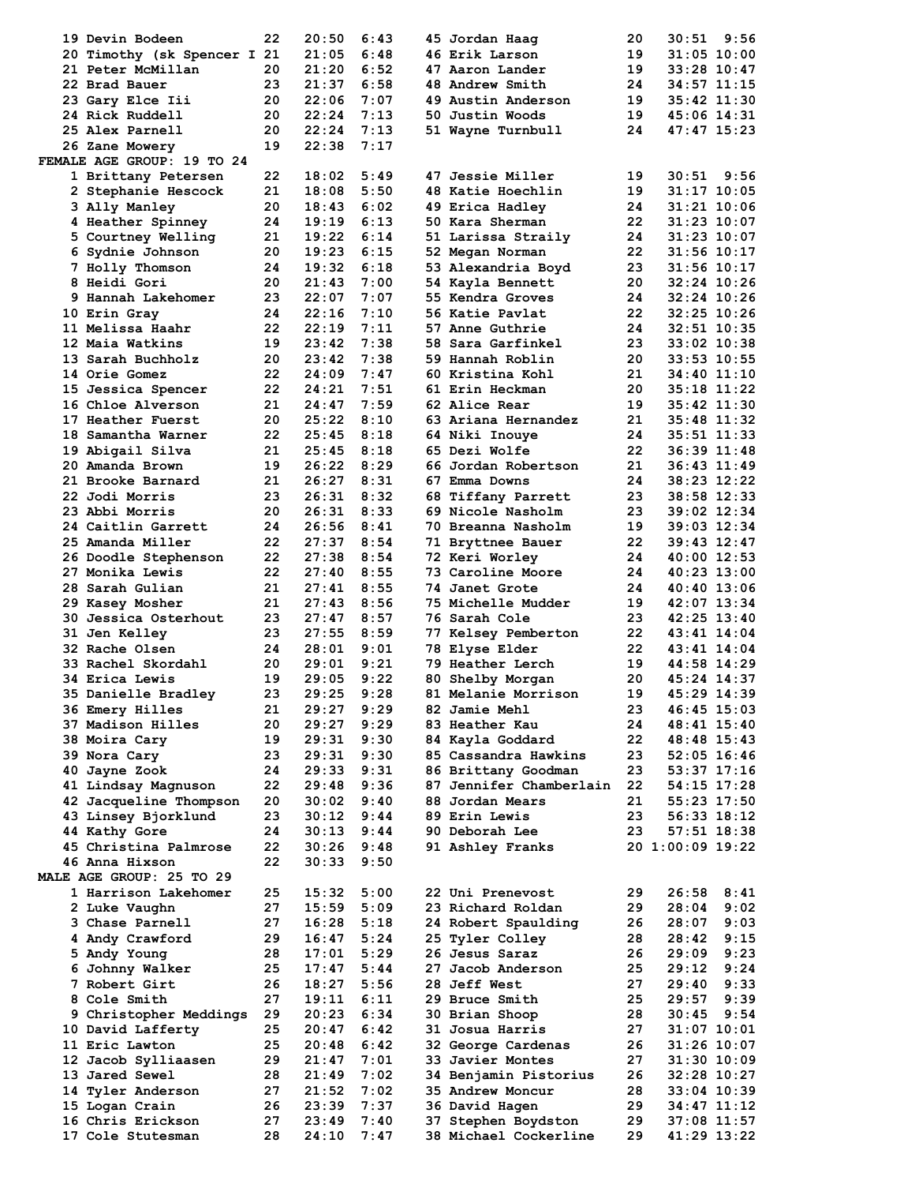| Place | Name | Age | Time | Pace |
|---|---|---|---|---|
| 19 | Devin Bodeen | 22 | 20:50 | 6:43 |
| 20 | Timothy (sk Spencer I | 21 | 21:05 | 6:48 |
| 21 | Peter McMillan | 20 | 21:20 | 6:52 |
| 22 | Brad Bauer | 23 | 21:37 | 6:58 |
| 23 | Gary Elce Iii | 20 | 22:06 | 7:07 |
| 24 | Rick Ruddell | 20 | 22:24 | 7:13 |
| 25 | Alex Parnell | 20 | 22:24 | 7:13 |
| 26 | Zane Mowery | 19 | 22:38 | 7:17 |
| 45 | Jordan Haag | 20 | 30:51 | 9:56 |
| 46 | Erik Larson | 19 | 31:05 | 10:00 |
| 47 | Aaron Lander | 19 | 33:28 | 10:47 |
| 48 | Andrew Smith | 24 | 34:57 | 11:15 |
| 49 | Austin Anderson | 19 | 35:42 | 11:30 |
| 50 | Justin Woods | 19 | 45:06 | 14:31 |
| 51 | Wayne Turnbull | 24 | 47:47 | 15:23 |

**FEMALE AGE GROUP: 19 TO 24**

| Place | Name | Age | Time | Pace |
|---|---|---|---|---|
| 1 | Brittany Petersen | 22 | 18:02 | 5:49 |
| 2 | Stephanie Hescock | 21 | 18:08 | 5:50 |
| 3 | Ally Manley | 20 | 18:43 | 6:02 |
| 4 | Heather Spinney | 24 | 19:19 | 6:13 |
| 5 | Courtney Welling | 21 | 19:22 | 6:14 |
| 6 | Sydnie Johnson | 20 | 19:23 | 6:15 |
| 7 | Holly Thomson | 24 | 19:32 | 6:18 |
| 8 | Heidi Gori | 20 | 21:43 | 7:00 |
| 9 | Hannah Lakehomer | 23 | 22:07 | 7:07 |
| 10 | Erin Gray | 24 | 22:16 | 7:10 |
| 11 | Melissa Haahr | 22 | 22:19 | 7:11 |
| 12 | Maia Watkins | 19 | 23:42 | 7:38 |
| 13 | Sarah Buchholz | 20 | 23:42 | 7:38 |
| 14 | Orie Gomez | 22 | 24:09 | 7:47 |
| 15 | Jessica Spencer | 22 | 24:21 | 7:51 |
| 16 | Chloe Alverson | 21 | 24:47 | 7:59 |
| 17 | Heather Fuerst | 20 | 25:22 | 8:10 |
| 18 | Samantha Warner | 22 | 25:45 | 8:18 |
| 19 | Abigail Silva | 21 | 25:45 | 8:18 |
| 20 | Amanda Brown | 19 | 26:22 | 8:29 |
| 21 | Brooke Barnard | 21 | 26:27 | 8:31 |
| 22 | Jodi Morris | 23 | 26:31 | 8:32 |
| 23 | Abbi Morris | 20 | 26:31 | 8:33 |
| 24 | Caitlin Garrett | 24 | 26:56 | 8:41 |
| 25 | Amanda Miller | 22 | 27:37 | 8:54 |
| 26 | Doodle Stephenson | 22 | 27:38 | 8:54 |
| 27 | Monika Lewis | 22 | 27:40 | 8:55 |
| 28 | Sarah Gulian | 21 | 27:41 | 8:55 |
| 29 | Kasey Mosher | 21 | 27:43 | 8:56 |
| 30 | Jessica Osterhout | 23 | 27:47 | 8:57 |
| 31 | Jen Kelley | 23 | 27:55 | 8:59 |
| 32 | Rache Olsen | 24 | 28:01 | 9:01 |
| 33 | Rachel Skordahl | 20 | 29:01 | 9:21 |
| 34 | Erica Lewis | 19 | 29:05 | 9:22 |
| 35 | Danielle Bradley | 23 | 29:25 | 9:28 |
| 36 | Emery Hilles | 21 | 29:27 | 9:29 |
| 37 | Madison Hilles | 20 | 29:27 | 9:29 |
| 38 | Moira Cary | 19 | 29:31 | 9:30 |
| 39 | Nora Cary | 23 | 29:31 | 9:30 |
| 40 | Jayne Zook | 24 | 29:33 | 9:31 |
| 41 | Lindsay Magnuson | 22 | 29:48 | 9:36 |
| 42 | Jacqueline Thompson | 20 | 30:02 | 9:40 |
| 43 | Linsey Bjorklund | 23 | 30:12 | 9:44 |
| 44 | Kathy Gore | 24 | 30:13 | 9:44 |
| 45 | Christina Palmrose | 22 | 30:26 | 9:48 |
| 46 | Anna Hixson | 22 | 30:33 | 9:50 |
| 47 | Jessie Miller | 19 | 30:51 | 9:56 |
| 48 | Katie Hoechlin | 19 | 31:17 | 10:05 |
| 49 | Erica Hadley | 24 | 31:21 | 10:06 |
| 50 | Kara Sherman | 24 | 31:23 | 10:07 |
| 51 | Larissa Straily | 24 | 31:23 | 10:07 |
| 52 | Megan Norman | 22 | 31:56 | 10:17 |
| 53 | Alexandria Boyd | 23 | 31:56 | 10:17 |
| 54 | Kayla Bennett | 20 | 32:24 | 10:26 |
| 55 | Kendra Groves | 24 | 32:24 | 10:26 |
| 56 | Katie Pavlat | 22 | 32:25 | 10:26 |
| 57 | Anne Guthrie | 24 | 32:51 | 10:35 |
| 58 | Sara Garfinkel | 23 | 33:02 | 10:38 |
| 59 | Hannah Roblin | 20 | 33:53 | 10:55 |
| 60 | Kristina Kohl | 21 | 34:40 | 11:10 |
| 61 | Erin Heckman | 20 | 35:18 | 11:22 |
| 62 | Alice Rear | 19 | 35:42 | 11:30 |
| 63 | Ariana Hernandez | 21 | 35:48 | 11:32 |
| 64 | Niki Inouye | 24 | 35:51 | 11:33 |
| 65 | Dezi Wolfe | 22 | 36:39 | 11:48 |
| 66 | Jordan Robertson | 21 | 36:43 | 11:49 |
| 67 | Emma Downs | 24 | 38:23 | 12:22 |
| 68 | Tiffany Parrett | 23 | 38:58 | 12:33 |
| 69 | Nicole Nasholm | 23 | 39:02 | 12:34 |
| 70 | Breanna Nasholm | 19 | 39:03 | 12:34 |
| 71 | Bryttnee Bauer | 22 | 39:43 | 12:47 |
| 72 | Keri Worley | 24 | 40:00 | 12:53 |
| 73 | Caroline Moore | 24 | 40:23 | 13:00 |
| 74 | Janet Grote | 24 | 40:40 | 13:06 |
| 75 | Michelle Mudder | 19 | 42:07 | 13:34 |
| 76 | Sarah Cole | 23 | 42:25 | 13:40 |
| 77 | Kelsey Pemberton | 22 | 43:41 | 14:04 |
| 78 | Elyse Elder | 22 | 43:41 | 14:04 |
| 79 | Heather Lerch | 19 | 44:58 | 14:29 |
| 80 | Shelby Morgan | 20 | 45:24 | 14:37 |
| 81 | Melanie Morrison | 19 | 45:29 | 14:39 |
| 82 | Jamie Mehl | 23 | 46:45 | 15:03 |
| 83 | Heather Kau | 24 | 48:41 | 15:40 |
| 84 | Kayla Goddard | 22 | 48:48 | 15:43 |
| 85 | Cassandra Hawkins | 23 | 52:05 | 16:46 |
| 86 | Brittany Goodman | 23 | 53:37 | 17:16 |
| 87 | Jennifer Chamberlain | 22 | 54:15 | 17:28 |
| 88 | Jordan Mears | 21 | 55:23 | 17:50 |
| 89 | Erin Lewis | 23 | 56:33 | 18:12 |
| 90 | Deborah Lee | 23 | 57:51 | 18:38 |
| 91 | Ashley Franks | 20 | 1:00:09 | 19:22 |

**MALE AGE GROUP: 25 TO 29**

| Place | Name | Age | Time | Pace |
|---|---|---|---|---|
| 1 | Harrison Lakehomer | 25 | 15:32 | 5:00 |
| 2 | Luke Vaughn | 27 | 15:59 | 5:09 |
| 3 | Chase Parnell | 27 | 16:28 | 5:18 |
| 4 | Andy Crawford | 29 | 16:47 | 5:24 |
| 5 | Andy Young | 28 | 17:01 | 5:29 |
| 6 | Johnny Walker | 25 | 17:47 | 5:44 |
| 7 | Robert Girt | 26 | 18:27 | 5:56 |
| 8 | Cole Smith | 27 | 19:11 | 6:11 |
| 9 | Christopher Meddings | 29 | 20:23 | 6:34 |
| 10 | David Lafferty | 25 | 20:47 | 6:42 |
| 11 | Eric Lawton | 25 | 20:48 | 6:42 |
| 12 | Jacob Sylliaasen | 29 | 21:47 | 7:01 |
| 13 | Jared Sewel | 28 | 21:49 | 7:02 |
| 14 | Tyler Anderson | 27 | 21:52 | 7:02 |
| 15 | Logan Crain | 26 | 23:39 | 7:37 |
| 16 | Chris Erickson | 27 | 23:49 | 7:40 |
| 17 | Cole Stutesman | 28 | 24:10 | 7:47 |
| 22 | Uni Prenevost | 29 | 26:58 | 8:41 |
| 23 | Richard Roldan | 29 | 28:04 | 9:02 |
| 24 | Robert Spaulding | 26 | 28:07 | 9:03 |
| 25 | Tyler Colley | 28 | 28:42 | 9:15 |
| 26 | Jesus Saraz | 26 | 29:09 | 9:23 |
| 27 | Jacob Anderson | 25 | 29:12 | 9:24 |
| 28 | Jeff West | 27 | 29:40 | 9:33 |
| 29 | Bruce Smith | 25 | 29:57 | 9:39 |
| 30 | Brian Shoop | 28 | 30:45 | 9:54 |
| 31 | Josua Harris | 27 | 31:07 | 10:01 |
| 32 | George Cardenas | 26 | 31:26 | 10:07 |
| 33 | Javier Montes | 27 | 31:30 | 10:09 |
| 34 | Benjamin Pistorius | 26 | 32:28 | 10:27 |
| 35 | Andrew Moncur | 28 | 33:04 | 10:39 |
| 36 | David Hagen | 29 | 34:47 | 11:12 |
| 37 | Stephen Boydston | 29 | 37:08 | 11:57 |
| 38 | Michael Cockerline | 29 | 41:29 | 13:22 |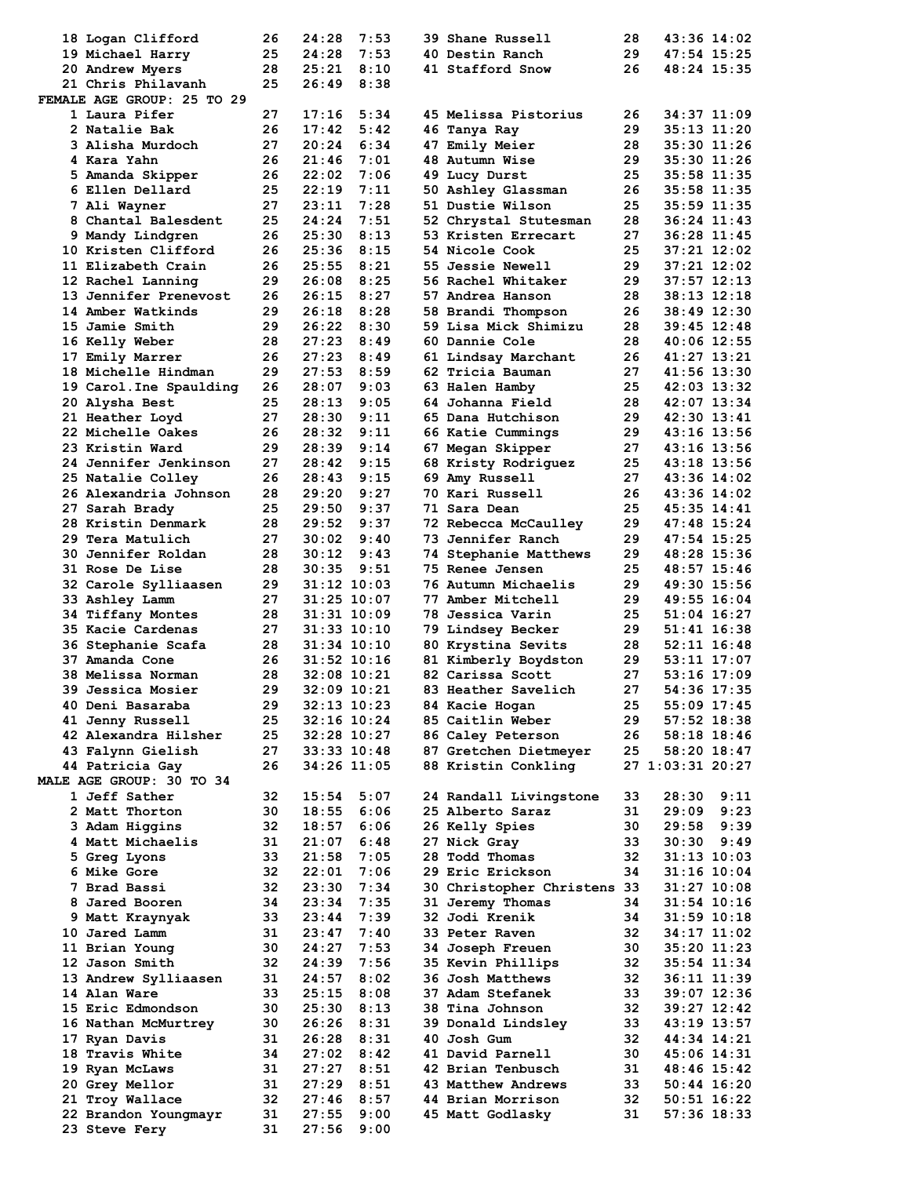| Place | Name | Age | Time | Pace |
|---|---|---|---|---|
| 18 | Logan Clifford | 26 | 24:28 | 7:53 |
| 19 | Michael Harry | 25 | 24:28 | 7:53 |
| 20 | Andrew Myers | 28 | 25:21 | 8:10 |
| 21 | Chris Philavanh | 25 | 26:49 | 8:38 |
| 39 | Shane Russell | 28 | 43:36 | 14:02 |
| 40 | Destin Ranch | 29 | 47:54 | 15:25 |
| 41 | Stafford Snow | 26 | 48:24 | 15:35 |

**FEMALE AGE GROUP: 25 TO 29**

| Place | Name | Age | Time | Pace |
|---|---|---|---|---|
| 1 | Laura Pifer | 27 | 17:16 | 5:34 |
| 2 | Natalie Bak | 26 | 17:42 | 5:42 |
| 3 | Alisha Murdoch | 27 | 20:24 | 6:34 |
| 4 | Kara Yahn | 26 | 21:46 | 7:01 |
| 5 | Amanda Skipper | 26 | 22:02 | 7:06 |
| 6 | Ellen Dellard | 25 | 22:19 | 7:11 |
| 7 | Ali Wayner | 27 | 23:11 | 7:28 |
| 8 | Chantal Balesdent | 25 | 24:24 | 7:51 |
| 9 | Mandy Lindgren | 26 | 25:30 | 8:13 |
| 10 | Kristen Clifford | 26 | 25:36 | 8:15 |
| 11 | Elizabeth Crain | 26 | 25:55 | 8:21 |
| 12 | Rachel Lanning | 29 | 26:08 | 8:25 |
| 13 | Jennifer Prenevost | 26 | 26:15 | 8:27 |
| 14 | Amber Watkinds | 29 | 26:18 | 8:28 |
| 15 | Jamie Smith | 29 | 26:22 | 8:30 |
| 16 | Kelly Weber | 28 | 27:23 | 8:49 |
| 17 | Emily Marrer | 26 | 27:23 | 8:49 |
| 18 | Michelle Hindman | 29 | 27:53 | 8:59 |
| 19 | Carol.Ine Spaulding | 26 | 28:07 | 9:03 |
| 20 | Alysha Best | 25 | 28:13 | 9:05 |
| 21 | Heather Loyd | 27 | 28:30 | 9:11 |
| 22 | Michelle Oakes | 26 | 28:32 | 9:11 |
| 23 | Kristin Ward | 29 | 28:39 | 9:14 |
| 24 | Jennifer Jenkinson | 27 | 28:42 | 9:15 |
| 25 | Natalie Colley | 26 | 28:43 | 9:15 |
| 26 | Alexandria Johnson | 28 | 29:20 | 9:27 |
| 27 | Sarah Brady | 25 | 29:50 | 9:37 |
| 28 | Kristin Denmark | 28 | 29:52 | 9:37 |
| 29 | Tera Matulich | 27 | 30:02 | 9:40 |
| 30 | Jennifer Roldan | 28 | 30:12 | 9:43 |
| 31 | Rose De Lise | 28 | 30:35 | 9:51 |
| 32 | Carole Sylliaasen | 29 | 31:12 | 10:03 |
| 33 | Ashley Lamm | 27 | 31:25 | 10:07 |
| 34 | Tiffany Montes | 28 | 31:31 | 10:09 |
| 35 | Kacie Cardenas | 27 | 31:33 | 10:10 |
| 36 | Stephanie Scafa | 28 | 31:34 | 10:10 |
| 37 | Amanda Cone | 26 | 31:52 | 10:16 |
| 38 | Melissa Norman | 28 | 32:08 | 10:21 |
| 39 | Jessica Mosier | 29 | 32:09 | 10:21 |
| 40 | Deni Basaraba | 29 | 32:13 | 10:23 |
| 41 | Jenny Russell | 25 | 32:16 | 10:24 |
| 42 | Alexandra Hilsher | 25 | 32:28 | 10:27 |
| 43 | Falynn Gielish | 27 | 33:33 | 10:48 |
| 44 | Patricia Gay | 26 | 34:26 | 11:05 |
| 45 | Melissa Pistorius | 26 | 34:37 | 11:09 |
| 46 | Tanya Ray | 29 | 35:13 | 11:20 |
| 47 | Emily Meier | 28 | 35:30 | 11:26 |
| 48 | Autumn Wise | 29 | 35:30 | 11:26 |
| 49 | Lucy Durst | 25 | 35:58 | 11:35 |
| 50 | Ashley Glassman | 26 | 35:58 | 11:35 |
| 51 | Dustie Wilson | 25 | 35:59 | 11:35 |
| 52 | Chrystal Stutesman | 28 | 36:24 | 11:43 |
| 53 | Kristen Errecart | 27 | 36:28 | 11:45 |
| 54 | Nicole Cook | 25 | 37:21 | 12:02 |
| 55 | Jessie Newell | 29 | 37:21 | 12:02 |
| 56 | Rachel Whitaker | 29 | 37:57 | 12:13 |
| 57 | Andrea Hanson | 28 | 38:13 | 12:18 |
| 58 | Brandi Thompson | 26 | 38:49 | 12:30 |
| 59 | Lisa Mick Shimizu | 28 | 39:45 | 12:48 |
| 60 | Dannie Cole | 28 | 40:06 | 12:55 |
| 61 | Lindsay Marchant | 26 | 41:27 | 13:21 |
| 62 | Tricia Bauman | 27 | 41:56 | 13:30 |
| 63 | Halen Hamby | 25 | 42:03 | 13:32 |
| 64 | Johanna Field | 28 | 42:07 | 13:34 |
| 65 | Dana Hutchison | 29 | 42:30 | 13:41 |
| 66 | Katie Cummings | 29 | 43:16 | 13:56 |
| 67 | Megan Skipper | 27 | 43:16 | 13:56 |
| 68 | Kristy Rodriguez | 25 | 43:18 | 13:56 |
| 69 | Amy Russell | 27 | 43:36 | 14:02 |
| 70 | Kari Russell | 26 | 43:36 | 14:02 |
| 71 | Sara Dean | 25 | 45:35 | 14:41 |
| 72 | Rebecca McCaulley | 29 | 47:48 | 15:24 |
| 73 | Jennifer Ranch | 29 | 47:54 | 15:25 |
| 74 | Stephanie Matthews | 29 | 48:28 | 15:36 |
| 75 | Renee Jensen | 25 | 48:57 | 15:46 |
| 76 | Autumn Michaelis | 29 | 49:30 | 15:56 |
| 77 | Amber Mitchell | 29 | 49:55 | 16:04 |
| 78 | Jessica Varin | 25 | 51:04 | 16:27 |
| 79 | Lindsey Becker | 29 | 51:41 | 16:38 |
| 80 | Krystina Sevits | 28 | 52:11 | 16:48 |
| 81 | Kimberly Boydston | 29 | 53:11 | 17:07 |
| 82 | Carissa Scott | 27 | 53:16 | 17:09 |
| 83 | Heather Savelich | 27 | 54:36 | 17:35 |
| 84 | Kacie Hogan | 25 | 55:09 | 17:45 |
| 85 | Caitlin Weber | 29 | 57:52 | 18:38 |
| 86 | Caley Peterson | 26 | 58:18 | 18:46 |
| 87 | Gretchen Dietmeyer | 25 | 58:20 | 18:47 |
| 88 | Kristin Conkling | 27 | 1:03:31 | 20:27 |

**MALE AGE GROUP: 30 TO 34**

| Place | Name | Age | Time | Pace |
|---|---|---|---|---|
| 1 | Jeff Sather | 32 | 15:54 | 5:07 |
| 2 | Matt Thorton | 30 | 18:55 | 6:06 |
| 3 | Adam Higgins | 32 | 18:57 | 6:06 |
| 4 | Matt Michaelis | 31 | 21:07 | 6:48 |
| 5 | Greg Lyons | 33 | 21:58 | 7:05 |
| 6 | Mike Gore | 32 | 22:01 | 7:06 |
| 7 | Brad Bassi | 32 | 23:30 | 7:34 |
| 8 | Jared Booren | 34 | 23:34 | 7:35 |
| 9 | Matt Kraynyak | 33 | 23:44 | 7:39 |
| 10 | Jared Lamm | 31 | 23:47 | 7:40 |
| 11 | Brian Young | 30 | 24:27 | 7:53 |
| 12 | Jason Smith | 32 | 24:39 | 7:56 |
| 13 | Andrew Sylliaasen | 31 | 24:57 | 8:02 |
| 14 | Alan Ware | 33 | 25:15 | 8:08 |
| 15 | Eric Edmondson | 30 | 25:30 | 8:13 |
| 16 | Nathan McMurtrey | 30 | 26:26 | 8:31 |
| 17 | Ryan Davis | 31 | 26:28 | 8:31 |
| 18 | Travis White | 34 | 27:02 | 8:42 |
| 19 | Ryan McLaws | 31 | 27:27 | 8:51 |
| 20 | Grey Mellor | 31 | 27:29 | 8:51 |
| 21 | Troy Wallace | 32 | 27:46 | 8:57 |
| 22 | Brandon Youngmayr | 31 | 27:55 | 9:00 |
| 23 | Steve Fery | 31 | 27:56 | 9:00 |
| 24 | Randall Livingstone | 33 | 28:30 | 9:11 |
| 25 | Alberto Saraz | 31 | 29:09 | 9:23 |
| 26 | Kelly Spies | 30 | 29:58 | 9:39 |
| 27 | Nick Gray | 33 | 30:30 | 9:49 |
| 28 | Todd Thomas | 32 | 31:13 | 10:03 |
| 29 | Eric Erickson | 34 | 31:16 | 10:04 |
| 30 | Christopher Christens | 33 | 31:27 | 10:08 |
| 31 | Jeremy Thomas | 34 | 31:54 | 10:16 |
| 32 | Jodi Krenik | 34 | 31:59 | 10:18 |
| 33 | Peter Raven | 32 | 34:17 | 11:02 |
| 34 | Joseph Freuen | 30 | 35:20 | 11:23 |
| 35 | Kevin Phillips | 32 | 35:54 | 11:34 |
| 36 | Josh Matthews | 32 | 36:11 | 11:39 |
| 37 | Adam Stefanek | 33 | 39:07 | 12:36 |
| 38 | Tina Johnson | 32 | 39:27 | 12:42 |
| 39 | Donald Lindsley | 33 | 43:19 | 13:57 |
| 40 | Josh Gum | 32 | 44:34 | 14:21 |
| 41 | David Parnell | 30 | 45:06 | 14:31 |
| 42 | Brian Tenbusch | 31 | 48:46 | 15:42 |
| 43 | Matthew Andrews | 33 | 50:44 | 16:20 |
| 44 | Brian Morrison | 32 | 50:51 | 16:22 |
| 45 | Matt Godlasky | 31 | 57:36 | 18:33 |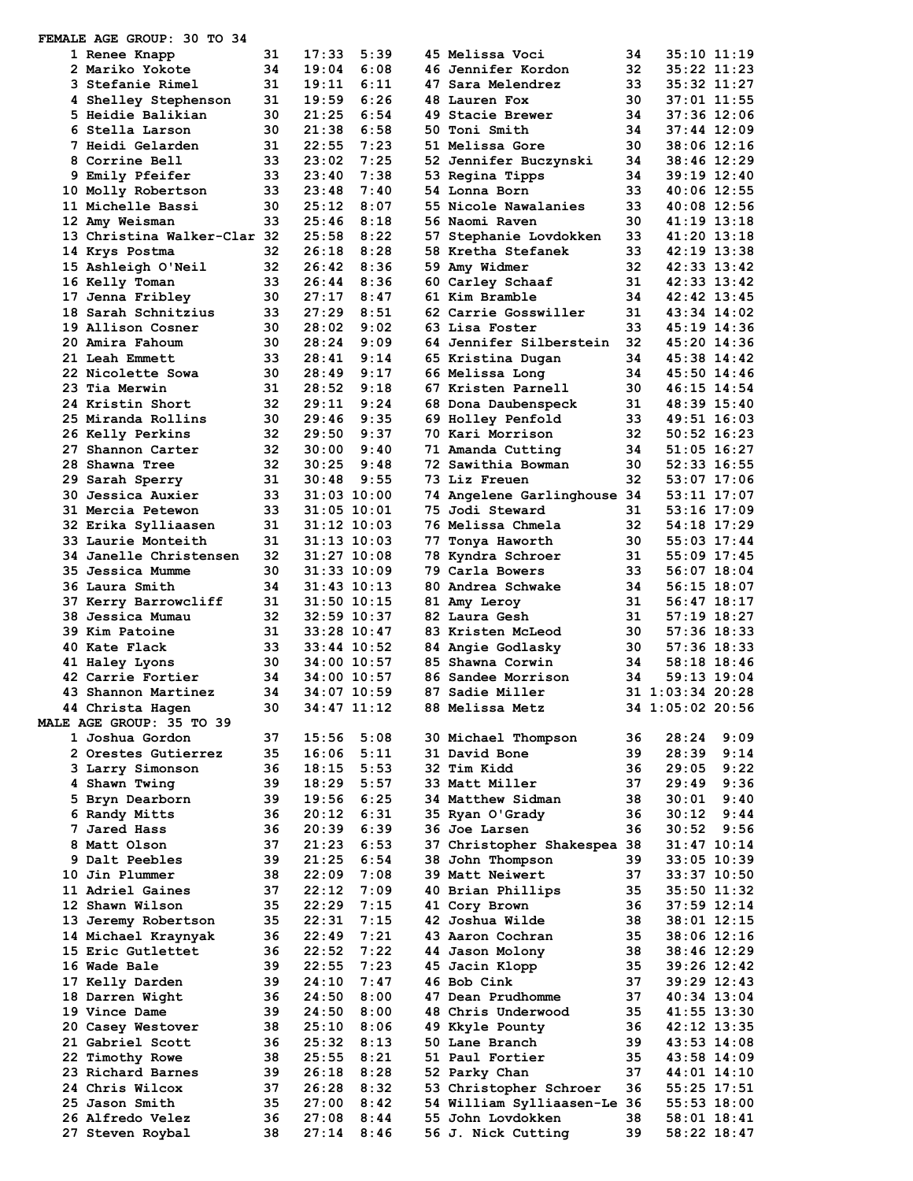**FEMALE AGE GROUP: 30 TO 34**

| Place | Name | Age | Time | Pace |
|---|---|---|---|---|
| 1 | Renee Knapp | 31 | 17:33 | 5:39 |
| 2 | Mariko Yokote | 34 | 19:04 | 6:08 |
| 3 | Stefanie Rimel | 31 | 19:11 | 6:11 |
| 4 | Shelley Stephenson | 31 | 19:59 | 6:26 |
| 5 | Heidie Balikian | 30 | 21:25 | 6:54 |
| 6 | Stella Larson | 30 | 21:38 | 6:58 |
| 7 | Heidi Gelarden | 31 | 22:55 | 7:23 |
| 8 | Corrine Bell | 33 | 23:02 | 7:25 |
| 9 | Emily Pfeifer | 33 | 23:40 | 7:38 |
| 10 | Molly Robertson | 33 | 23:48 | 7:40 |
| 11 | Michelle Bassi | 30 | 25:12 | 8:07 |
| 12 | Amy Weisman | 33 | 25:46 | 8:18 |
| 13 | Christina Walker-Clar | 32 | 25:58 | 8:22 |
| 14 | Krys Postma | 32 | 26:18 | 8:28 |
| 15 | Ashleigh O'Neil | 32 | 26:42 | 8:36 |
| 16 | Kelly Toman | 33 | 26:44 | 8:36 |
| 17 | Jenna Fribley | 30 | 27:17 | 8:47 |
| 18 | Sarah Schnitzius | 33 | 27:29 | 8:51 |
| 19 | Allison Cosner | 30 | 28:02 | 9:02 |
| 20 | Amira Fahoum | 30 | 28:24 | 9:09 |
| 21 | Leah Emmett | 33 | 28:41 | 9:14 |
| 22 | Nicolette Sowa | 30 | 28:49 | 9:17 |
| 23 | Tia Merwin | 31 | 28:52 | 9:18 |
| 24 | Kristin Short | 32 | 29:11 | 9:24 |
| 25 | Miranda Rollins | 30 | 29:46 | 9:35 |
| 26 | Kelly Perkins | 32 | 29:50 | 9:37 |
| 27 | Shannon Carter | 32 | 30:00 | 9:40 |
| 28 | Shawna Tree | 32 | 30:25 | 9:48 |
| 29 | Sarah Sperry | 31 | 30:48 | 9:55 |
| 30 | Jessica Auxier | 33 | 31:03 | 10:00 |
| 31 | Mercia Petewon | 33 | 31:05 | 10:01 |
| 32 | Erika Sylliaasen | 31 | 31:12 | 10:03 |
| 33 | Laurie Monteith | 31 | 31:13 | 10:03 |
| 34 | Janelle Christensen | 32 | 31:27 | 10:08 |
| 35 | Jessica Mumme | 30 | 31:33 | 10:09 |
| 36 | Laura Smith | 34 | 31:43 | 10:13 |
| 37 | Kerry Barrowcliff | 31 | 31:50 | 10:15 |
| 38 | Jessica Mumau | 32 | 32:59 | 10:37 |
| 39 | Kim Patoine | 31 | 33:28 | 10:47 |
| 40 | Kate Flack | 33 | 33:44 | 10:52 |
| 41 | Haley Lyons | 30 | 34:00 | 10:57 |
| 42 | Carrie Fortier | 34 | 34:00 | 10:57 |
| 43 | Shannon Martinez | 34 | 34:07 | 10:59 |
| 44 | Christa Hagen | 30 | 34:47 | 11:12 |
| 45 | Melissa Voci | 34 | 35:10 | 11:19 |
| 46 | Jennifer Kordon | 32 | 35:22 | 11:23 |
| 47 | Sara Melendrez | 33 | 35:32 | 11:27 |
| 48 | Lauren Fox | 30 | 37:01 | 11:55 |
| 49 | Stacie Brewer | 34 | 37:36 | 12:06 |
| 50 | Toni Smith | 34 | 37:44 | 12:09 |
| 51 | Melissa Gore | 30 | 38:06 | 12:16 |
| 52 | Jennifer Buczynski | 34 | 38:46 | 12:29 |
| 53 | Regina Tipps | 34 | 39:19 | 12:40 |
| 54 | Lonna Born | 33 | 40:06 | 12:55 |
| 55 | Nicole Nawalanies | 33 | 40:08 | 12:56 |
| 56 | Naomi Raven | 30 | 41:19 | 13:18 |
| 57 | Stephanie Lovdokken | 33 | 41:20 | 13:18 |
| 58 | Kretha Stefanek | 33 | 42:19 | 13:38 |
| 59 | Amy Widmer | 32 | 42:33 | 13:42 |
| 60 | Carley Schaaf | 31 | 42:33 | 13:42 |
| 61 | Kim Bramble | 34 | 42:42 | 13:45 |
| 62 | Carrie Gosswiller | 31 | 43:34 | 14:02 |
| 63 | Lisa Foster | 33 | 45:19 | 14:36 |
| 64 | Jennifer Silberstein | 32 | 45:20 | 14:36 |
| 65 | Kristina Dugan | 34 | 45:38 | 14:42 |
| 66 | Melissa Long | 34 | 45:50 | 14:46 |
| 67 | Kristen Parnell | 30 | 46:15 | 14:54 |
| 68 | Dona Daubenspeck | 31 | 48:39 | 15:40 |
| 69 | Holley Penfold | 33 | 49:51 | 16:03 |
| 70 | Kari Morrison | 32 | 50:52 | 16:23 |
| 71 | Amanda Cutting | 34 | 51:05 | 16:27 |
| 72 | Sawithia Bowman | 30 | 52:33 | 16:55 |
| 73 | Liz Freuen | 32 | 53:07 | 17:06 |
| 74 | Angelene Garlinghouse | 34 | 53:11 | 17:07 |
| 75 | Jodi Steward | 31 | 53:16 | 17:09 |
| 76 | Melissa Chmela | 32 | 54:18 | 17:29 |
| 77 | Tonya Haworth | 30 | 55:03 | 17:44 |
| 78 | Kyndra Schroer | 31 | 55:09 | 17:45 |
| 79 | Carla Bowers | 33 | 56:07 | 18:04 |
| 80 | Andrea Schwake | 34 | 56:15 | 18:07 |
| 81 | Amy Leroy | 31 | 56:47 | 18:17 |
| 82 | Laura Gesh | 31 | 57:19 | 18:27 |
| 83 | Kristen McLeod | 30 | 57:36 | 18:33 |
| 84 | Angie Godlasky | 30 | 57:36 | 18:33 |
| 85 | Shawna Corwin | 34 | 58:18 | 18:46 |
| 86 | Sandee Morrison | 34 | 59:13 | 19:04 |
| 87 | Sadie Miller | 31 | 1:03:34 | 20:28 |
| 88 | Melissa Metz | 34 | 1:05:02 | 20:56 |

**MALE AGE GROUP: 35 TO 39**

| Place | Name | Age | Time | Pace |
|---|---|---|---|---|
| 1 | Joshua Gordon | 37 | 15:56 | 5:08 |
| 2 | Orestes Gutierrez | 35 | 16:06 | 5:11 |
| 3 | Larry Simonson | 36 | 18:15 | 5:53 |
| 4 | Shawn Twing | 39 | 18:29 | 5:57 |
| 5 | Bryn Dearborn | 39 | 19:56 | 6:25 |
| 6 | Randy Mitts | 36 | 20:12 | 6:31 |
| 7 | Jared Hass | 36 | 20:39 | 6:39 |
| 8 | Matt Olson | 37 | 21:23 | 6:53 |
| 9 | Dalt Peebles | 39 | 21:25 | 6:54 |
| 10 | Jin Plummer | 38 | 22:09 | 7:08 |
| 11 | Adriel Gaines | 37 | 22:12 | 7:09 |
| 12 | Shawn Wilson | 35 | 22:29 | 7:15 |
| 13 | Jeremy Robertson | 35 | 22:31 | 7:15 |
| 14 | Michael Kraynyak | 36 | 22:49 | 7:21 |
| 15 | Eric Gutlettet | 36 | 22:52 | 7:22 |
| 16 | Wade Bale | 39 | 22:55 | 7:23 |
| 17 | Kelly Darden | 39 | 24:10 | 7:47 |
| 18 | Darren Wight | 36 | 24:50 | 8:00 |
| 19 | Vince Dame | 39 | 24:50 | 8:00 |
| 20 | Casey Westover | 38 | 25:10 | 8:06 |
| 21 | Gabriel Scott | 36 | 25:32 | 8:13 |
| 22 | Timothy Rowe | 38 | 25:55 | 8:21 |
| 23 | Richard Barnes | 39 | 26:18 | 8:28 |
| 24 | Chris Wilcox | 37 | 26:28 | 8:32 |
| 25 | Jason Smith | 35 | 27:00 | 8:42 |
| 26 | Alfredo Velez | 36 | 27:08 | 8:44 |
| 27 | Steven Roybal | 38 | 27:14 | 8:46 |
| 30 | Michael Thompson | 36 | 28:24 | 9:09 |
| 31 | David Bone | 39 | 28:39 | 9:14 |
| 32 | Tim Kidd | 36 | 29:05 | 9:22 |
| 33 | Matt Miller | 37 | 29:49 | 9:36 |
| 34 | Matthew Sidman | 38 | 30:01 | 9:40 |
| 35 | Ryan O'Grady | 36 | 30:12 | 9:44 |
| 36 | Joe Larsen | 36 | 30:52 | 9:56 |
| 37 | Christopher Shakespea | 38 | 31:47 | 10:14 |
| 38 | John Thompson | 39 | 33:05 | 10:39 |
| 39 | Matt Neiwert | 37 | 33:37 | 10:50 |
| 40 | Brian Phillips | 35 | 35:50 | 11:32 |
| 41 | Cory Brown | 36 | 37:59 | 12:14 |
| 42 | Joshua Wilde | 38 | 38:01 | 12:15 |
| 43 | Aaron Cochran | 35 | 38:06 | 12:16 |
| 44 | Jason Molony | 38 | 38:46 | 12:29 |
| 45 | Jacin Klopp | 35 | 39:26 | 12:42 |
| 46 | Bob Cink | 37 | 39:29 | 12:43 |
| 47 | Dean Prudhomme | 37 | 40:34 | 13:04 |
| 48 | Chris Underwood | 35 | 41:55 | 13:30 |
| 49 | Kkyle Pounty | 36 | 42:12 | 13:35 |
| 50 | Lane Branch | 39 | 43:53 | 14:08 |
| 51 | Paul Fortier | 35 | 43:58 | 14:09 |
| 52 | Parky Chan | 37 | 44:01 | 14:10 |
| 53 | Christopher Schroer | 36 | 55:25 | 17:51 |
| 54 | William Sylliaasen-Le | 36 | 55:53 | 18:00 |
| 55 | John Lovdokken | 38 | 58:01 | 18:41 |
| 56 | J. Nick Cutting | 39 | 58:22 | 18:47 |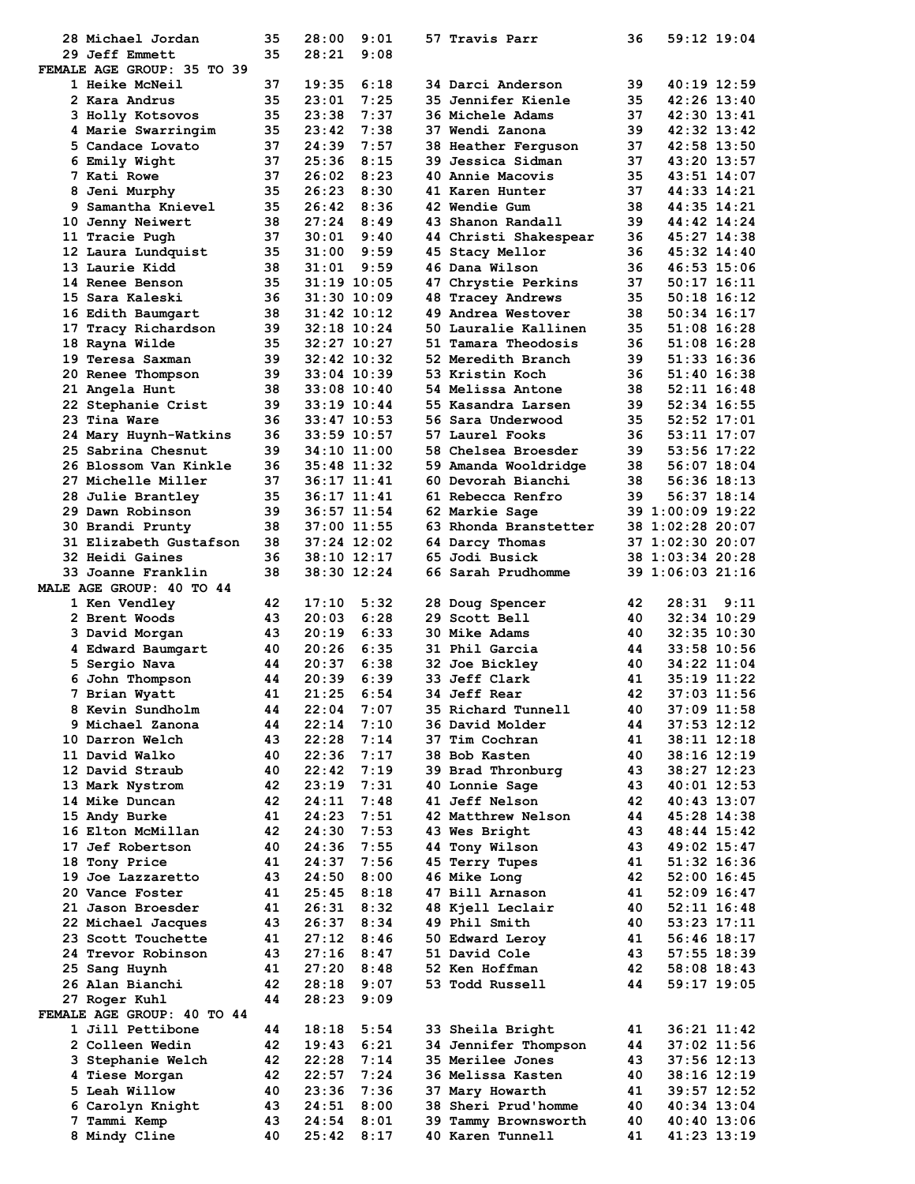| Place | Name | Age | Time | Pace |
|---|---|---|---|---|
| 28 | Michael Jordan | 35 | 28:00 | 9:01 |
| 29 | Jeff Emmett | 35 | 28:21 | 9:08 |
| 57 | Travis Parr | 36 | 59:12 | 19:04 |

## FEMALE AGE GROUP: 35 TO 39

| Place | Name | Age | Time | Pace |
|---|---|---|---|---|
| 1 | Heike McNeil | 37 | 19:35 | 6:18 |
| 2 | Kara Andrus | 35 | 23:01 | 7:25 |
| 3 | Holly Kotsovos | 35 | 23:38 | 7:37 |
| 4 | Marie Swarringim | 35 | 23:42 | 7:38 |
| 5 | Candace Lovato | 37 | 24:39 | 7:57 |
| 6 | Emily Wight | 37 | 25:36 | 8:15 |
| 7 | Kati Rowe | 37 | 26:02 | 8:23 |
| 8 | Jeni Murphy | 35 | 26:23 | 8:30 |
| 9 | Samantha Knievel | 35 | 26:42 | 8:36 |
| 10 | Jenny Neiwert | 38 | 27:24 | 8:49 |
| 11 | Tracie Pugh | 37 | 30:01 | 9:40 |
| 12 | Laura Lundquist | 35 | 31:00 | 9:59 |
| 13 | Laurie Kidd | 38 | 31:01 | 9:59 |
| 14 | Renee Benson | 35 | 31:19 | 10:05 |
| 15 | Sara Kaleski | 36 | 31:30 | 10:09 |
| 16 | Edith Baumgart | 38 | 31:42 | 10:12 |
| 17 | Tracy Richardson | 39 | 32:18 | 10:24 |
| 18 | Rayna Wilde | 35 | 32:27 | 10:27 |
| 19 | Teresa Saxman | 39 | 32:42 | 10:32 |
| 20 | Renee Thompson | 39 | 33:04 | 10:39 |
| 21 | Angela Hunt | 38 | 33:08 | 10:40 |
| 22 | Stephanie Crist | 39 | 33:19 | 10:44 |
| 23 | Tina Ware | 36 | 33:47 | 10:53 |
| 24 | Mary Huynh-Watkins | 36 | 33:59 | 10:57 |
| 25 | Sabrina Chesnut | 39 | 34:10 | 11:00 |
| 26 | Blossom Van Kinkle | 36 | 35:48 | 11:32 |
| 27 | Michelle Miller | 37 | 36:17 | 11:41 |
| 28 | Julie Brantley | 35 | 36:17 | 11:41 |
| 29 | Dawn Robinson | 39 | 36:57 | 11:54 |
| 30 | Brandi Prunty | 38 | 37:00 | 11:55 |
| 31 | Elizabeth Gustafson | 38 | 37:24 | 12:02 |
| 32 | Heidi Gaines | 36 | 38:10 | 12:17 |
| 33 | Joanne Franklin | 38 | 38:30 | 12:24 |
| 34 | Darci Anderson | 39 | 40:19 | 12:59 |
| 35 | Jennifer Kienle | 35 | 42:26 | 13:40 |
| 36 | Michele Adams | 37 | 42:30 | 13:41 |
| 37 | Wendi Zanona | 39 | 42:32 | 13:42 |
| 38 | Heather Ferguson | 37 | 42:58 | 13:50 |
| 39 | Jessica Sidman | 37 | 43:20 | 13:57 |
| 40 | Annie Macovis | 35 | 43:51 | 14:07 |
| 41 | Karen Hunter | 37 | 44:33 | 14:21 |
| 42 | Wendie Gum | 38 | 44:35 | 14:21 |
| 43 | Shanon Randall | 39 | 44:42 | 14:24 |
| 44 | Christi Shakespear | 36 | 45:27 | 14:38 |
| 45 | Stacy Mellor | 36 | 45:32 | 14:40 |
| 46 | Dana Wilson | 36 | 46:53 | 15:06 |
| 47 | Chrystie Perkins | 37 | 50:17 | 16:11 |
| 48 | Tracey Andrews | 35 | 50:18 | 16:12 |
| 49 | Andrea Westover | 38 | 50:34 | 16:17 |
| 50 | Lauralie Kallinen | 35 | 51:08 | 16:28 |
| 51 | Tamara Theodosis | 36 | 51:08 | 16:28 |
| 52 | Meredith Branch | 39 | 51:33 | 16:36 |
| 53 | Kristin Koch | 36 | 51:40 | 16:38 |
| 54 | Melissa Antone | 38 | 52:11 | 16:48 |
| 55 | Kasandra Larsen | 39 | 52:34 | 16:55 |
| 56 | Sara Underwood | 35 | 52:52 | 17:01 |
| 57 | Laurel Fooks | 36 | 53:11 | 17:07 |
| 58 | Chelsea Broesder | 39 | 53:56 | 17:22 |
| 59 | Amanda Wooldridge | 38 | 56:07 | 18:04 |
| 60 | Devorah Bianchi | 38 | 56:36 | 18:13 |
| 61 | Rebecca Renfro | 39 | 56:37 | 18:14 |
| 62 | Markie Sage | 39 | 1:00:09 | 19:22 |
| 63 | Rhonda Branstetter | 38 | 1:02:28 | 20:07 |
| 64 | Darcy Thomas | 37 | 1:02:30 | 20:07 |
| 65 | Jodi Busick | 38 | 1:03:34 | 20:28 |
| 66 | Sarah Prudhomme | 39 | 1:06:03 | 21:16 |

## MALE AGE GROUP: 40 TO 44

| Place | Name | Age | Time | Pace |
|---|---|---|---|---|
| 1 | Ken Vendley | 42 | 17:10 | 5:32 |
| 2 | Brent Woods | 43 | 20:03 | 6:28 |
| 3 | David Morgan | 43 | 20:19 | 6:33 |
| 4 | Edward Baumgart | 40 | 20:26 | 6:35 |
| 5 | Sergio Nava | 44 | 20:37 | 6:38 |
| 6 | John Thompson | 44 | 20:39 | 6:39 |
| 7 | Brian Wyatt | 41 | 21:25 | 6:54 |
| 8 | Kevin Sundholm | 44 | 22:04 | 7:07 |
| 9 | Michael Zanona | 44 | 22:14 | 7:10 |
| 10 | Darron Welch | 43 | 22:28 | 7:14 |
| 11 | David Walko | 40 | 22:36 | 7:17 |
| 12 | David Straub | 40 | 22:42 | 7:19 |
| 13 | Mark Nystrom | 42 | 23:19 | 7:31 |
| 14 | Mike Duncan | 42 | 24:11 | 7:48 |
| 15 | Andy Burke | 41 | 24:23 | 7:51 |
| 16 | Elton McMillan | 42 | 24:30 | 7:53 |
| 17 | Jef Robertson | 40 | 24:36 | 7:55 |
| 18 | Tony Price | 41 | 24:37 | 7:56 |
| 19 | Joe Lazzaretto | 43 | 24:50 | 8:00 |
| 20 | Vance Foster | 41 | 25:45 | 8:18 |
| 21 | Jason Broesder | 41 | 26:31 | 8:32 |
| 22 | Michael Jacques | 43 | 26:37 | 8:34 |
| 23 | Scott Touchette | 41 | 27:12 | 8:46 |
| 24 | Trevor Robinson | 43 | 27:16 | 8:47 |
| 25 | Sang Huynh | 41 | 27:20 | 8:48 |
| 26 | Alan Bianchi | 42 | 28:18 | 9:07 |
| 27 | Roger Kuhl | 44 | 28:23 | 9:09 |
| 28 | Doug Spencer | 42 | 28:31 | 9:11 |
| 29 | Scott Bell | 40 | 32:34 | 10:29 |
| 30 | Mike Adams | 40 | 32:35 | 10:30 |
| 31 | Phil Garcia | 44 | 33:58 | 10:56 |
| 32 | Joe Bickley | 40 | 34:22 | 11:04 |
| 33 | Jeff Clark | 41 | 35:19 | 11:22 |
| 34 | Jeff Rear | 42 | 37:03 | 11:56 |
| 35 | Richard Tunnell | 40 | 37:09 | 11:58 |
| 36 | David Molder | 44 | 37:53 | 12:12 |
| 37 | Tim Cochran | 41 | 38:11 | 12:18 |
| 38 | Bob Kasten | 40 | 38:16 | 12:19 |
| 39 | Brad Thronburg | 43 | 38:27 | 12:23 |
| 40 | Lonnie Sage | 43 | 40:01 | 12:53 |
| 41 | Jeff Nelson | 42 | 40:43 | 13:07 |
| 42 | Matthrew Nelson | 44 | 45:28 | 14:38 |
| 43 | Wes Bright | 43 | 48:44 | 15:42 |
| 44 | Tony Wilson | 43 | 49:02 | 15:47 |
| 45 | Terry Tupes | 41 | 51:32 | 16:36 |
| 46 | Mike Long | 42 | 52:00 | 16:45 |
| 47 | Bill Arnason | 41 | 52:09 | 16:47 |
| 48 | Kjell Leclair | 40 | 52:11 | 16:48 |
| 49 | Phil Smith | 40 | 53:23 | 17:11 |
| 50 | Edward Leroy | 41 | 56:46 | 18:17 |
| 51 | David Cole | 43 | 57:55 | 18:39 |
| 52 | Ken Hoffman | 42 | 58:08 | 18:43 |
| 53 | Todd Russell | 44 | 59:17 | 19:05 |

## FEMALE AGE GROUP: 40 TO 44

| Place | Name | Age | Time | Pace |
|---|---|---|---|---|
| 1 | Jill Pettibone | 44 | 18:18 | 5:54 |
| 2 | Colleen Wedin | 42 | 19:43 | 6:21 |
| 3 | Stephanie Welch | 42 | 22:28 | 7:14 |
| 4 | Tiese Morgan | 42 | 22:57 | 7:24 |
| 5 | Leah Willow | 40 | 23:36 | 7:36 |
| 6 | Carolyn Knight | 43 | 24:51 | 8:00 |
| 7 | Tammi Kemp | 43 | 24:54 | 8:01 |
| 8 | Mindy Cline | 40 | 25:42 | 8:17 |
| 33 | Sheila Bright | 41 | 36:21 | 11:42 |
| 34 | Jennifer Thompson | 44 | 37:02 | 11:56 |
| 35 | Merilee Jones | 43 | 37:56 | 12:13 |
| 36 | Melissa Kasten | 40 | 38:16 | 12:19 |
| 37 | Mary Howarth | 41 | 39:57 | 12:52 |
| 38 | Sheri Prud'homme | 40 | 40:34 | 13:04 |
| 39 | Tammy Brownsworth | 40 | 40:40 | 13:06 |
| 40 | Karen Tunnell | 41 | 41:23 | 13:19 |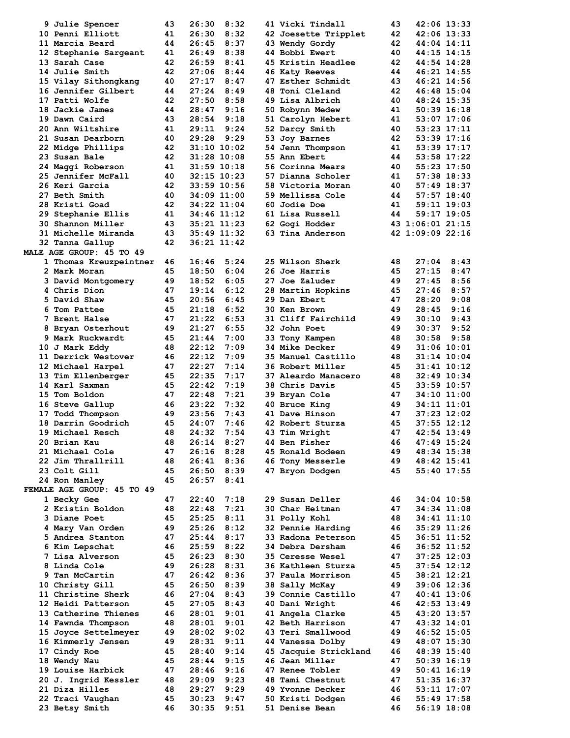| Place | Name | Age | Time | Pace | Place | Name | Age | Time | Pace |
|---|---|---|---|---|---|---|---|---|---|
| 9 | Julie Spencer | 43 | 26:30 | 8:32 | 41 | Vicki Tindall | 43 | 42:06 | 13:33 |
| 10 | Penni Elliott | 41 | 26:30 | 8:32 | 42 | Joesette Tripplet | 42 | 42:06 | 13:33 |
| 11 | Marcia Beard | 44 | 26:45 | 8:37 | 43 | Wendy Gordy | 42 | 44:04 | 14:11 |
| 12 | Stephanie Sargeant | 41 | 26:49 | 8:38 | 44 | Bobbi Ewert | 40 | 44:15 | 14:15 |
| 13 | Sarah Case | 42 | 26:59 | 8:41 | 45 | Kristin Headlee | 42 | 44:54 | 14:28 |
| 14 | Julie Smith | 42 | 27:06 | 8:44 | 46 | Katy Reeves | 44 | 46:21 | 14:55 |
| 15 | Vilay Sithongkang | 40 | 27:17 | 8:47 | 47 | Esther Schmidt | 43 | 46:21 | 14:56 |
| 16 | Jennifer Gilbert | 44 | 27:24 | 8:49 | 48 | Toni Cleland | 42 | 46:48 | 15:04 |
| 17 | Patti Wolfe | 42 | 27:50 | 8:58 | 49 | Lisa Albrich | 40 | 48:24 | 15:35 |
| 18 | Jackie James | 44 | 28:47 | 9:16 | 50 | Robynn Medew | 41 | 50:39 | 16:18 |
| 19 | Dawn Caird | 43 | 28:54 | 9:18 | 51 | Carolyn Hebert | 41 | 53:07 | 17:06 |
| 20 | Ann Wiltshire | 41 | 29:11 | 9:24 | 52 | Darcy Smith | 40 | 53:23 | 17:11 |
| 21 | Susan Dearborn | 40 | 29:28 | 9:29 | 53 | Joy Barnes | 42 | 53:39 | 17:16 |
| 22 | Midge Phillips | 42 | 31:10 | 10:02 | 54 | Jenn Thompson | 41 | 53:39 | 17:17 |
| 23 | Susan Bale | 42 | 31:28 | 10:08 | 55 | Ann Ebert | 44 | 53:58 | 17:22 |
| 24 | Maggi Roberson | 41 | 31:59 | 10:18 | 56 | Corinna Mears | 40 | 55:23 | 17:50 |
| 25 | Jennifer McFall | 40 | 32:15 | 10:23 | 57 | Dianna Scholer | 41 | 57:38 | 18:33 |
| 26 | Keri Garcia | 42 | 33:59 | 10:56 | 58 | Victoria Moran | 40 | 57:49 | 18:37 |
| 27 | Beth Smith | 40 | 34:09 | 11:00 | 59 | Mellissa Cole | 44 | 57:57 | 18:40 |
| 28 | Kristi Goad | 42 | 34:22 | 11:04 | 60 | Jodie Doe | 41 | 59:11 | 19:03 |
| 29 | Stephanie Ellis | 41 | 34:46 | 11:12 | 61 | Lisa Russell | 44 | 59:17 | 19:05 |
| 30 | Shannon Miller | 43 | 35:21 | 11:23 | 62 | Gogi Hodder | 43 | 1:06:01 | 21:15 |
| 31 | Michelle Miranda | 43 | 35:49 | 11:32 | 63 | Tina Anderson | 42 | 1:09:09 | 22:16 |
| 32 | Tanna Gallup | 42 | 36:21 | 11:42 | | | | | |

**MALE AGE GROUP: 45 TO 49**

| Place | Name | Age | Time | Pace | Place | Name | Age | Time | Pace |
|---|---|---|---|---|---|---|---|---|---|
| 1 | Thomas Kreuzpeintner | 46 | 16:46 | 5:24 | 25 | Wilson Sherk | 48 | 27:04 | 8:43 |
| 2 | Mark Moran | 45 | 18:50 | 6:04 | 26 | Joe Harris | 45 | 27:15 | 8:47 |
| 3 | David Montgomery | 49 | 18:52 | 6:05 | 27 | Joe Zaluder | 49 | 27:45 | 8:56 |
| 4 | Chris Dion | 47 | 19:14 | 6:12 | 28 | Martin Hopkins | 45 | 27:46 | 8:57 |
| 5 | David Shaw | 45 | 20:56 | 6:45 | 29 | Dan Ebert | 47 | 28:20 | 9:08 |
| 6 | Tom Pattee | 45 | 21:18 | 6:52 | 30 | Ken Brown | 49 | 28:45 | 9:16 |
| 7 | Brent Halse | 47 | 21:22 | 6:53 | 31 | Cliff Fairchild | 49 | 30:10 | 9:43 |
| 8 | Bryan Osterhout | 49 | 21:27 | 6:55 | 32 | John Poet | 49 | 30:37 | 9:52 |
| 9 | Mark Ruckwardt | 45 | 21:44 | 7:00 | 33 | Tony Kampen | 48 | 30:58 | 9:58 |
| 10 | J Mark Eddy | 48 | 22:12 | 7:09 | 34 | Mike Decker | 49 | 31:06 | 10:01 |
| 11 | Derrick Westover | 46 | 22:12 | 7:09 | 35 | Manuel Castillo | 48 | 31:14 | 10:04 |
| 12 | Michael Harpel | 47 | 22:27 | 7:14 | 36 | Robert Miller | 45 | 31:41 | 10:12 |
| 13 | Tim Ellenberger | 45 | 22:35 | 7:17 | 37 | Aleardo Manacero | 48 | 32:49 | 10:34 |
| 14 | Karl Saxman | 45 | 22:42 | 7:19 | 38 | Chris Davis | 45 | 33:59 | 10:57 |
| 15 | Tom Boldon | 47 | 22:48 | 7:21 | 39 | Bryan Cole | 47 | 34:10 | 11:00 |
| 16 | Steve Gallup | 46 | 23:22 | 7:32 | 40 | Bruce King | 49 | 34:11 | 11:01 |
| 17 | Todd Thompson | 49 | 23:56 | 7:43 | 41 | Dave Hinson | 47 | 37:23 | 12:02 |
| 18 | Darrin Goodrich | 45 | 24:07 | 7:46 | 42 | Robert Sturza | 45 | 37:55 | 12:12 |
| 19 | Michael Resch | 48 | 24:32 | 7:54 | 43 | Tim Wright | 47 | 42:54 | 13:49 |
| 20 | Brian Kau | 48 | 26:14 | 8:27 | 44 | Ben Fisher | 46 | 47:49 | 15:24 |
| 21 | Michael Cole | 47 | 26:16 | 8:28 | 45 | Ronald Bodeen | 49 | 48:34 | 15:38 |
| 22 | Jim Thrallrill | 48 | 26:41 | 8:36 | 46 | Tony Messerle | 49 | 48:42 | 15:41 |
| 23 | Colt Gill | 45 | 26:50 | 8:39 | 47 | Bryon Dodgen | 45 | 55:40 | 17:55 |
| 24 | Ron Manley | 45 | 26:57 | 8:41 | | | | | |

**FEMALE AGE GROUP: 45 TO 49**

| Place | Name | Age | Time | Pace | Place | Name | Age | Time | Pace |
|---|---|---|---|---|---|---|---|---|---|
| 1 | Becky Gee | 47 | 22:40 | 7:18 | 29 | Susan Deller | 46 | 34:04 | 10:58 |
| 2 | Kristin Boldon | 48 | 22:48 | 7:21 | 30 | Char Heitman | 47 | 34:34 | 11:08 |
| 3 | Diane Poet | 45 | 25:25 | 8:11 | 31 | Polly Kohl | 48 | 34:41 | 11:10 |
| 4 | Mary Van Orden | 49 | 25:26 | 8:12 | 32 | Pennie Harding | 46 | 35:29 | 11:26 |
| 5 | Andrea Stanton | 47 | 25:44 | 8:17 | 33 | Radona Peterson | 45 | 36:51 | 11:52 |
| 6 | Kim Lepschat | 46 | 25:59 | 8:22 | 34 | Debra Dersham | 46 | 36:52 | 11:52 |
| 7 | Lisa Alverson | 45 | 26:23 | 8:30 | 35 | Ceresse Wesel | 47 | 37:25 | 12:03 |
| 8 | Linda Cole | 49 | 26:28 | 8:31 | 36 | Kathleen Sturza | 45 | 37:54 | 12:12 |
| 9 | Tan McCartin | 47 | 26:42 | 8:36 | 37 | Paula Morrison | 45 | 38:21 | 12:21 |
| 10 | Christy Gill | 45 | 26:50 | 8:39 | 38 | Sally McKay | 49 | 39:06 | 12:36 |
| 11 | Christine Sherk | 46 | 27:04 | 8:43 | 39 | Connie Castillo | 47 | 40:41 | 13:06 |
| 12 | Heidi Patterson | 45 | 27:05 | 8:43 | 40 | Dani Wright | 46 | 42:53 | 13:49 |
| 13 | Catherine Thienes | 46 | 28:01 | 9:01 | 41 | Angela Clarke | 45 | 43:20 | 13:57 |
| 14 | Fawnda Thompson | 48 | 28:01 | 9:01 | 42 | Beth Harrison | 47 | 43:32 | 14:01 |
| 15 | Joyce Settelmeyer | 49 | 28:02 | 9:02 | 43 | Teri Smallwood | 49 | 46:52 | 15:05 |
| 16 | Kimmerly Jensen | 49 | 28:31 | 9:11 | 44 | Vanessa Dolby | 49 | 48:07 | 15:30 |
| 17 | Cindy Roe | 45 | 28:40 | 9:14 | 45 | Jacquie Strickland | 46 | 48:39 | 15:40 |
| 18 | Wendy Nau | 45 | 28:44 | 9:15 | 46 | Jean Miller | 47 | 50:39 | 16:19 |
| 19 | Louise Harbick | 47 | 28:46 | 9:16 | 47 | Renee Tobler | 49 | 50:41 | 16:19 |
| 20 | J. Ingrid Kessler | 48 | 29:09 | 9:23 | 48 | Tami Chestnut | 47 | 51:35 | 16:37 |
| 21 | Diza Hilles | 48 | 29:27 | 9:29 | 49 | Yvonne Decker | 46 | 53:11 | 17:07 |
| 22 | Traci Vaughan | 45 | 30:23 | 9:47 | 50 | Kristi Dodgen | 46 | 55:49 | 17:58 |
| 23 | Betsy Smith | 46 | 30:35 | 9:51 | 51 | Denise Bean | 46 | 56:19 | 18:08 |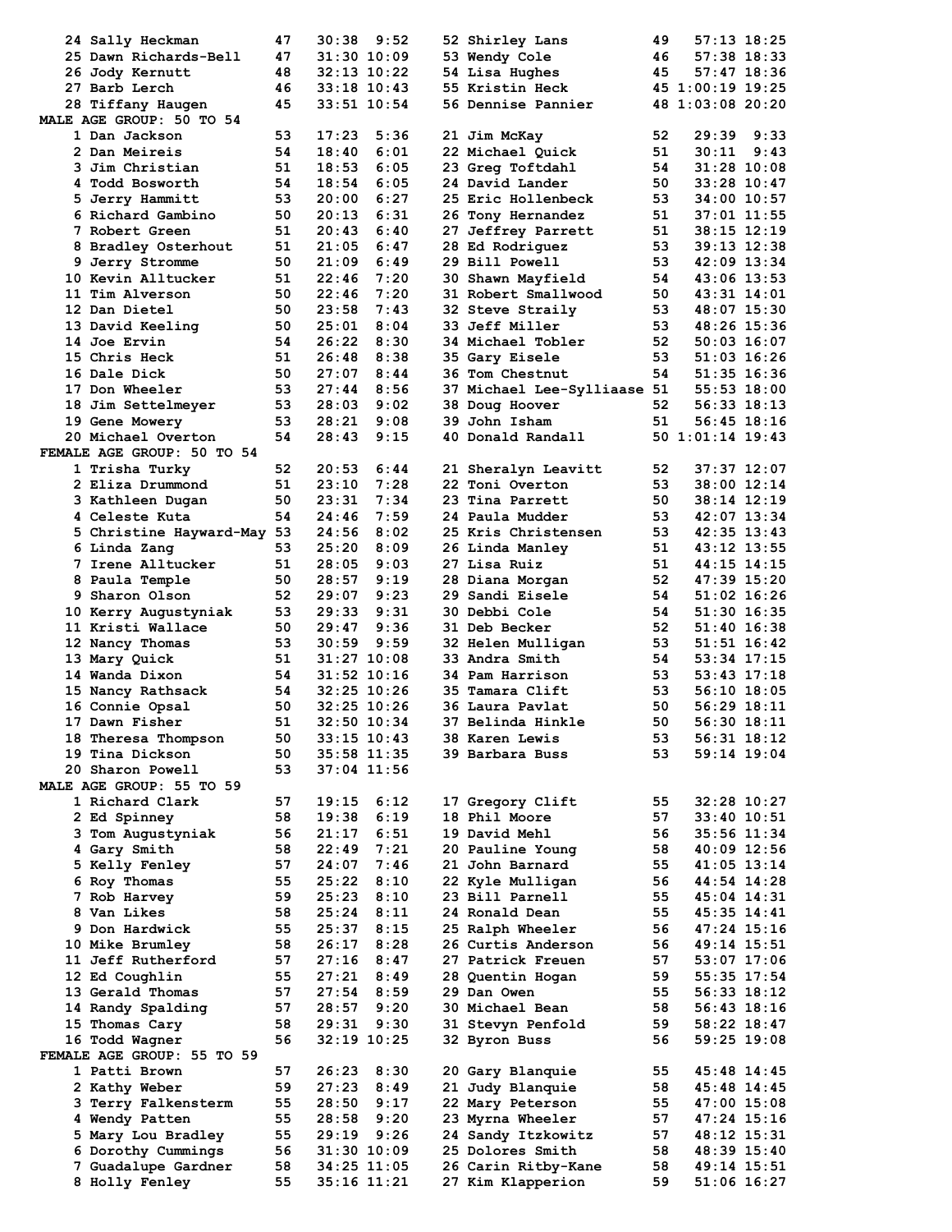| Place | Name | Age | Time | Pace |
|---|---|---|---|---|
| 24 | Sally Heckman | 47 | 30:38 | 9:52 |
| 25 | Dawn Richards-Bell | 47 | 31:30 | 10:09 |
| 26 | Jody Kernutt | 48 | 32:13 | 10:22 |
| 27 | Barb Lerch | 46 | 33:18 | 10:43 |
| 28 | Tiffany Haugen | 45 | 33:51 | 10:54 |
| 52 | Shirley Lans | 49 | 57:13 | 18:25 |
| 53 | Wendy Cole | 46 | 57:38 | 18:33 |
| 54 | Lisa Hughes | 45 | 57:47 | 18:36 |
| 55 | Kristin Heck | 45 | 1:00:19 | 19:25 |
| 56 | Dennise Pannier | 48 | 1:03:08 | 20:20 |

**MALE AGE GROUP: 50 TO 54**

| Place | Name | Age | Time | Pace |
|---|---|---|---|---|
| 1 | Dan Jackson | 53 | 17:23 | 5:36 |
| 2 | Dan Meireis | 54 | 18:40 | 6:01 |
| 3 | Jim Christian | 51 | 18:53 | 6:05 |
| 4 | Todd Bosworth | 54 | 18:54 | 6:05 |
| 5 | Jerry Hammitt | 53 | 20:00 | 6:27 |
| 6 | Richard Gambino | 50 | 20:13 | 6:31 |
| 7 | Robert Green | 51 | 20:43 | 6:40 |
| 8 | Bradley Osterhout | 51 | 21:05 | 6:47 |
| 9 | Jerry Stromme | 50 | 21:09 | 6:49 |
| 10 | Kevin Alltucker | 51 | 22:46 | 7:20 |
| 11 | Tim Alverson | 50 | 22:46 | 7:20 |
| 12 | Dan Dietel | 50 | 23:58 | 7:43 |
| 13 | David Keeling | 50 | 25:01 | 8:04 |
| 14 | Joe Ervin | 54 | 26:22 | 8:30 |
| 15 | Chris Heck | 51 | 26:48 | 8:38 |
| 16 | Dale Dick | 50 | 27:07 | 8:44 |
| 17 | Don Wheeler | 53 | 27:44 | 8:56 |
| 18 | Jim Settelmeyer | 53 | 28:03 | 9:02 |
| 19 | Gene Mowery | 53 | 28:21 | 9:08 |
| 20 | Michael Overton | 54 | 28:43 | 9:15 |
| 21 | Jim McKay | 52 | 29:39 | 9:33 |
| 22 | Michael Quick | 51 | 30:11 | 9:43 |
| 23 | Greg Toftdahl | 54 | 31:28 | 10:08 |
| 24 | David Lander | 50 | 33:28 | 10:47 |
| 25 | Eric Hollenbeck | 53 | 34:00 | 10:57 |
| 26 | Tony Hernandez | 51 | 37:01 | 11:55 |
| 27 | Jeffrey Parrett | 51 | 38:15 | 12:19 |
| 28 | Ed Rodriguez | 53 | 39:13 | 12:38 |
| 29 | Bill Powell | 53 | 42:09 | 13:34 |
| 30 | Shawn Mayfield | 54 | 43:06 | 13:53 |
| 31 | Robert Smallwood | 50 | 43:31 | 14:01 |
| 32 | Steve Straily | 53 | 48:07 | 15:30 |
| 33 | Jeff Miller | 53 | 48:26 | 15:36 |
| 34 | Michael Tobler | 52 | 50:03 | 16:07 |
| 35 | Gary Eisele | 53 | 51:03 | 16:26 |
| 36 | Tom Chestnut | 54 | 51:35 | 16:36 |
| 37 | Michael Lee-Sylliaase | 51 | 55:53 | 18:00 |
| 38 | Doug Hoover | 52 | 56:33 | 18:13 |
| 39 | John Isham | 51 | 56:45 | 18:16 |
| 40 | Donald Randall | 50 | 1:01:14 | 19:43 |

**FEMALE AGE GROUP: 50 TO 54**

| Place | Name | Age | Time | Pace |
|---|---|---|---|---|
| 1 | Trisha Turky | 52 | 20:53 | 6:44 |
| 2 | Eliza Drummond | 51 | 23:10 | 7:28 |
| 3 | Kathleen Dugan | 50 | 23:31 | 7:34 |
| 4 | Celeste Kuta | 54 | 24:46 | 7:59 |
| 5 | Christine Hayward-May | 53 | 24:56 | 8:02 |
| 6 | Linda Zang | 53 | 25:20 | 8:09 |
| 7 | Irene Alltucker | 51 | 28:05 | 9:03 |
| 8 | Paula Temple | 50 | 28:57 | 9:19 |
| 9 | Sharon Olson | 52 | 29:07 | 9:23 |
| 10 | Kerry Augustyniak | 53 | 29:33 | 9:31 |
| 11 | Kristi Wallace | 50 | 29:47 | 9:36 |
| 12 | Nancy Thomas | 53 | 30:59 | 9:59 |
| 13 | Mary Quick | 51 | 31:27 | 10:08 |
| 14 | Wanda Dixon | 54 | 31:52 | 10:16 |
| 15 | Nancy Rathsack | 54 | 32:25 | 10:26 |
| 16 | Connie Opsal | 50 | 32:25 | 10:26 |
| 17 | Dawn Fisher | 51 | 32:50 | 10:34 |
| 18 | Theresa Thompson | 50 | 33:15 | 10:43 |
| 19 | Tina Dickson | 50 | 35:58 | 11:35 |
| 20 | Sharon Powell | 53 | 37:04 | 11:56 |
| 21 | Sheralyn Leavitt | 52 | 37:37 | 12:07 |
| 22 | Toni Overton | 53 | 38:00 | 12:14 |
| 23 | Tina Parrett | 50 | 38:14 | 12:19 |
| 24 | Paula Mudder | 53 | 42:07 | 13:34 |
| 25 | Kris Christensen | 53 | 42:35 | 13:43 |
| 26 | Linda Manley | 51 | 43:12 | 13:55 |
| 27 | Lisa Ruiz | 51 | 44:15 | 14:15 |
| 28 | Diana Morgan | 52 | 47:39 | 15:20 |
| 29 | Sandi Eisele | 54 | 51:02 | 16:26 |
| 30 | Debbi Cole | 54 | 51:30 | 16:35 |
| 31 | Deb Becker | 52 | 51:40 | 16:38 |
| 32 | Helen Mulligan | 53 | 51:51 | 16:42 |
| 33 | Andra Smith | 54 | 53:34 | 17:15 |
| 34 | Pam Harrison | 53 | 53:43 | 17:18 |
| 35 | Tamara Clift | 53 | 56:10 | 18:05 |
| 36 | Laura Pavlat | 50 | 56:29 | 18:11 |
| 37 | Belinda Hinkle | 50 | 56:30 | 18:11 |
| 38 | Karen Lewis | 53 | 56:31 | 18:12 |
| 39 | Barbara Buss | 53 | 59:14 | 19:04 |

**MALE AGE GROUP: 55 TO 59**

| Place | Name | Age | Time | Pace |
|---|---|---|---|---|
| 1 | Richard Clark | 57 | 19:15 | 6:12 |
| 2 | Ed Spinney | 58 | 19:38 | 6:19 |
| 3 | Tom Augustyniak | 56 | 21:17 | 6:51 |
| 4 | Gary Smith | 58 | 22:49 | 7:21 |
| 5 | Kelly Fenley | 57 | 24:07 | 7:46 |
| 6 | Roy Thomas | 55 | 25:22 | 8:10 |
| 7 | Rob Harvey | 59 | 25:23 | 8:10 |
| 8 | Van Likes | 58 | 25:24 | 8:11 |
| 9 | Don Hardwick | 55 | 25:37 | 8:15 |
| 10 | Mike Brumley | 58 | 26:17 | 8:28 |
| 11 | Jeff Rutherford | 57 | 27:16 | 8:47 |
| 12 | Ed Coughlin | 55 | 27:21 | 8:49 |
| 13 | Gerald Thomas | 57 | 27:54 | 8:59 |
| 14 | Randy Spalding | 57 | 28:57 | 9:20 |
| 15 | Thomas Cary | 58 | 29:31 | 9:30 |
| 16 | Todd Wagner | 56 | 32:19 | 10:25 |
| 17 | Gregory Clift | 55 | 32:28 | 10:27 |
| 18 | Phil Moore | 57 | 33:40 | 10:51 |
| 19 | David Mehl | 56 | 35:56 | 11:34 |
| 20 | Pauline Young | 58 | 40:09 | 12:56 |
| 21 | John Barnard | 55 | 41:05 | 13:14 |
| 22 | Kyle Mulligan | 56 | 44:54 | 14:28 |
| 23 | Bill Parnell | 55 | 45:04 | 14:31 |
| 24 | Ronald Dean | 55 | 45:35 | 14:41 |
| 25 | Ralph Wheeler | 56 | 47:24 | 15:16 |
| 26 | Curtis Anderson | 56 | 49:14 | 15:51 |
| 27 | Patrick Freuen | 57 | 53:07 | 17:06 |
| 28 | Quentin Hogan | 59 | 55:35 | 17:54 |
| 29 | Dan Owen | 55 | 56:33 | 18:12 |
| 30 | Michael Bean | 58 | 56:43 | 18:16 |
| 31 | Stevyn Penfold | 59 | 58:22 | 18:47 |
| 32 | Byron Buss | 56 | 59:25 | 19:08 |

**FEMALE AGE GROUP: 55 TO 59**

| Place | Name | Age | Time | Pace |
|---|---|---|---|---|
| 1 | Patti Brown | 57 | 26:23 | 8:30 |
| 2 | Kathy Weber | 59 | 27:23 | 8:49 |
| 3 | Terry Falkensterm | 55 | 28:50 | 9:17 |
| 4 | Wendy Patten | 55 | 28:58 | 9:20 |
| 5 | Mary Lou Bradley | 55 | 29:19 | 9:26 |
| 6 | Dorothy Cummings | 56 | 31:30 | 10:09 |
| 7 | Guadalupe Gardner | 58 | 34:25 | 11:05 |
| 8 | Holly Fenley | 55 | 35:16 | 11:21 |
| 20 | Gary Blanquie | 55 | 45:48 | 14:45 |
| 21 | Judy Blanquie | 58 | 45:48 | 14:45 |
| 22 | Mary Peterson | 55 | 47:00 | 15:08 |
| 23 | Myrna Wheeler | 57 | 47:24 | 15:16 |
| 24 | Sandy Itzkowitz | 57 | 48:12 | 15:31 |
| 25 | Dolores Smith | 58 | 48:39 | 15:40 |
| 26 | Carin Ritby-Kane | 58 | 49:14 | 15:51 |
| 27 | Kim Klapperion | 59 | 51:06 | 16:27 |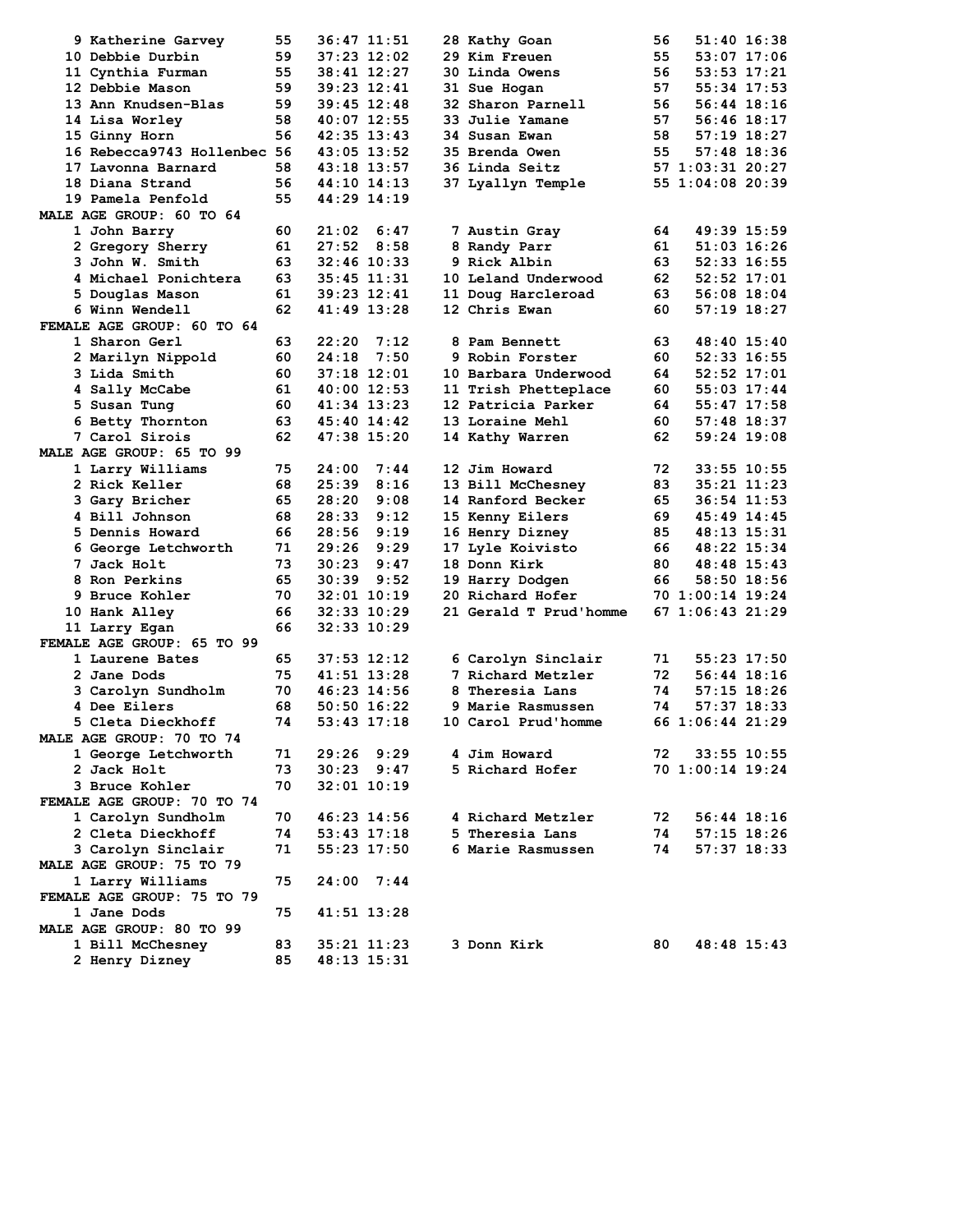| | | | | | | | | |
|---|---|---|---|---|---|---|---|---|
| 9 | Katherine Garvey | 55 | 36:47 | 11:51 | 28 | Kathy Goan | 56 | 51:40 16:38 |
| 10 | Debbie Durbin | 59 | 37:23 | 12:02 | 29 | Kim Freuen | 55 | 53:07 17:06 |
| 11 | Cynthia Furman | 55 | 38:41 | 12:27 | 30 | Linda Owens | 56 | 53:53 17:21 |
| 12 | Debbie Mason | 59 | 39:23 | 12:41 | 31 | Sue Hogan | 57 | 55:34 17:53 |
| 13 | Ann Knudsen-Blas | 59 | 39:45 | 12:48 | 32 | Sharon Parnell | 56 | 56:44 18:16 |
| 14 | Lisa Worley | 58 | 40:07 | 12:55 | 33 | Julie Yamane | 57 | 56:46 18:17 |
| 15 | Ginny Horn | 56 | 42:35 | 13:43 | 34 | Susan Ewan | 58 | 57:19 18:27 |
| 16 | Rebecca9743 Hollenbec | 56 | 43:05 | 13:52 | 35 | Brenda Owen | 55 | 57:48 18:36 |
| 17 | Lavonna Barnard | 58 | 43:18 | 13:57 | 36 | Linda Seitz | 57 | 1:03:31 20:27 |
| 18 | Diana Strand | 56 | 44:10 | 14:13 | 37 | Lyallyn Temple | 55 | 1:04:08 20:39 |
| 19 | Pamela Penfold | 55 | 44:29 | 14:19 | | | | |

**MALE AGE GROUP: 60 TO 64**

| | | | | | | | | |
|---|---|---|---|---|---|---|---|---|
| 1 | John Barry | 60 | 21:02 | 6:47 | 7 | Austin Gray | 64 | 49:39 15:59 |
| 2 | Gregory Sherry | 61 | 27:52 | 8:58 | 8 | Randy Parr | 61 | 51:03 16:26 |
| 3 | John W. Smith | 63 | 32:46 | 10:33 | 9 | Rick Albin | 63 | 52:33 16:55 |
| 4 | Michael Ponichtera | 63 | 35:45 | 11:31 | 10 | Leland Underwood | 62 | 52:52 17:01 |
| 5 | Douglas Mason | 61 | 39:23 | 12:41 | 11 | Doug Harcleroad | 63 | 56:08 18:04 |
| 6 | Winn Wendell | 62 | 41:49 | 13:28 | 12 | Chris Ewan | 60 | 57:19 18:27 |

**FEMALE AGE GROUP: 60 TO 64**

| | | | | | | | | |
|---|---|---|---|---|---|---|---|---|
| 1 | Sharon Gerl | 63 | 22:20 | 7:12 | 8 | Pam Bennett | 63 | 48:40 15:40 |
| 2 | Marilyn Nippold | 60 | 24:18 | 7:50 | 9 | Robin Forster | 60 | 52:33 16:55 |
| 3 | Lida Smith | 60 | 37:18 | 12:01 | 10 | Barbara Underwood | 64 | 52:52 17:01 |
| 4 | Sally McCabe | 61 | 40:00 | 12:53 | 11 | Trish Phetteplace | 60 | 55:03 17:44 |
| 5 | Susan Tung | 60 | 41:34 | 13:23 | 12 | Patricia Parker | 64 | 55:47 17:58 |
| 6 | Betty Thornton | 63 | 45:40 | 14:42 | 13 | Loraine Mehl | 60 | 57:48 18:37 |
| 7 | Carol Sirois | 62 | 47:38 | 15:20 | 14 | Kathy Warren | 62 | 59:24 19:08 |

**MALE AGE GROUP: 65 TO 99**

| | | | | | | | | |
|---|---|---|---|---|---|---|---|---|
| 1 | Larry Williams | 75 | 24:00 | 7:44 | 12 | Jim Howard | 72 | 33:55 10:55 |
| 2 | Rick Keller | 68 | 25:39 | 8:16 | 13 | Bill McChesney | 83 | 35:21 11:23 |
| 3 | Gary Bricher | 65 | 28:20 | 9:08 | 14 | Ranford Becker | 65 | 36:54 11:53 |
| 4 | Bill Johnson | 68 | 28:33 | 9:12 | 15 | Kenny Eilers | 69 | 45:49 14:45 |
| 5 | Dennis Howard | 66 | 28:56 | 9:19 | 16 | Henry Dizney | 85 | 48:13 15:31 |
| 6 | George Letchworth | 71 | 29:26 | 9:29 | 17 | Lyle Koivisto | 66 | 48:22 15:34 |
| 7 | Jack Holt | 73 | 30:23 | 9:47 | 18 | Donn Kirk | 80 | 48:48 15:43 |
| 8 | Ron Perkins | 65 | 30:39 | 9:52 | 19 | Harry Dodgen | 66 | 58:50 18:56 |
| 9 | Bruce Kohler | 70 | 32:01 | 10:19 | 20 | Richard Hofer | 70 | 1:00:14 19:24 |
| 10 | Hank Alley | 66 | 32:33 | 10:29 | 21 | Gerald T Prud'homme | 67 | 1:06:43 21:29 |
| 11 | Larry Egan | 66 | 32:33 | 10:29 | | | | |

**FEMALE AGE GROUP: 65 TO 99**

| | | | | | | | | |
|---|---|---|---|---|---|---|---|---|
| 1 | Laurene Bates | 65 | 37:53 | 12:12 | 6 | Carolyn Sinclair | 71 | 55:23 17:50 |
| 2 | Jane Dods | 75 | 41:51 | 13:28 | 7 | Richard Metzler | 72 | 56:44 18:16 |
| 3 | Carolyn Sundholm | 70 | 46:23 | 14:56 | 8 | Theresia Lans | 74 | 57:15 18:26 |
| 4 | Dee Eilers | 68 | 50:50 | 16:22 | 9 | Marie Rasmussen | 74 | 57:37 18:33 |
| 5 | Cleta Dieckhoff | 74 | 53:43 | 17:18 | 10 | Carol Prud'homme | 66 | 1:06:44 21:29 |

**MALE AGE GROUP: 70 TO 74**

| | | | | | | | | |
|---|---|---|---|---|---|---|---|---|
| 1 | George Letchworth | 71 | 29:26 | 9:29 | 4 | Jim Howard | 72 | 33:55 10:55 |
| 2 | Jack Holt | 73 | 30:23 | 9:47 | 5 | Richard Hofer | 70 | 1:00:14 19:24 |
| 3 | Bruce Kohler | 70 | 32:01 | 10:19 | | | | |

**FEMALE AGE GROUP: 70 TO 74**

| | | | | | | | | |
|---|---|---|---|---|---|---|---|---|
| 1 | Carolyn Sundholm | 70 | 46:23 | 14:56 | 4 | Richard Metzler | 72 | 56:44 18:16 |
| 2 | Cleta Dieckhoff | 74 | 53:43 | 17:18 | 5 | Theresia Lans | 74 | 57:15 18:26 |
| 3 | Carolyn Sinclair | 71 | 55:23 | 17:50 | 6 | Marie Rasmussen | 74 | 57:37 18:33 |

**MALE AGE GROUP: 75 TO 79**

| | | | | |
|---|---|---|---|---|
| 1 | Larry Williams | 75 | 24:00 | 7:44 |

**FEMALE AGE GROUP: 75 TO 79**

| | | | | |
|---|---|---|---|---|
| 1 | Jane Dods | 75 | 41:51 | 13:28 |

**MALE AGE GROUP: 80 TO 99**

| | | | | | | | | |
|---|---|---|---|---|---|---|---|---|
| 1 | Bill McChesney | 83 | 35:21 | 11:23 | 3 | Donn Kirk | 80 | 48:48 15:43 |
| 2 | Henry Dizney | 85 | 48:13 | 15:31 | | | | |